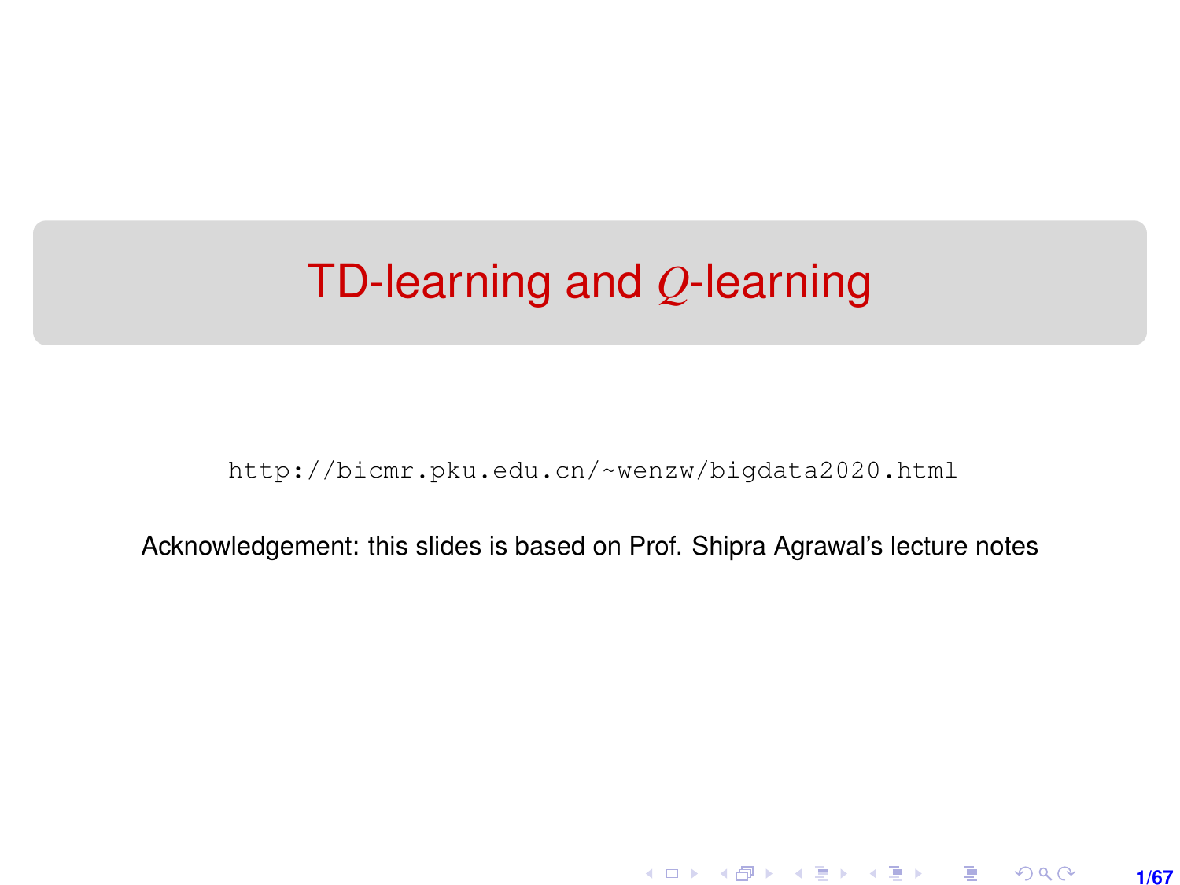# TD-learning and $Q$-learning

http://bicmr.pku.edu.cn/~wenzw/bigdata2020.html

Acknowledgement: this slides is based on Prof. Shipra Agrawal's lecture notes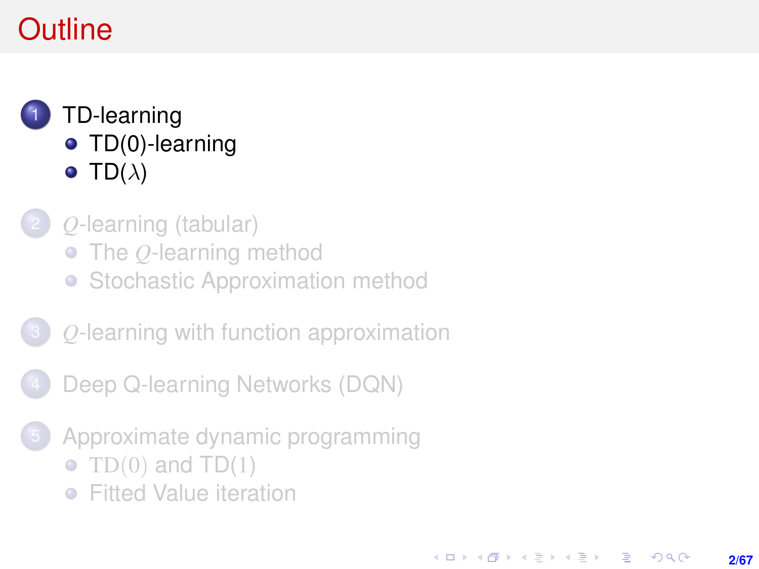# Outline

1. TD-learning
   - TD(0)-learning
   - TD($\lambda$)
2. $Q$-learning (tabular)
   - The $Q$-learning method
   - Stochastic Approximation method
3. $Q$-learning with function approximation
4. Deep Q-learning Networks (DQN)
5. Approximate dynamic programming
   - $\mathrm{TD}(0)$ and $\mathrm{TD}(1)$
   - Fitted Value iteration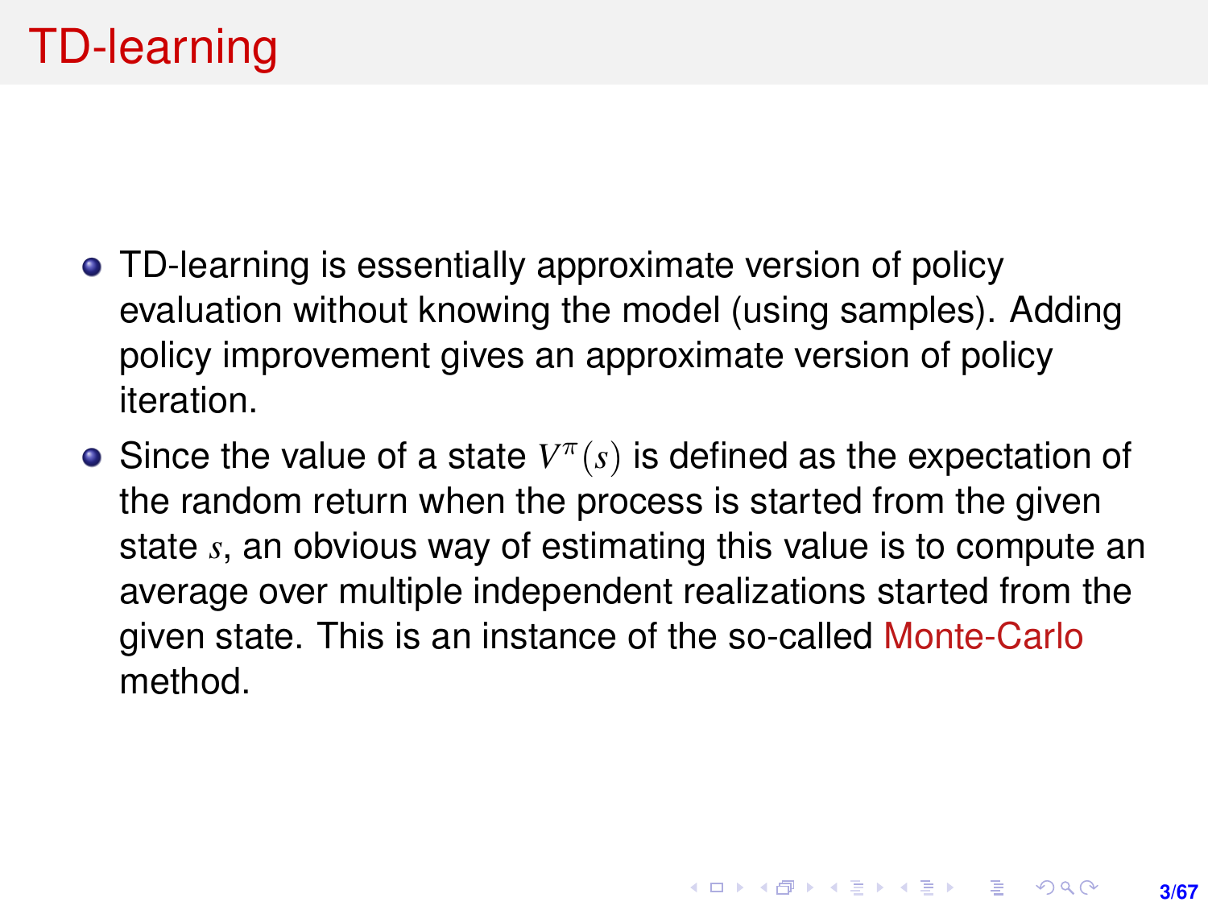# TD-learning

- TD-learning is essentially approximate version of policy evaluation without knowing the model (using samples). Adding policy improvement gives an approximate version of policy iteration.
- Since the value of a state $V^{\pi}(s)$ is defined as the expectation of the random return when the process is started from the given state $s$, an obvious way of estimating this value is to compute an average over multiple independent realizations started from the given state. This is an instance of the so-called Monte-Carlo method.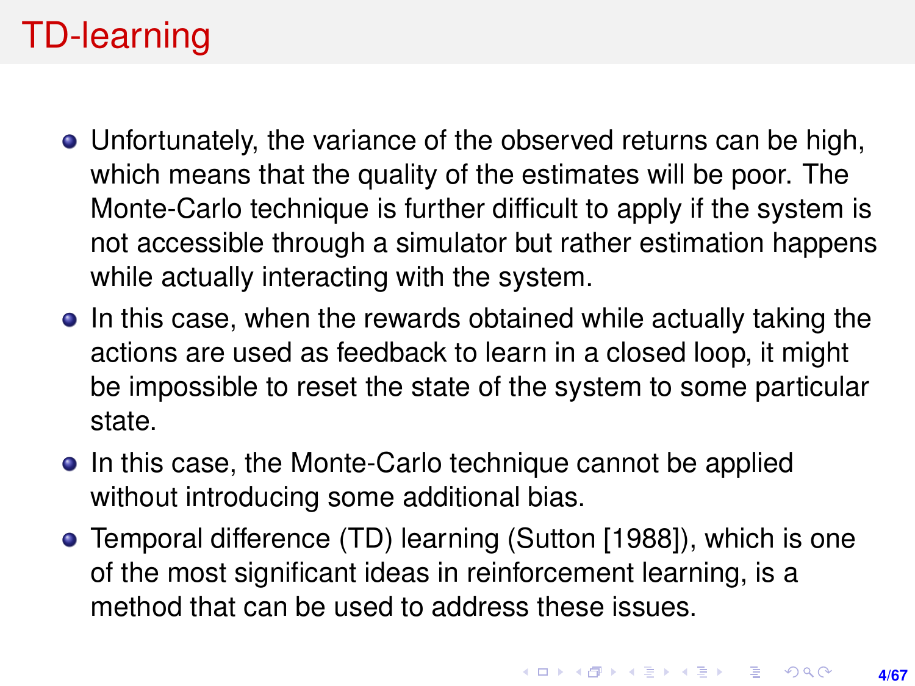# TD-learning

- Unfortunately, the variance of the observed returns can be high, which means that the quality of the estimates will be poor. The Monte-Carlo technique is further difficult to apply if the system is not accessible through a simulator but rather estimation happens while actually interacting with the system.
- In this case, when the rewards obtained while actually taking the actions are used as feedback to learn in a closed loop, it might be impossible to reset the state of the system to some particular state.
- In this case, the Monte-Carlo technique cannot be applied without introducing some additional bias.
- Temporal difference (TD) learning (Sutton [1988]), which is one of the most significant ideas in reinforcement learning, is a method that can be used to address these issues.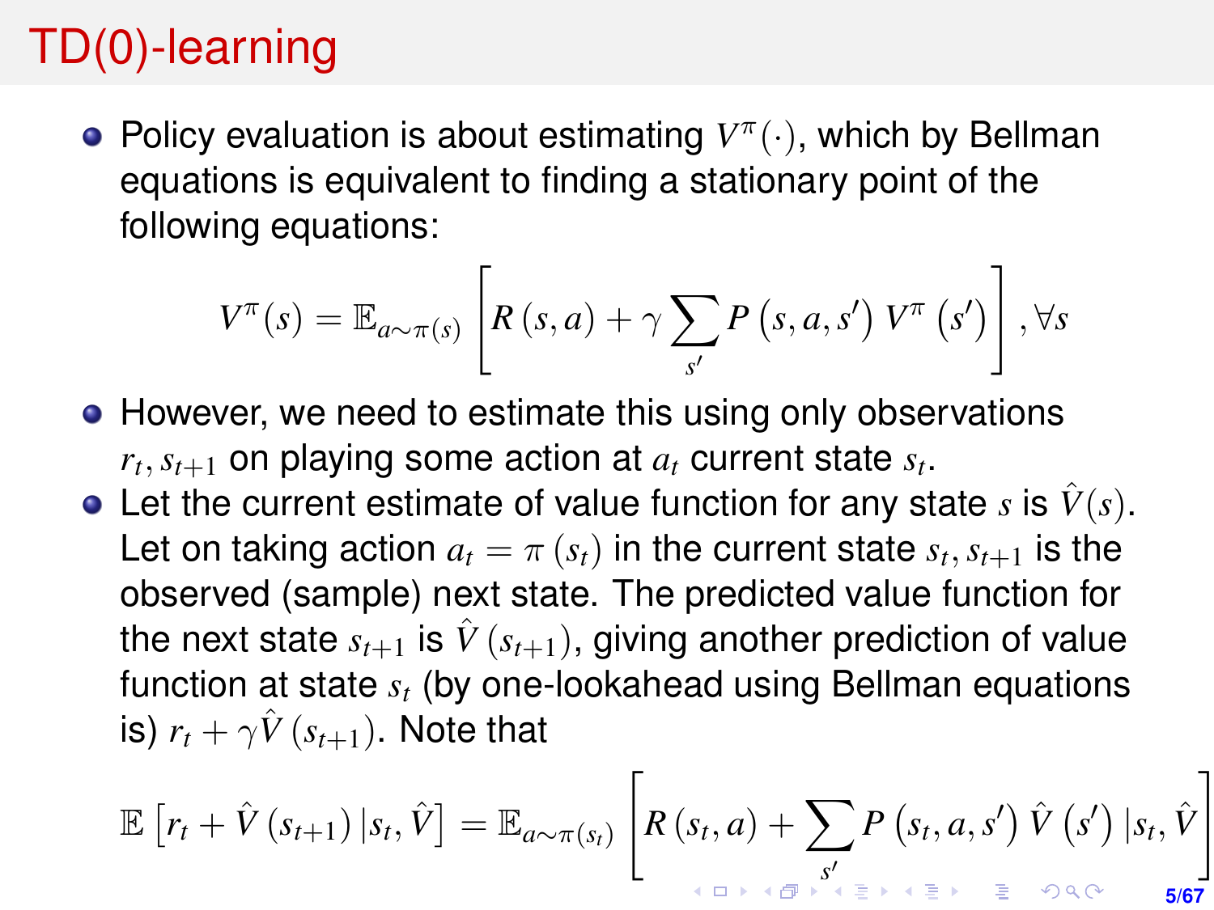# TD(0)-learning

- Policy evaluation is about estimating $V^{\pi}(\cdot)$, which by Bellman equations is equivalent to finding a stationary point of the following equations:

$$V^{\pi}(s) = \mathbb{E}_{a \sim \pi(s)}\left[R(s,a) + \gamma \sum_{s'} P(s,a,s') V^{\pi}(s')\right], \forall s$$

- However, we need to estimate this using only observations $r_t, s_{t+1}$ on playing some action at $a_t$ current state $s_t$.
- Let the current estimate of value function for any state $s$ is $\hat{V}(s)$. Let on taking action $a_t = \pi(s_t)$ in the current state $s_t$, $s_{t+1}$ is the observed (sample) next state. The predicted value function for the next state $s_{t+1}$ is $\hat{V}(s_{t+1})$, giving another prediction of value function at state $s_t$ (by one-lookahead using Bellman equations is) $r_t + \gamma \hat{V}(s_{t+1})$. Note that

$$\mathbb{E}\left[r_t + \hat{V}(s_{t+1}) | s_t, \hat{V}\right] = \mathbb{E}_{a \sim \pi(s_t)}\left[R(s_t,a) + \sum_{s'} P(s_t,a,s') \hat{V}(s') | s_t, \hat{V}\right]$$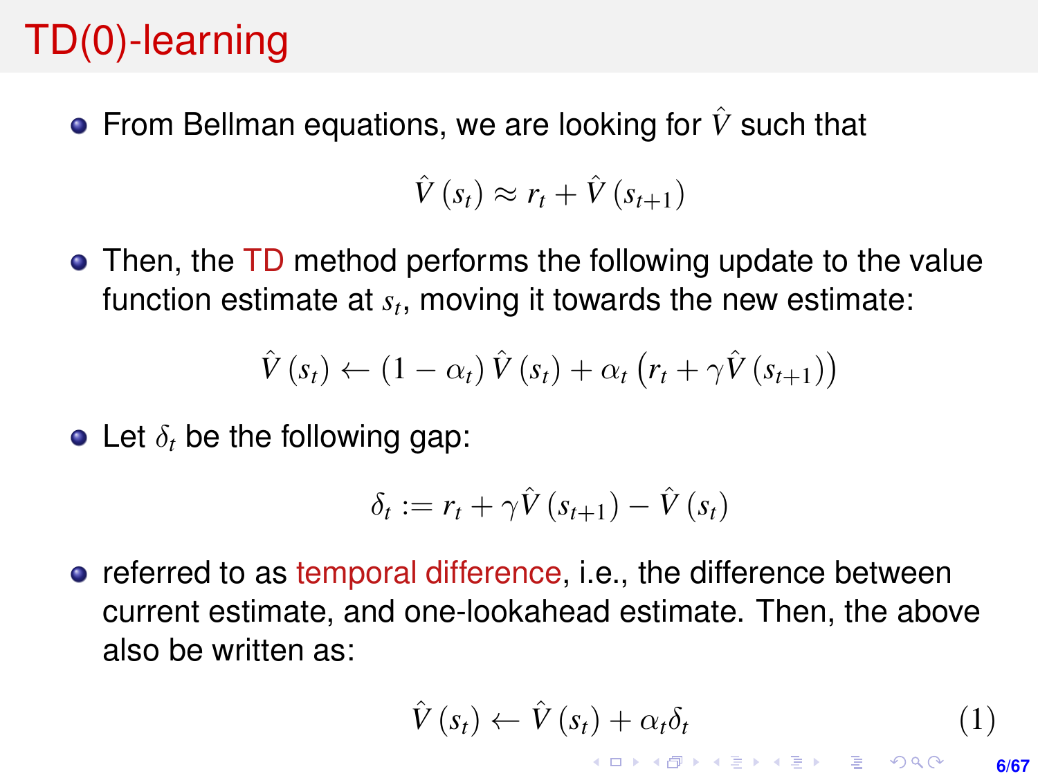# TD(0)-learning

- From Bellman equations, we are looking for $\hat{V}$ such that

$$\hat{V}(s_t) \approx r_t + \hat{V}(s_{t+1})$$

- Then, the TD method performs the following update to the value function estimate at $s_t$, moving it towards the new estimate:

$$\hat{V}(s_t) \leftarrow (1 - \alpha_t)\hat{V}(s_t) + \alpha_t\left(r_t + \gamma\hat{V}(s_{t+1})\right)$$

- Let $\delta_t$ be the following gap:

$$\delta_t := r_t + \gamma\hat{V}(s_{t+1}) - \hat{V}(s_t)$$

- referred to as temporal difference, i.e., the difference between current estimate, and one-lookahead estimate. Then, the above also be written as:

$$\hat{V}(s_t) \leftarrow \hat{V}(s_t) + \alpha_t\delta_t \tag{1}$$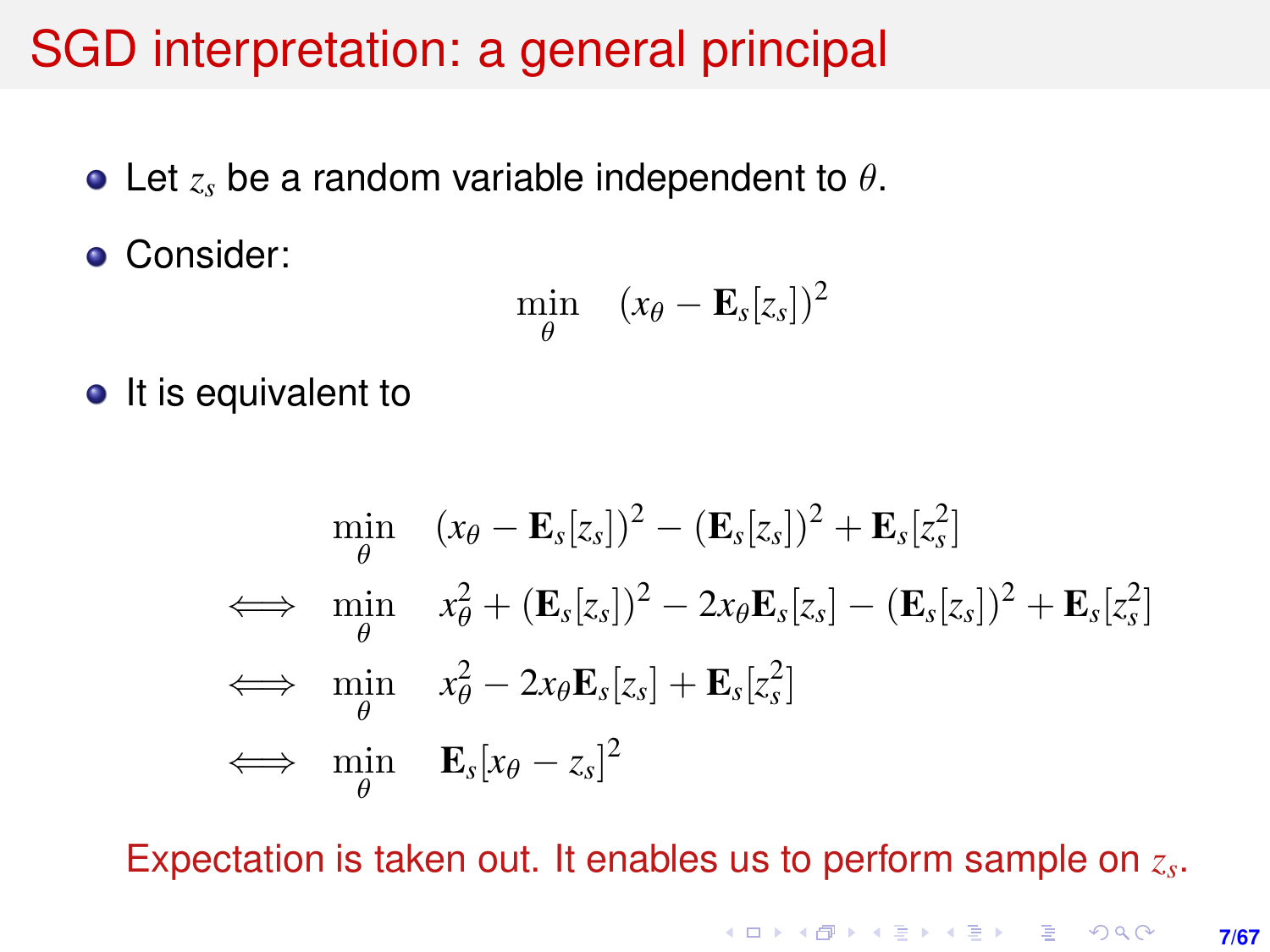# SGD interpretation: a general principal

- Let $z_s$ be a random variable independent to $\theta$.
- Consider:

$$\min_{\theta} \quad (x_\theta - \mathbf{E}_s[z_s])^2$$

- It is equivalent to

$$
\begin{aligned}
& \min_{\theta} \quad (x_\theta - \mathbf{E}_s[z_s])^2 - (\mathbf{E}_s[z_s])^2 + \mathbf{E}_s[z_s^2] \\
\iff & \min_{\theta} \quad x_\theta^2 + (\mathbf{E}_s[z_s])^2 - 2x_\theta \mathbf{E}_s[z_s] - (\mathbf{E}_s[z_s])^2 + \mathbf{E}_s[z_s^2] \\
\iff & \min_{\theta} \quad x_\theta^2 - 2x_\theta \mathbf{E}_s[z_s] + \mathbf{E}_s[z_s^2] \\
\iff & \min_{\theta} \quad \mathbf{E}_s[x_\theta - z_s]^2
\end{aligned}
$$

Expectation is taken out. It enables us to perform sample on $z_s$.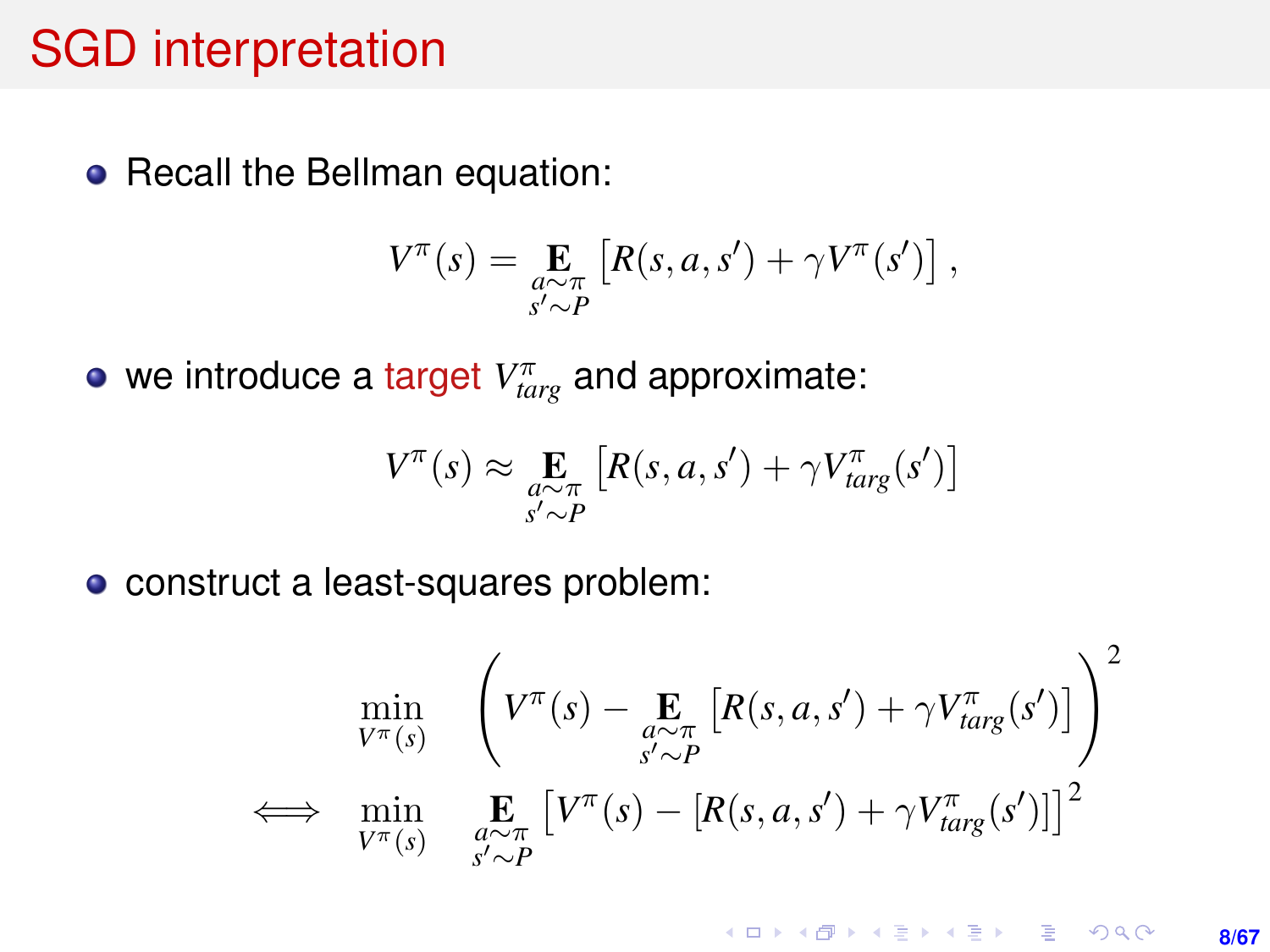# SGD interpretation

- Recall the Bellman equation:

$$V^\pi(s) = \mathop{\mathbf{E}}_{\substack{a\sim\pi \\ s'\sim P}} \left[R(s,a,s') + \gamma V^\pi(s')\right],$$

- we introduce a target $V^\pi_{targ}$ and approximate:

$$V^\pi(s) \approx \mathop{\mathbf{E}}_{\substack{a\sim\pi \\ s'\sim P}} \left[R(s,a,s') + \gamma V^\pi_{targ}(s')\right]$$

- construct a least-squares problem:

$$\begin{aligned}
&\min_{V^\pi(s)} \quad \left(V^\pi(s) - \mathop{\mathbf{E}}_{\substack{a\sim\pi \\ s'\sim P}} \left[R(s,a,s') + \gamma V^\pi_{targ}(s')\right]\right)^2 \\
\iff \quad &\min_{V^\pi(s)} \quad \mathop{\mathbf{E}}_{\substack{a\sim\pi \\ s'\sim P}} \left[V^\pi(s) - \left[R(s,a,s') + \gamma V^\pi_{targ}(s')\right]\right]^2
\end{aligned}$$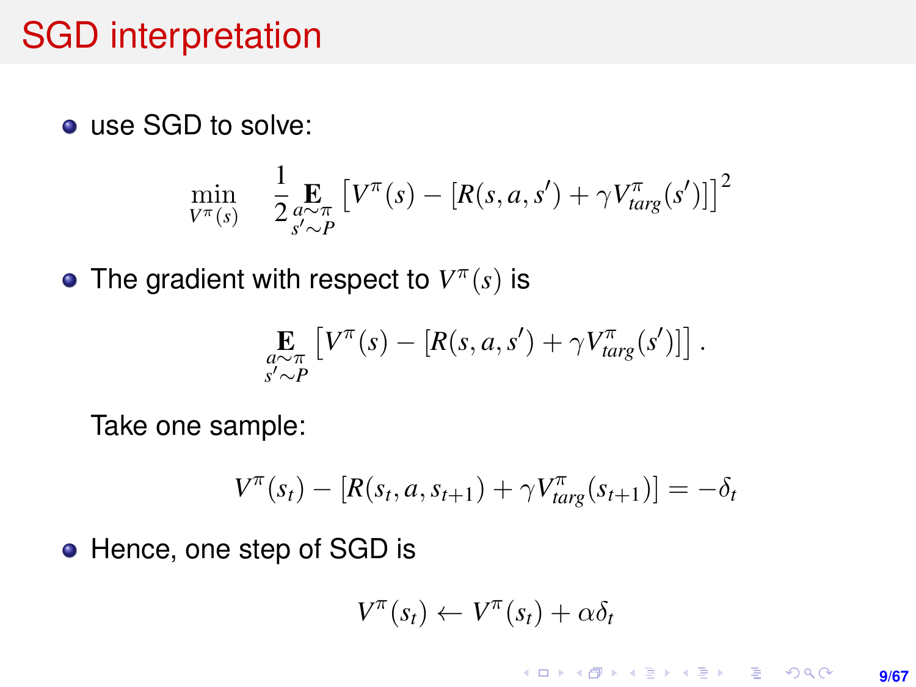# SGD interpretation

- use SGD to solve:

$$\min_{V^\pi(s)} \quad \frac{1}{2} \mathop{\mathbf{E}}_{\substack{a \sim \pi \\ s' \sim P}} \left[ V^\pi(s) - [R(s,a,s') + \gamma V^\pi_{targ}(s')] \right]^2$$

- The gradient with respect to $V^\pi(s)$ is

$$\mathop{\mathbf{E}}_{\substack{a \sim \pi \\ s' \sim P}} \left[ V^\pi(s) - [R(s,a,s') + \gamma V^\pi_{targ}(s')] \right].$$

  Take one sample:

$$V^\pi(s_t) - [R(s_t, a, s_{t+1}) + \gamma V^\pi_{targ}(s_{t+1})] = -\delta_t$$

- Hence, one step of SGD is

$$V^\pi(s_t) \leftarrow V^\pi(s_t) + \alpha \delta_t$$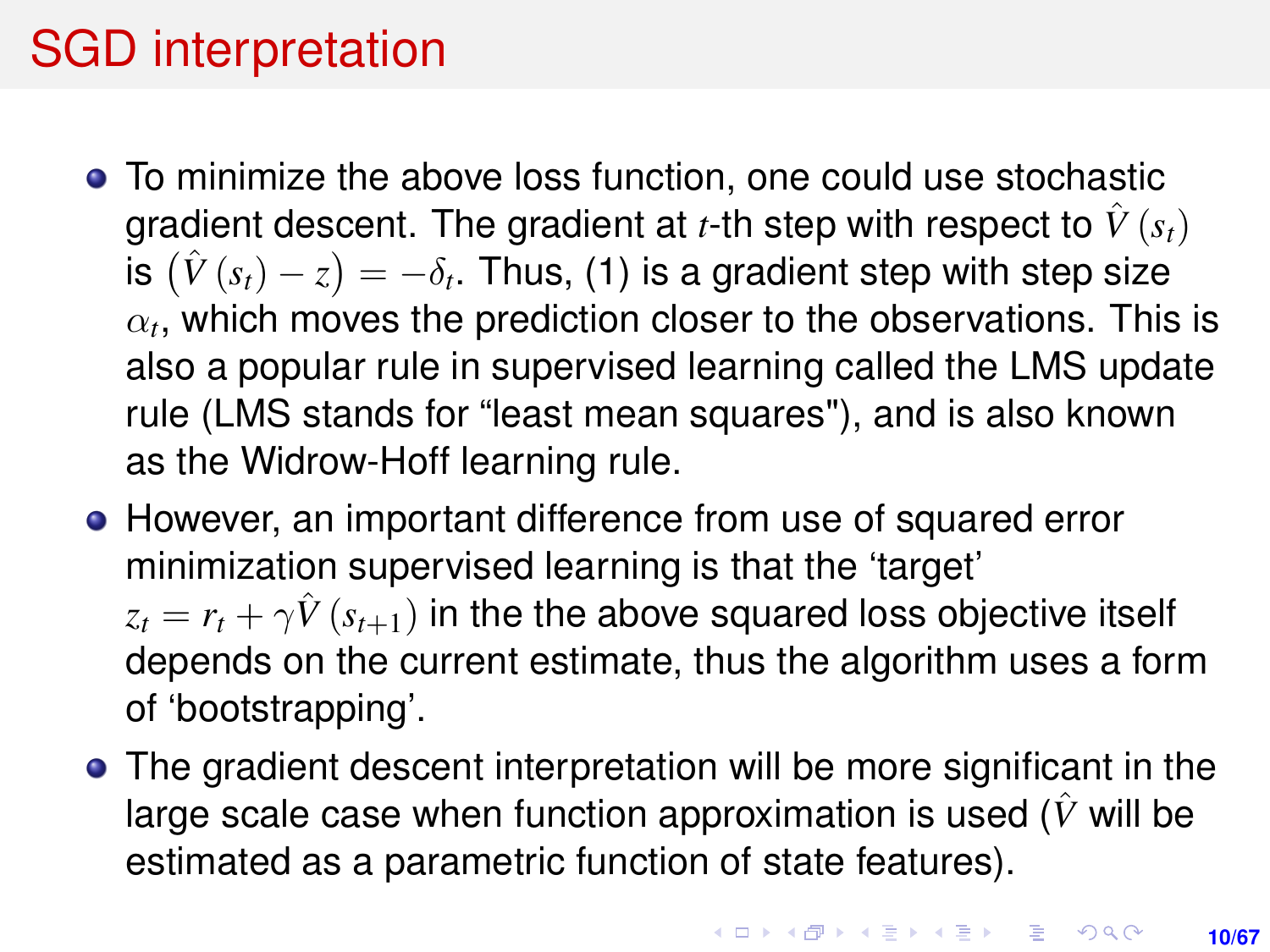# SGD interpretation

- To minimize the above loss function, one could use stochastic gradient descent. The gradient at $t$-th step with respect to $\hat{V}(s_t)$ is $\left(\hat{V}(s_t) - z\right) = -\delta_t$. Thus, (1) is a gradient step with step size $\alpha_t$, which moves the prediction closer to the observations. This is also a popular rule in supervised learning called the LMS update rule (LMS stands for “least mean squares"), and is also known as the Widrow-Hoff learning rule.
- However, an important difference from use of squared error minimization supervised learning is that the ‘target’ $z_t = r_t + \gamma \hat{V}(s_{t+1})$ in the the above squared loss objective itself depends on the current estimate, thus the algorithm uses a form of ‘bootstrapping’.
- The gradient descent interpretation will be more significant in the large scale case when function approximation is used ($\hat{V}$ will be estimated as a parametric function of state features).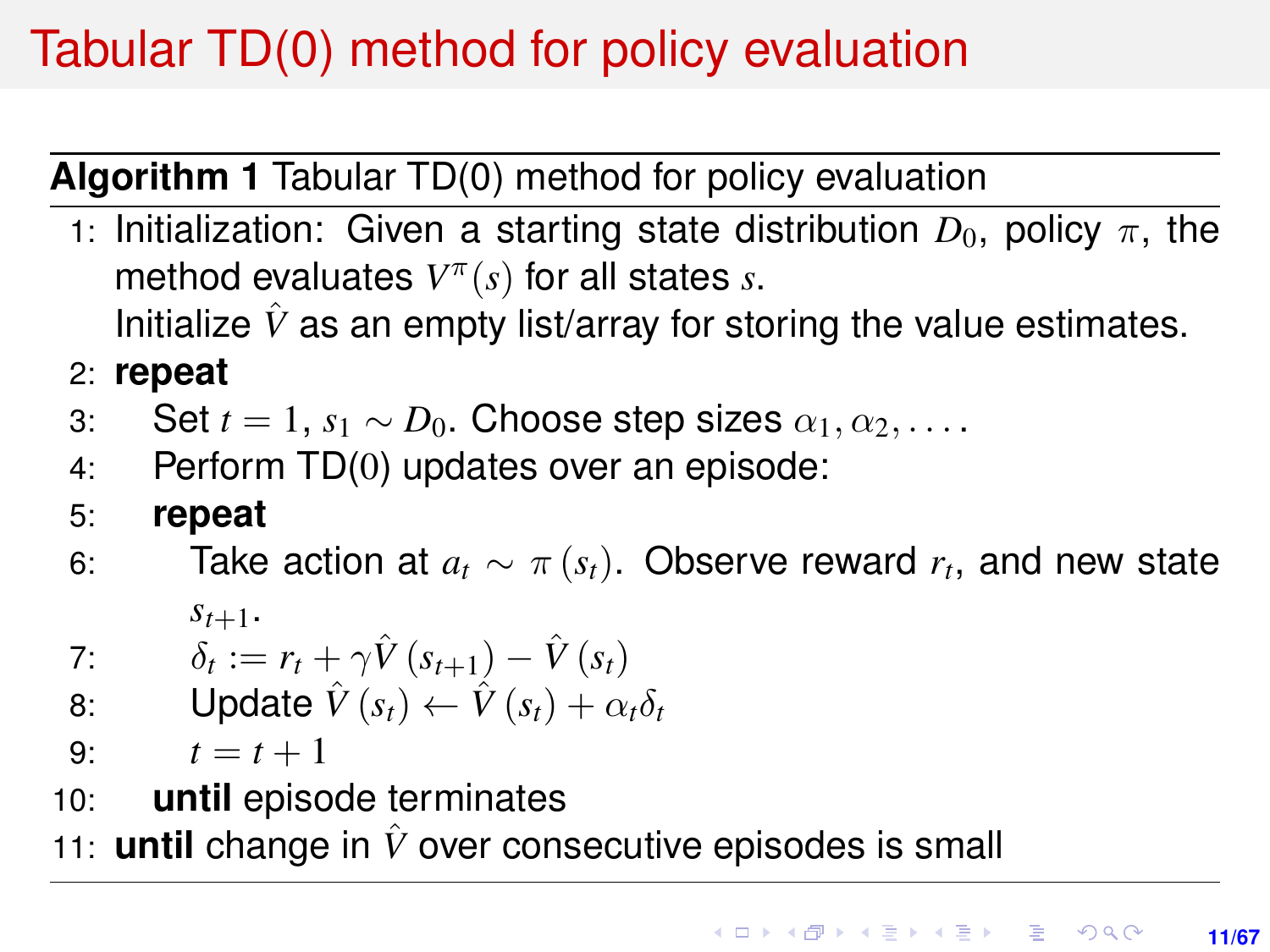# Tabular TD(0) method for policy evaluation

**Algorithm 1** Tabular TD(0) method for policy evaluation

1: Initialization: Given a starting state distribution $D_0$, policy $\pi$, the method evaluates $V^{\pi}(s)$ for all states $s$.
Initialize $\hat{V}$ as an empty list/array for storing the value estimates.

2: **repeat**

3: Set $t = 1$, $s_1 \sim D_0$. Choose step sizes $\alpha_1, \alpha_2, \ldots$.

4: Perform TD(0) updates over an episode:

5: **repeat**

6: Take action at $a_t \sim \pi(s_t)$. Observe reward $r_t$, and new state $s_{t+1}$.

7: $\delta_t := r_t + \gamma \hat{V}(s_{t+1}) - \hat{V}(s_t)$

8: Update $\hat{V}(s_t) \leftarrow \hat{V}(s_t) + \alpha_t \delta_t$

9: $t = t + 1$

10: **until** episode terminates

11: **until** change in $\hat{V}$ over consecutive episodes is small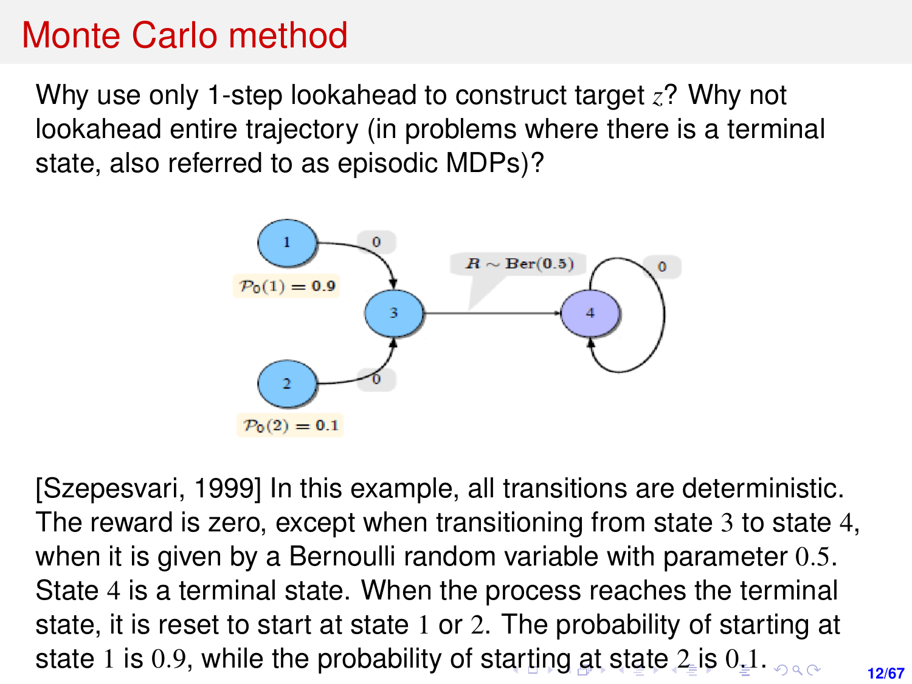# Monte Carlo method

Why use only 1-step lookahead to construct target $z$? Why not lookahead entire trajectory (in problems where there is a terminal state, also referred to as episodic MDPs)?

[Szepesvari, 1999] In this example, all transitions are deterministic. The reward is zero, except when transitioning from state $3$ to state $4$, when it is given by a Bernoulli random variable with parameter $0.5$. State $4$ is a terminal state. When the process reaches the terminal state, it is reset to start at state $1$ or $2$. The probability of starting at state $1$ is $0.9$, while the probability of starting at state $2$ is $0.1$.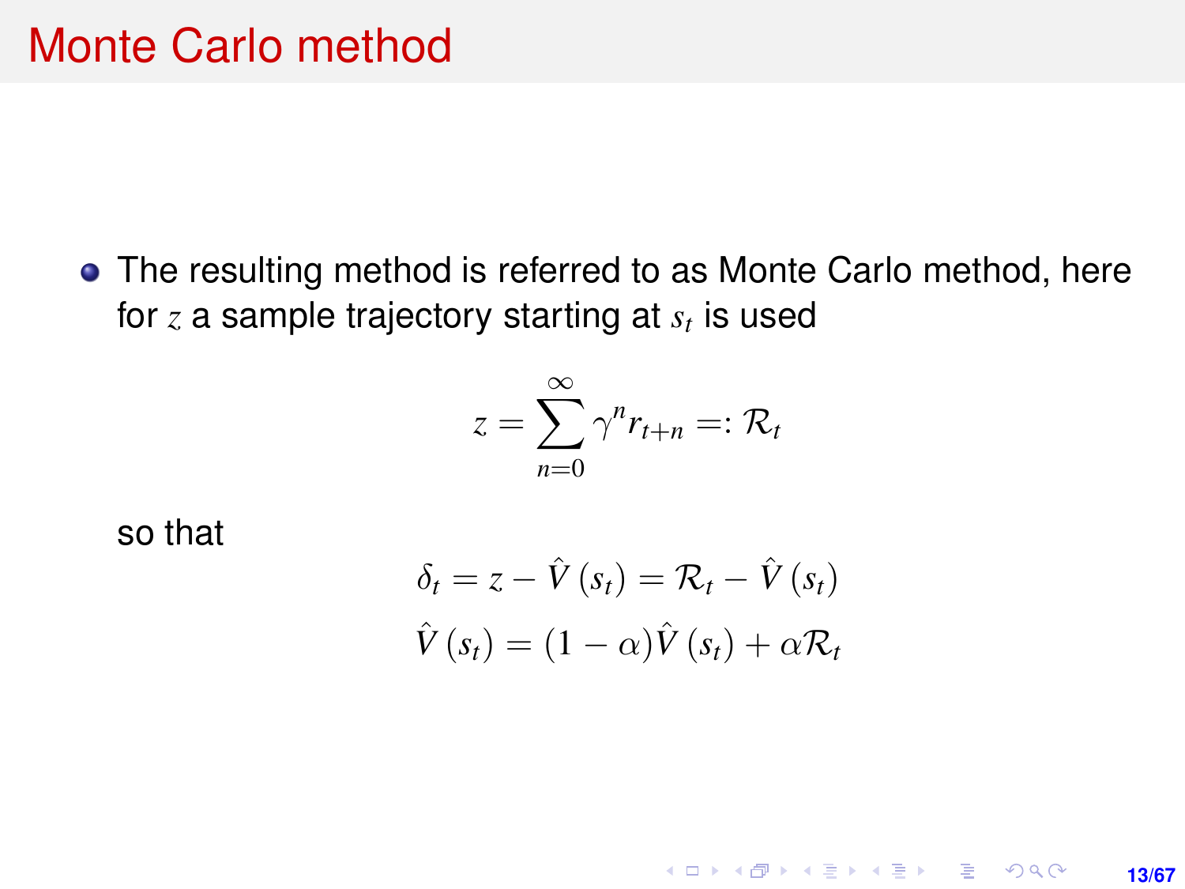# Monte Carlo method

- The resulting method is referred to as Monte Carlo method, here for $z$ a sample trajectory starting at $s_t$ is used

$$z = \sum_{n=0}^{\infty} \gamma^n r_{t+n} =: \mathcal{R}_t$$

so that

$$\delta_t = z - \hat{V}(s_t) = \mathcal{R}_t - \hat{V}(s_t)$$

$$\hat{V}(s_t) = (1 - \alpha)\hat{V}(s_t) + \alpha \mathcal{R}_t$$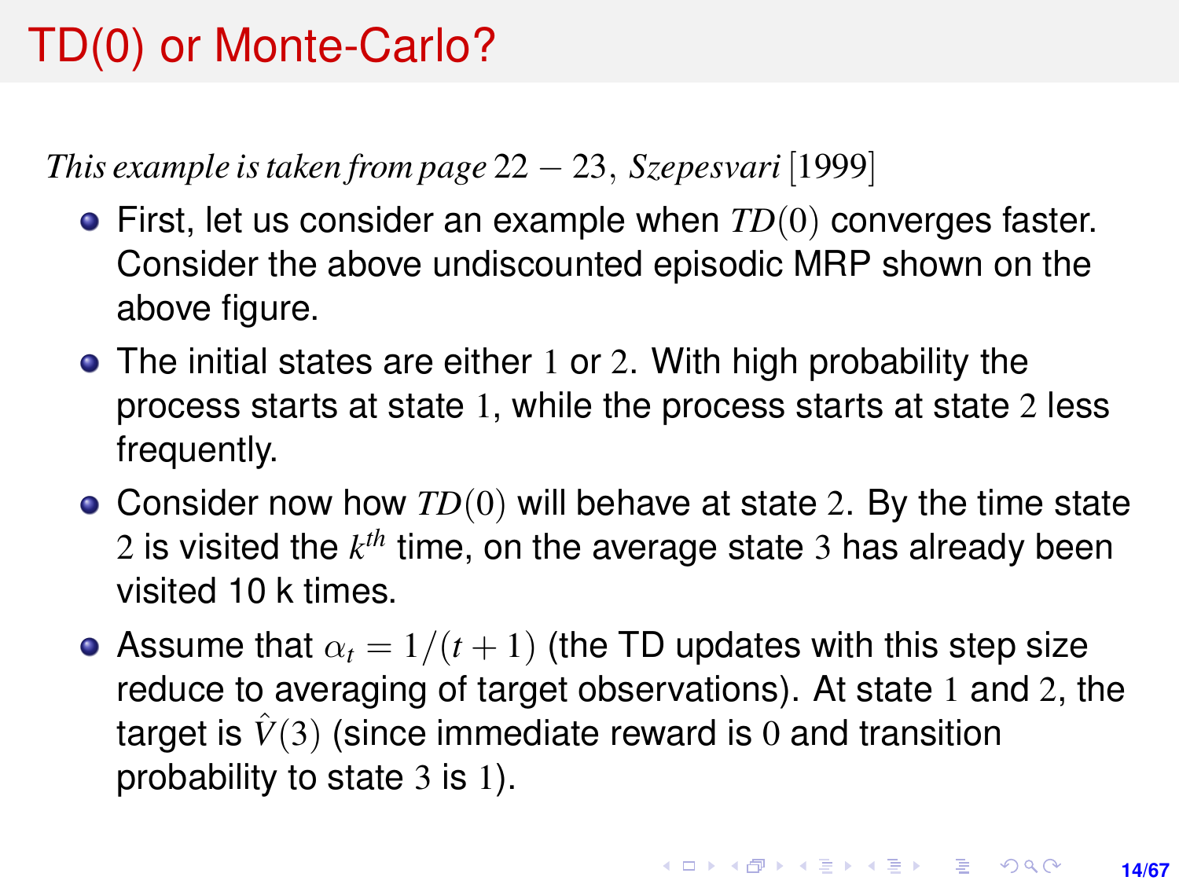# TD(0) or Monte-Carlo?

*This example is taken from page* $22-23$, *Szepesvari* [1999]

- First, let us consider an example when $TD(0)$ converges faster. Consider the above undiscounted episodic MRP shown on the above figure.
- The initial states are either $1$ or $2$. With high probability the process starts at state $1$, while the process starts at state $2$ less frequently.
- Consider now how $TD(0)$ will behave at state $2$. By the time state $2$ is visited the $k^{th}$ time, on the average state $3$ has already been visited 10 k times.
- Assume that $\alpha_t = 1/(t+1)$ (the TD updates with this step size reduce to averaging of target observations). At state $1$ and $2$, the target is $\hat{V}(3)$ (since immediate reward is $0$ and transition probability to state $3$ is $1$).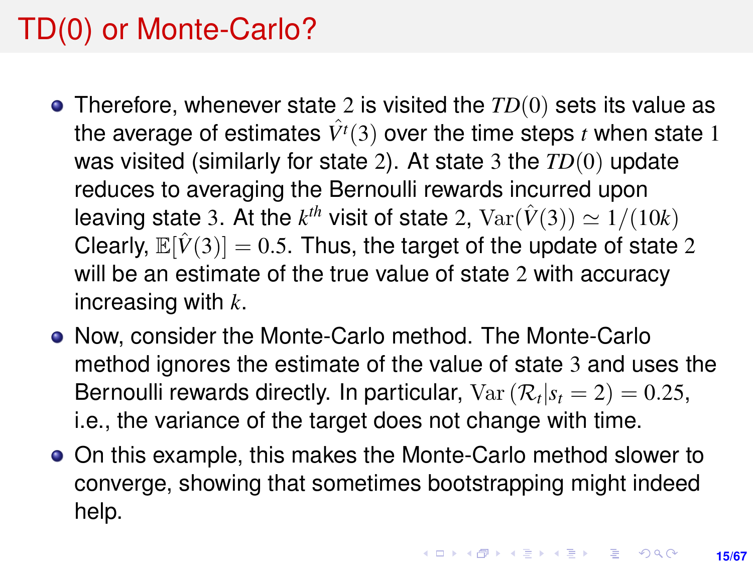# TD(0) or Monte-Carlo?

- Therefore, whenever state $2$ is visited the $TD(0)$ sets its value as the average of estimates $\hat{V}^t(3)$ over the time steps $t$ when state $1$ was visited (similarly for state $2$). At state $3$ the $TD(0)$ update reduces to averaging the Bernoulli rewards incurred upon leaving state $3$. At the $k^{th}$ visit of state $2$, $\mathrm{Var}(\hat{V}(3)) \simeq 1/(10k)$ Clearly, $\mathbb{E}[\hat{V}(3)] = 0.5$. Thus, the target of the update of state $2$ will be an estimate of the true value of state $2$ with accuracy increasing with $k$.
- Now, consider the Monte-Carlo method. The Monte-Carlo method ignores the estimate of the value of state $3$ and uses the Bernoulli rewards directly. In particular, $\mathrm{Var}\left(\mathcal{R}_t | s_t = 2\right) = 0.25$, i.e., the variance of the target does not change with time.
- On this example, this makes the Monte-Carlo method slower to converge, showing that sometimes bootstrapping might indeed help.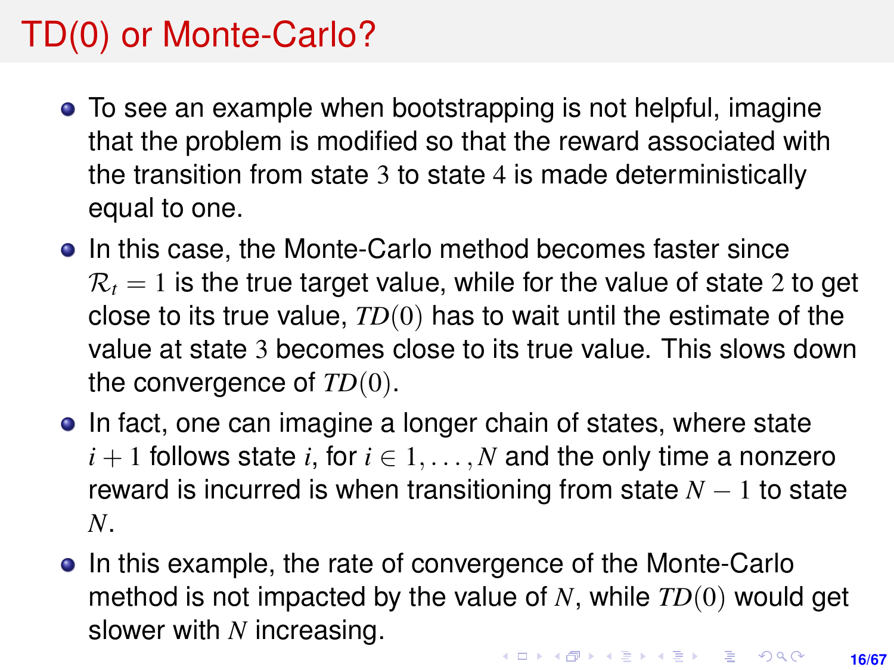# TD(0) or Monte-Carlo?

- To see an example when bootstrapping is not helpful, imagine that the problem is modified so that the reward associated with the transition from state $3$ to state $4$ is made deterministically equal to one.
- In this case, the Monte-Carlo method becomes faster since $\mathcal{R}_t = 1$ is the true target value, while for the value of state $2$ to get close to its true value, $TD(0)$ has to wait until the estimate of the value at state $3$ becomes close to its true value. This slows down the convergence of $TD(0)$.
- In fact, one can imagine a longer chain of states, where state $i+1$ follows state $i$, for $i \in 1, \ldots, N$ and the only time a nonzero reward is incurred is when transitioning from state $N-1$ to state $N$.
- In this example, the rate of convergence of the Monte-Carlo method is not impacted by the value of $N$, while $TD(0)$ would get slower with $N$ increasing.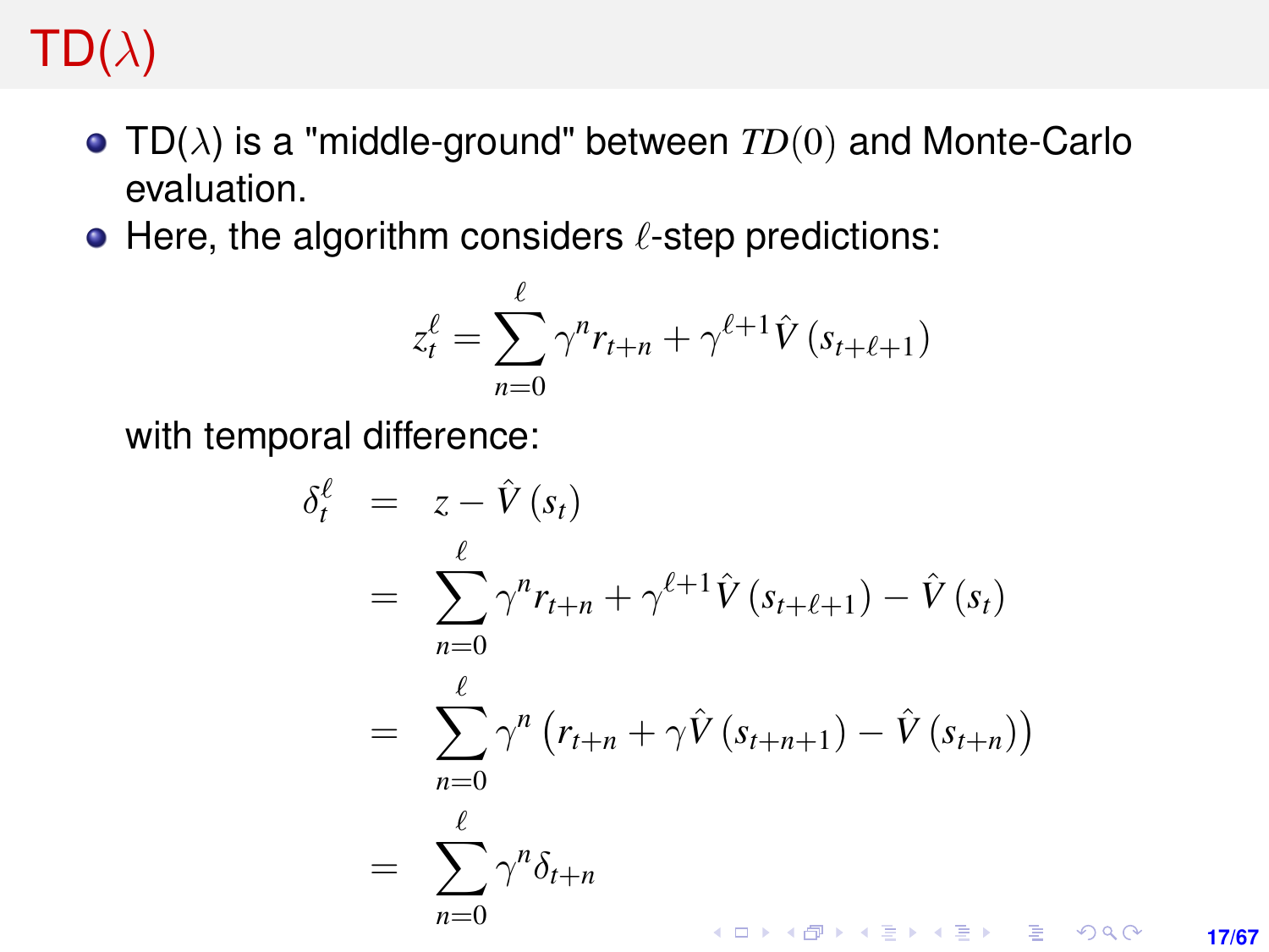# TD($\lambda$)

- TD($\lambda$) is a "middle-ground" between $TD(0)$ and Monte-Carlo evaluation.
- Here, the algorithm considers $\ell$-step predictions:

$$z_t^\ell = \sum_{n=0}^{\ell} \gamma^n r_{t+n} + \gamma^{\ell+1} \hat{V}\left(s_{t+\ell+1}\right)$$

with temporal difference:

$$\begin{aligned}
\delta_t^\ell &= z - \hat{V}\left(s_t\right) \\
&= \sum_{n=0}^{\ell} \gamma^n r_{t+n} + \gamma^{\ell+1} \hat{V}\left(s_{t+\ell+1}\right) - \hat{V}\left(s_t\right) \\
&= \sum_{n=0}^{\ell} \gamma^n \left(r_{t+n} + \gamma \hat{V}\left(s_{t+n+1}\right) - \hat{V}\left(s_{t+n}\right)\right) \\
&= \sum_{n=0}^{\ell} \gamma^n \delta_{t+n}
\end{aligned}$$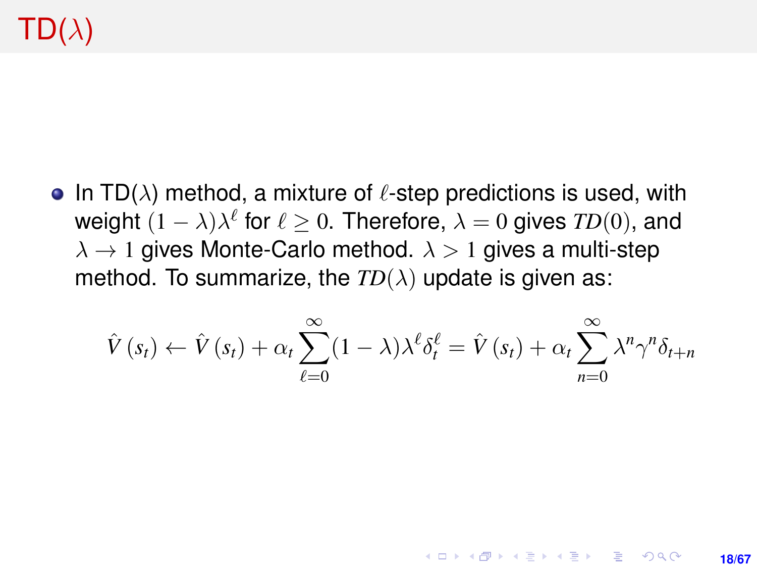# TD($\lambda$)

- In TD($\lambda$) method, a mixture of $\ell$-step predictions is used, with weight $(1-\lambda)\lambda^{\ell}$ for $\ell \geq 0$. Therefore, $\lambda = 0$ gives $TD(0)$, and $\lambda \to 1$ gives Monte-Carlo method. $\lambda > 1$ gives a multi-step method. To summarize, the $TD(\lambda)$ update is given as:

$$\hat{V}(s_t) \leftarrow \hat{V}(s_t) + \alpha_t \sum_{\ell=0}^{\infty} (1-\lambda)\lambda^{\ell} \delta_t^{\ell} = \hat{V}(s_t) + \alpha_t \sum_{n=0}^{\infty} \lambda^n \gamma^n \delta_{t+n}$$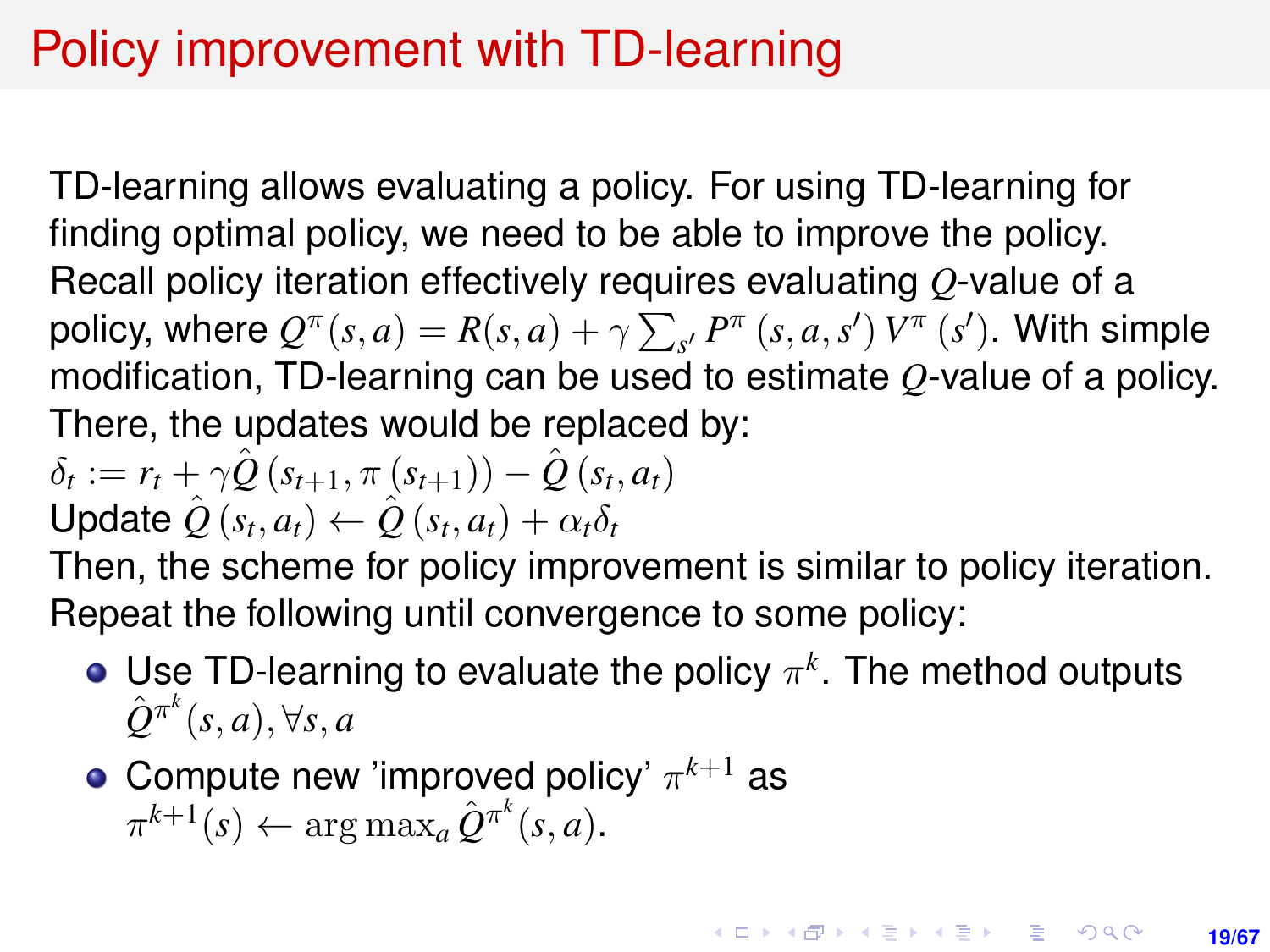# Policy improvement with TD-learning

TD-learning allows evaluating a policy. For using TD-learning for finding optimal policy, we need to be able to improve the policy. Recall policy iteration effectively requires evaluating $Q$-value of a policy, where $Q^{\pi}(s,a) = R(s,a) + \gamma \sum_{s'} P^{\pi}(s,a,s') V^{\pi}(s')$. With simple modification, TD-learning can be used to estimate $Q$-value of a policy. There, the updates would be replaced by:

$\delta_t := r_t + \gamma \hat{Q}(s_{t+1}, \pi(s_{t+1})) - \hat{Q}(s_t, a_t)$

Update $\hat{Q}(s_t, a_t) \leftarrow \hat{Q}(s_t, a_t) + \alpha_t \delta_t$

Then, the scheme for policy improvement is similar to policy iteration. Repeat the following until convergence to some policy:

- Use TD-learning to evaluate the policy $\pi^k$. The method outputs $\hat{Q}^{\pi^k}(s,a), \forall s, a$
- Compute new 'improved policy' $\pi^{k+1}$ as $\pi^{k+1}(s) \leftarrow \arg\max_a \hat{Q}^{\pi^k}(s,a)$.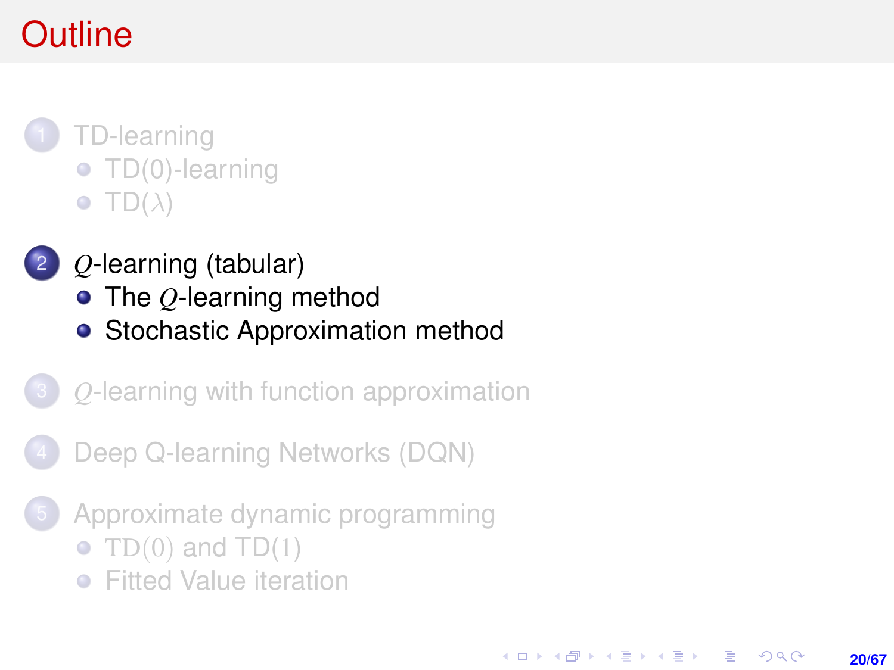# Outline

1. TD-learning
   - TD(0)-learning
   - TD($\lambda$)

2. $Q$-learning (tabular)
   - The $Q$-learning method
   - Stochastic Approximation method

3. $Q$-learning with function approximation

4. Deep Q-learning Networks (DQN)

5. Approximate dynamic programming
   - $\mathrm{TD}(0)$ and $\mathrm{TD}(1)$
   - Fitted Value iteration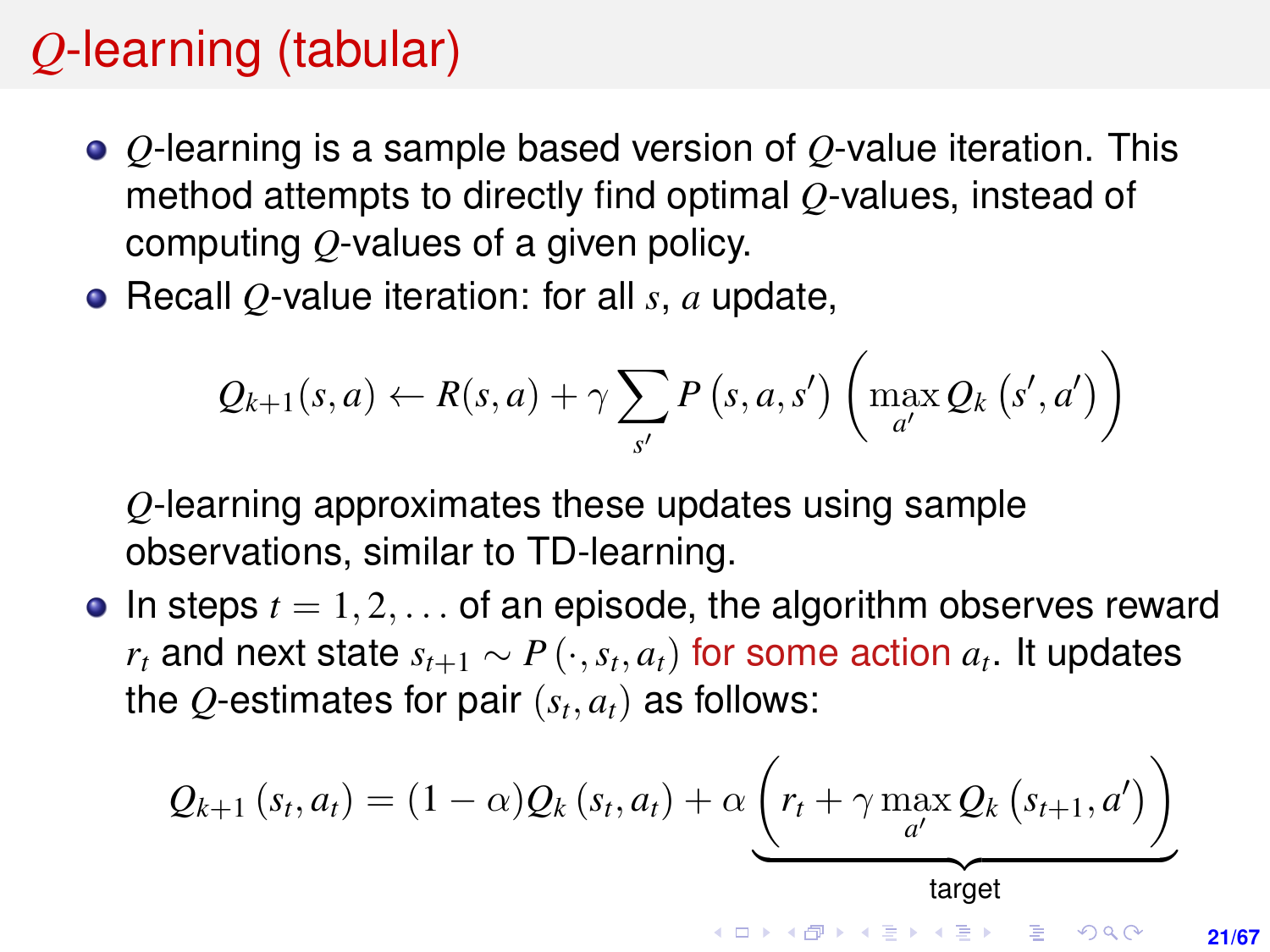# $Q$-learning (tabular)

- $Q$-learning is a sample based version of $Q$-value iteration. This method attempts to directly find optimal $Q$-values, instead of computing $Q$-values of a given policy.
- Recall $Q$-value iteration: for all $s$, $a$ update,

$$Q_{k+1}(s,a) \leftarrow R(s,a) + \gamma \sum_{s'} P\left(s,a,s'\right)\left(\max_{a'} Q_k\left(s',a'\right)\right)$$

  $Q$-learning approximates these updates using sample observations, similar to TD-learning.

- In steps $t = 1, 2, \ldots$ of an episode, the algorithm observes reward $r_t$ and next state $s_{t+1} \sim P\left(\cdot, s_t, a_t\right)$ for some action $a_t$. It updates the $Q$-estimates for pair $\left(s_t, a_t\right)$ as follows:

$$Q_{k+1}\left(s_t,a_t\right) = (1-\alpha)Q_k\left(s_t,a_t\right) + \alpha \underbrace{\left(r_t + \gamma \max_{a'} Q_k\left(s_{t+1},a'\right)\right)}_{\text{target}}$$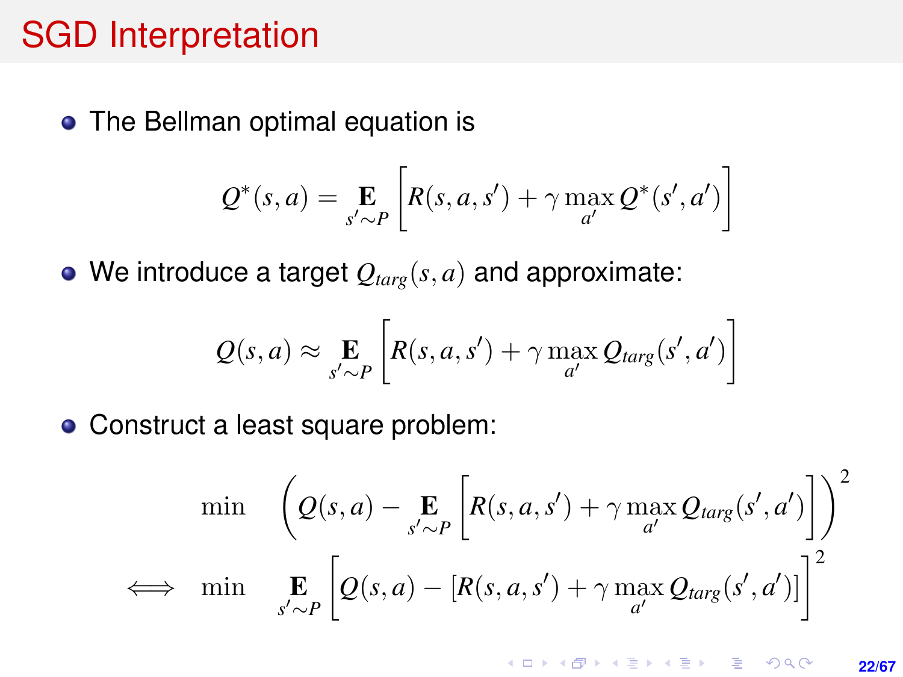# SGD Interpretation

- The Bellman optimal equation is

$$Q^*(s,a) = \mathop{\mathbf{E}}_{s' \sim P}\left[R(s,a,s') + \gamma \max_{a'} Q^*(s',a')\right]$$

- We introduce a target $Q_{targ}(s,a)$ and approximate:

$$Q(s,a) \approx \mathop{\mathbf{E}}_{s' \sim P}\left[R(s,a,s') + \gamma \max_{a'} Q_{targ}(s',a')\right]$$

- Construct a least square problem:

$$\begin{aligned}
& \min \quad \left(Q(s,a) - \mathop{\mathbf{E}}_{s' \sim P}\left[R(s,a,s') + \gamma \max_{a'} Q_{targ}(s',a')\right]\right)^2 \\
\iff & \min \quad \mathop{\mathbf{E}}_{s' \sim P}\left[Q(s,a) - [R(s,a,s') + \gamma \max_{a'} Q_{targ}(s',a')]\right]^2
\end{aligned}$$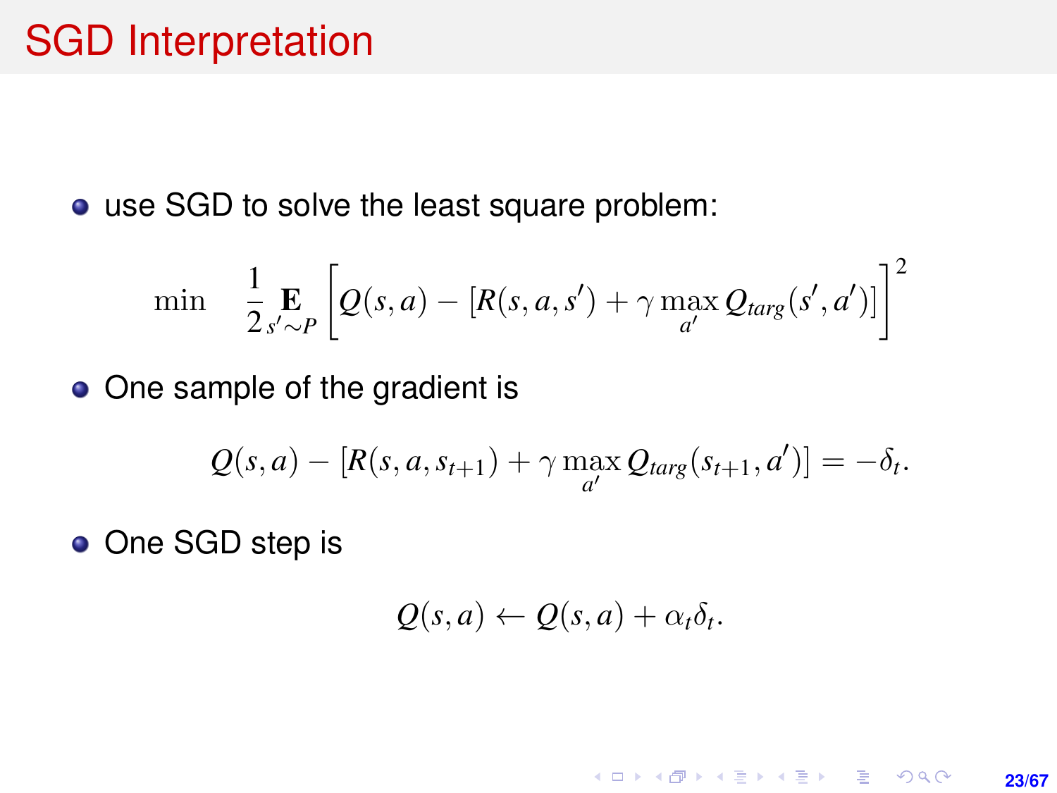# SGD Interpretation

- use SGD to solve the least square problem:

$$\min \quad \frac{1}{2} \mathop{\mathbf{E}}_{s' \sim P} \left[ Q(s,a) - [R(s,a,s') + \gamma \max_{a'} Q_{targ}(s',a')] \right]^2$$

- One sample of the gradient is

$$Q(s,a) - [R(s,a,s_{t+1}) + \gamma \max_{a'} Q_{targ}(s_{t+1},a')] = -\delta_t.$$

- One SGD step is

$$Q(s,a) \leftarrow Q(s,a) + \alpha_t \delta_t.$$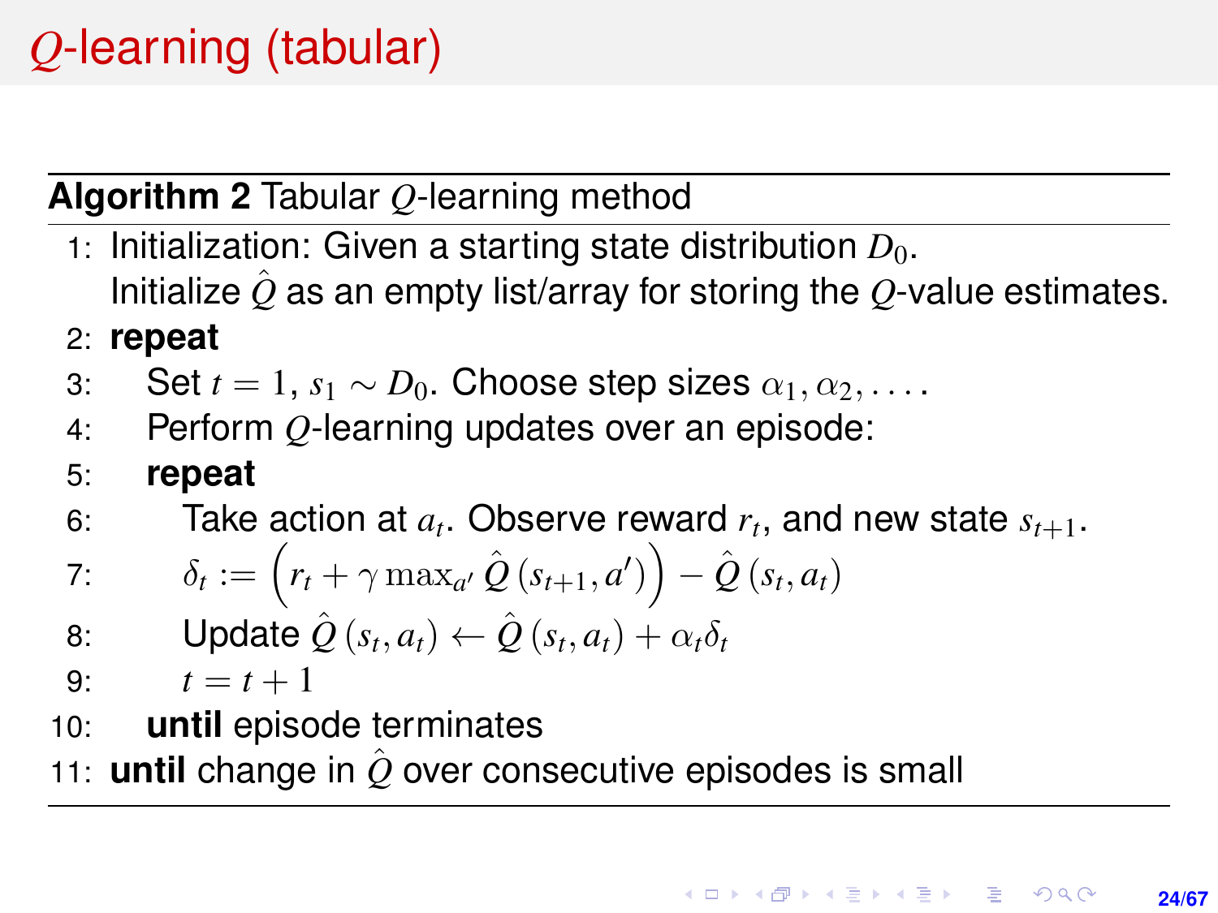# $Q$-learning (tabular)

**Algorithm 2** Tabular $Q$-learning method

1: Initialization: Given a starting state distribution $D_0$.
   Initialize $\hat{Q}$ as an empty list/array for storing the $Q$-value estimates.
2: **repeat**
3: &nbsp;&nbsp;&nbsp;&nbsp;Set $t = 1$, $s_1 \sim D_0$. Choose step sizes $\alpha_1, \alpha_2, \ldots$.
4: &nbsp;&nbsp;&nbsp;&nbsp;Perform $Q$-learning updates over an episode:
5: &nbsp;&nbsp;&nbsp;&nbsp;**repeat**
6: &nbsp;&nbsp;&nbsp;&nbsp;&nbsp;&nbsp;&nbsp;&nbsp;Take action at $a_t$. Observe reward $r_t$, and new state $s_{t+1}$.
7: &nbsp;&nbsp;&nbsp;&nbsp;&nbsp;&nbsp;&nbsp;&nbsp;$\delta_t := \left(r_t + \gamma \max_{a'} \hat{Q}\left(s_{t+1}, a'\right)\right) - \hat{Q}\left(s_t, a_t\right)$
8: &nbsp;&nbsp;&nbsp;&nbsp;&nbsp;&nbsp;&nbsp;&nbsp;Update $\hat{Q}\left(s_t, a_t\right) \leftarrow \hat{Q}\left(s_t, a_t\right) + \alpha_t \delta_t$
9: &nbsp;&nbsp;&nbsp;&nbsp;&nbsp;&nbsp;&nbsp;&nbsp;$t = t + 1$
10: &nbsp;&nbsp;&nbsp;&nbsp;**until** episode terminates
11: **until** change in $\hat{Q}$ over consecutive episodes is small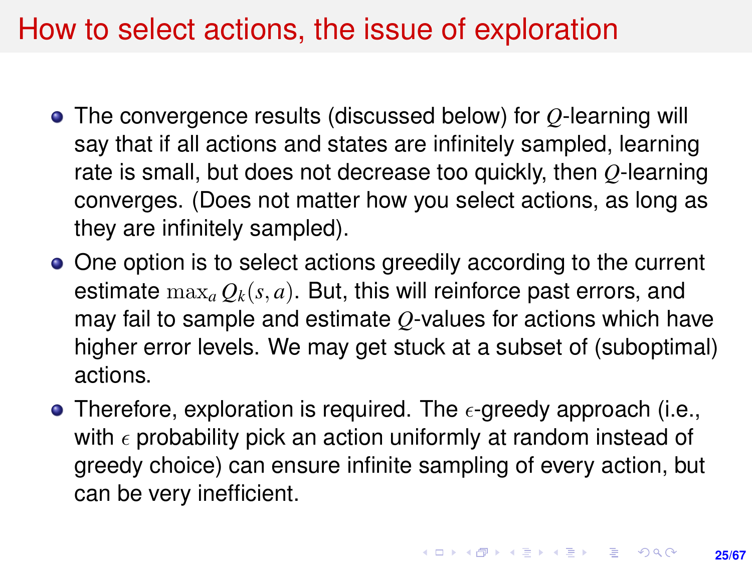# How to select actions, the issue of exploration

- The convergence results (discussed below) for $Q$-learning will say that if all actions and states are infinitely sampled, learning rate is small, but does not decrease too quickly, then $Q$-learning converges. (Does not matter how you select actions, as long as they are infinitely sampled).
- One option is to select actions greedily according to the current estimate $\max_a Q_k(s, a)$. But, this will reinforce past errors, and may fail to sample and estimate $Q$-values for actions which have higher error levels. We may get stuck at a subset of (suboptimal) actions.
- Therefore, exploration is required. The $\epsilon$-greedy approach (i.e., with $\epsilon$ probability pick an action uniformly at random instead of greedy choice) can ensure infinite sampling of every action, but can be very inefficient.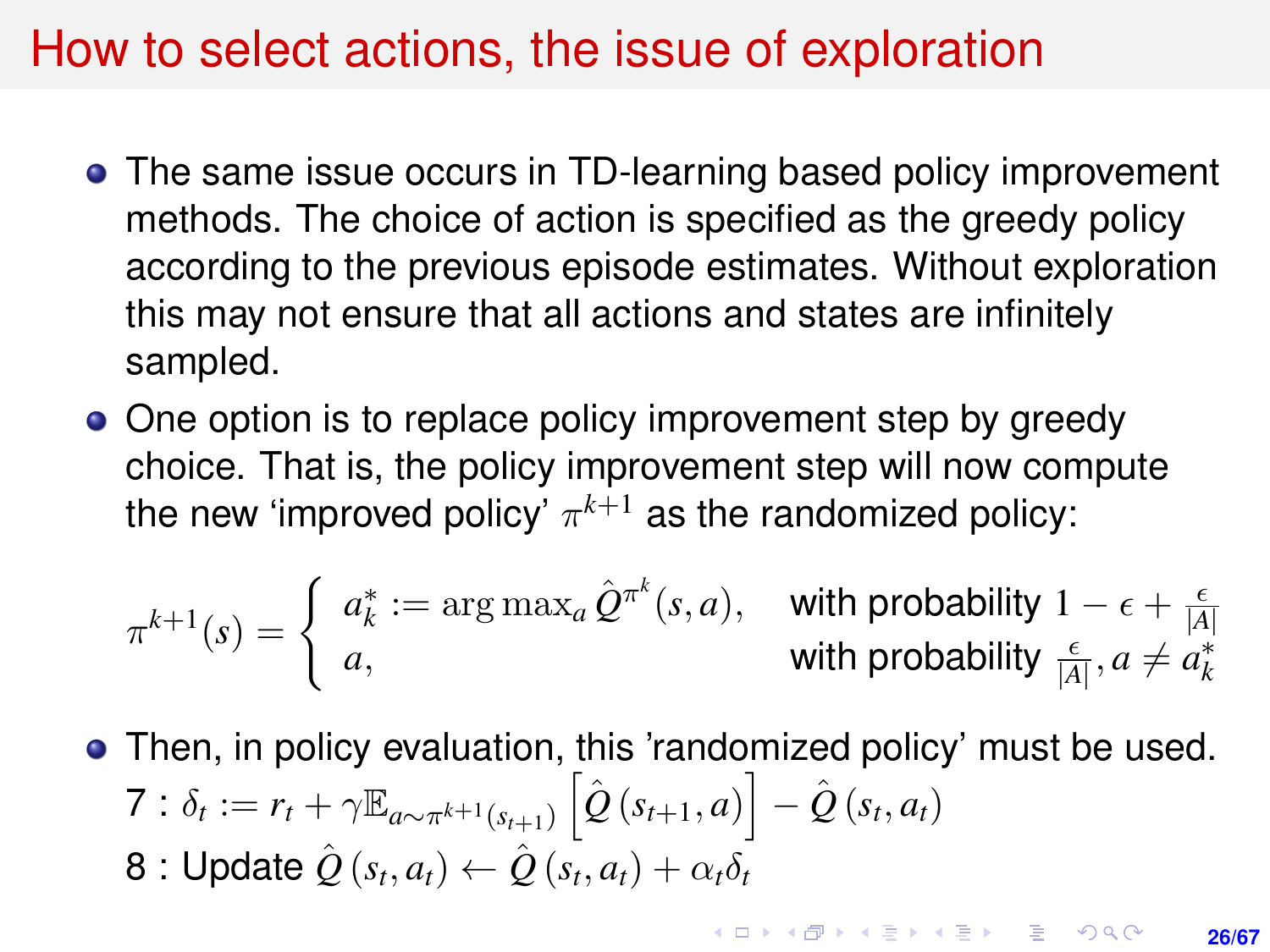# How to select actions, the issue of exploration

- The same issue occurs in TD-learning based policy improvement methods. The choice of action is specified as the greedy policy according to the previous episode estimates. Without exploration this may not ensure that all actions and states are infinitely sampled.
- One option is to replace policy improvement step by greedy choice. That is, the policy improvement step will now compute the new 'improved policy' $\pi^{k+1}$ as the randomized policy:

$$\pi^{k+1}(s) = \begin{cases} a_k^* := \arg\max_a \hat{Q}^{\pi^k}(s,a), & \text{with probability } 1 - \epsilon + \frac{\epsilon}{|A|} \\ a, & \text{with probability } \frac{\epsilon}{|A|}, a \neq a_k^* \end{cases}$$

- Then, in policy evaluation, this 'randomized policy' must be used.
  7 : $\delta_t := r_t + \gamma \mathbb{E}_{a \sim \pi^{k+1}(s_{t+1})} \left[ \hat{Q}(s_{t+1}, a) \right] - \hat{Q}(s_t, a_t)$
  8 : Update $\hat{Q}(s_t, a_t) \leftarrow \hat{Q}(s_t, a_t) + \alpha_t \delta_t$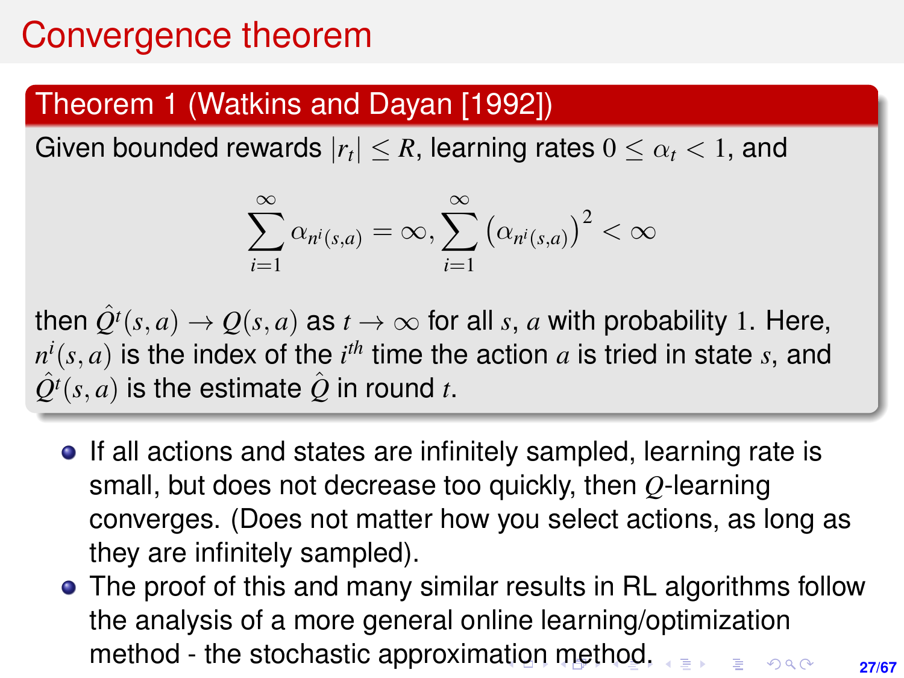# Convergence theorem

**Theorem 1 (Watkins and Dayan [1992])**

Given bounded rewards $|r_t| \leq R$, learning rates $0 \leq \alpha_t < 1$, and

$$\sum_{i=1}^{\infty} \alpha_{n^i(s,a)} = \infty, \sum_{i=1}^{\infty} \left(\alpha_{n^i(s,a)}\right)^2 < \infty$$

then $\hat{Q}^t(s,a) \to Q(s,a)$ as $t \to \infty$ for all $s$, $a$ with probability $1$. Here, $n^i(s,a)$ is the index of the $i^{th}$ time the action $a$ is tried in state $s$, and $\hat{Q}^t(s,a)$ is the estimate $\hat{Q}$ in round $t$.

- If all actions and states are infinitely sampled, learning rate is small, but does not decrease too quickly, then $Q$-learning converges. (Does not matter how you select actions, as long as they are infinitely sampled).
- The proof of this and many similar results in RL algorithms follow the analysis of a more general online learning/optimization method - the stochastic approximation method.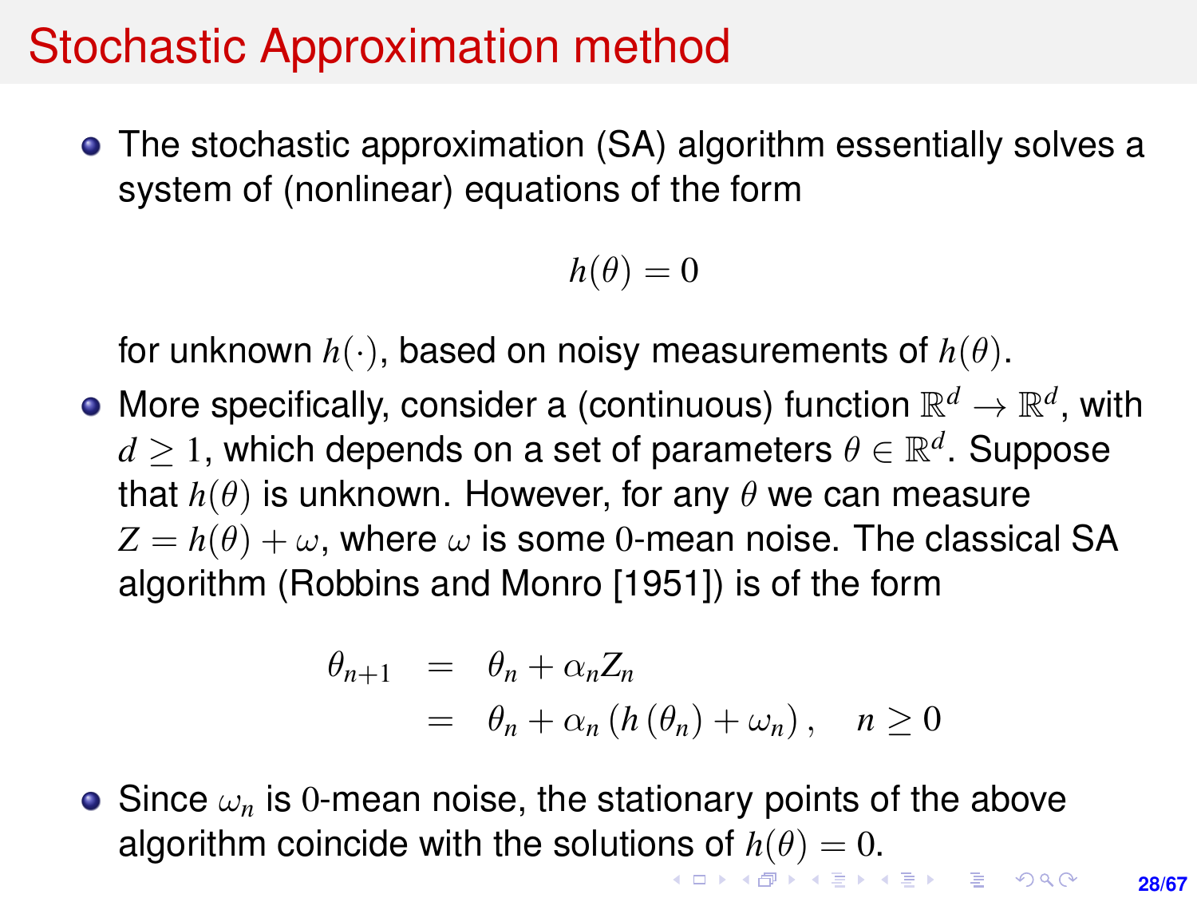# Stochastic Approximation method

- The stochastic approximation (SA) algorithm essentially solves a system of (nonlinear) equations of the form

$$h(\theta) = 0$$

for unknown $h(\cdot)$, based on noisy measurements of $h(\theta)$.

- More specifically, consider a (continuous) function $\mathbb{R}^d \to \mathbb{R}^d$, with $d \geq 1$, which depends on a set of parameters $\theta \in \mathbb{R}^d$. Suppose that $h(\theta)$ is unknown. However, for any $\theta$ we can measure $Z = h(\theta) + \omega$, where $\omega$ is some $0$-mean noise. The classical SA algorithm (Robbins and Monro [1951]) is of the form

$$\begin{aligned} \theta_{n+1} &= \theta_n + \alpha_n Z_n \\ &= \theta_n + \alpha_n \left( h\left(\theta_n\right) + \omega_n \right), \quad n \geq 0 \end{aligned}$$

- Since $\omega_n$ is $0$-mean noise, the stationary points of the above algorithm coincide with the solutions of $h(\theta) = 0$.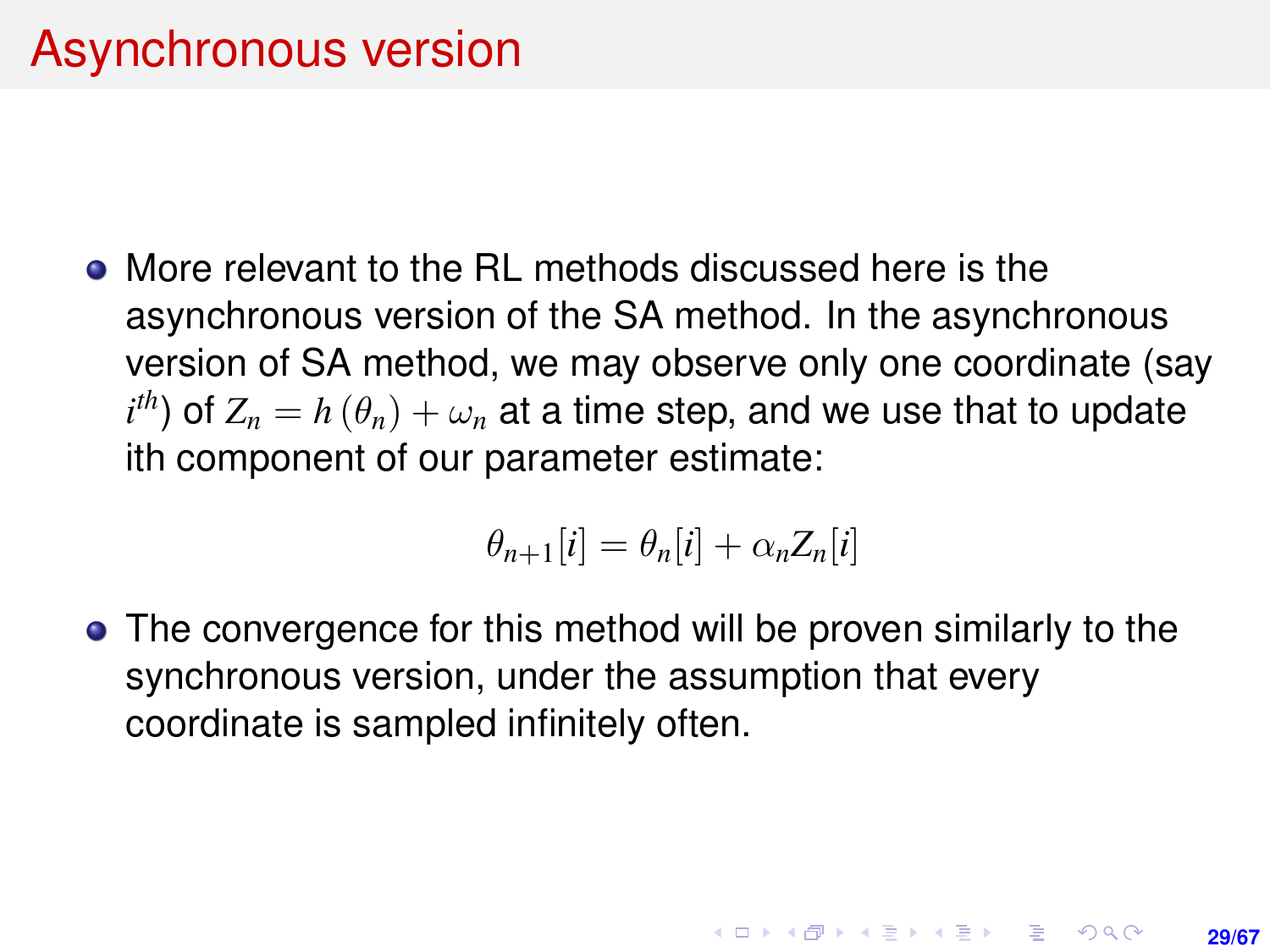# Asynchronous version

- More relevant to the RL methods discussed here is the asynchronous version of the SA method. In the asynchronous version of SA method, we may observe only one coordinate (say $i^{th}$) of $Z_n = h(\theta_n) + \omega_n$ at a time step, and we use that to update ith component of our parameter estimate:

$$\theta_{n+1}[i] = \theta_n[i] + \alpha_n Z_n[i]$$

- The convergence for this method will be proven similarly to the synchronous version, under the assumption that every coordinate is sampled infinitely often.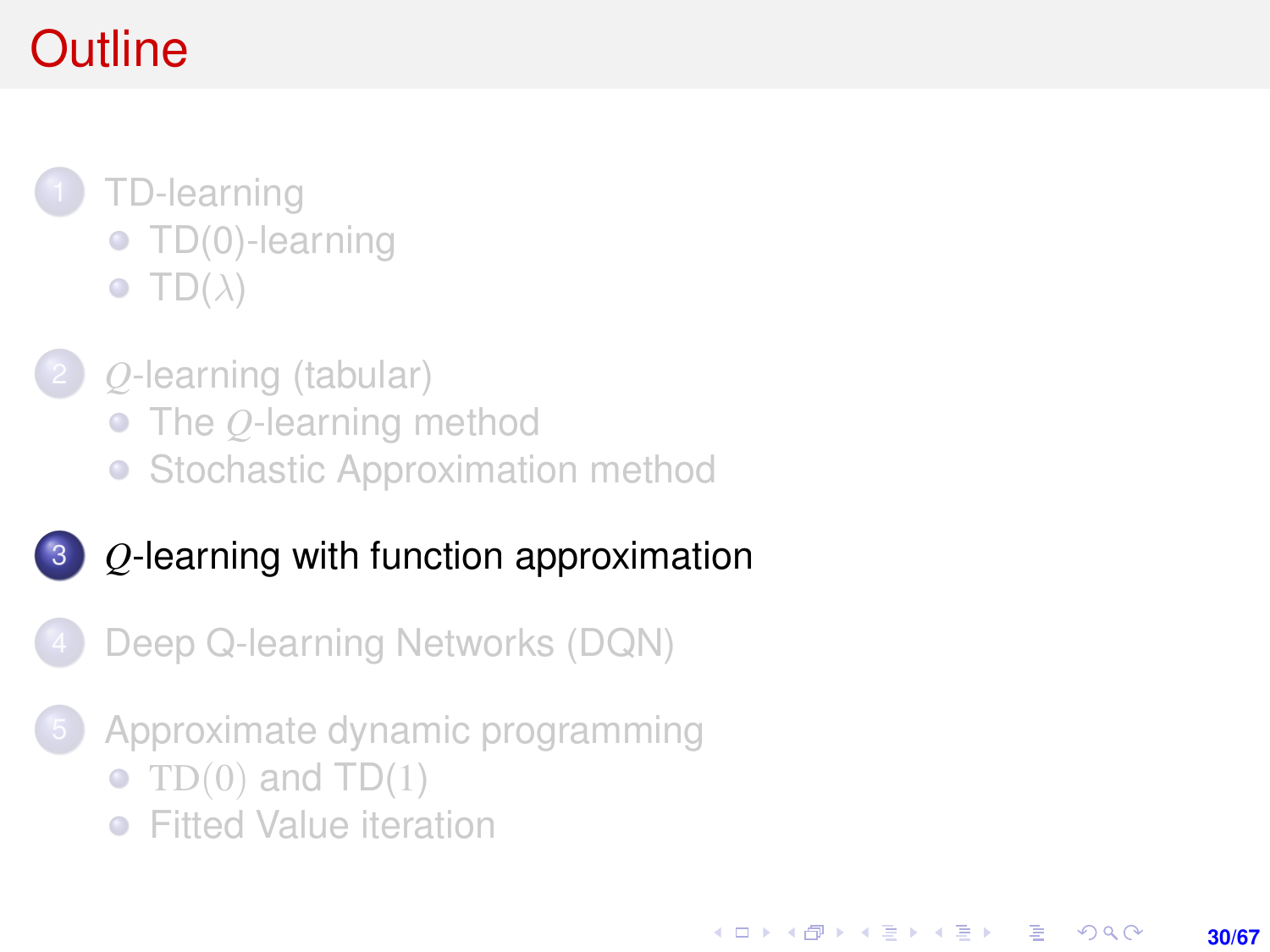# Outline

1. TD-learning
   - TD(0)-learning
   - TD($\lambda$)
2. $Q$-learning (tabular)
   - The $Q$-learning method
   - Stochastic Approximation method
3. $Q$-learning with function approximation
4. Deep Q-learning Networks (DQN)
5. Approximate dynamic programming
   - $\mathrm{TD}(0)$ and $\mathrm{TD}(1)$
   - Fitted Value iteration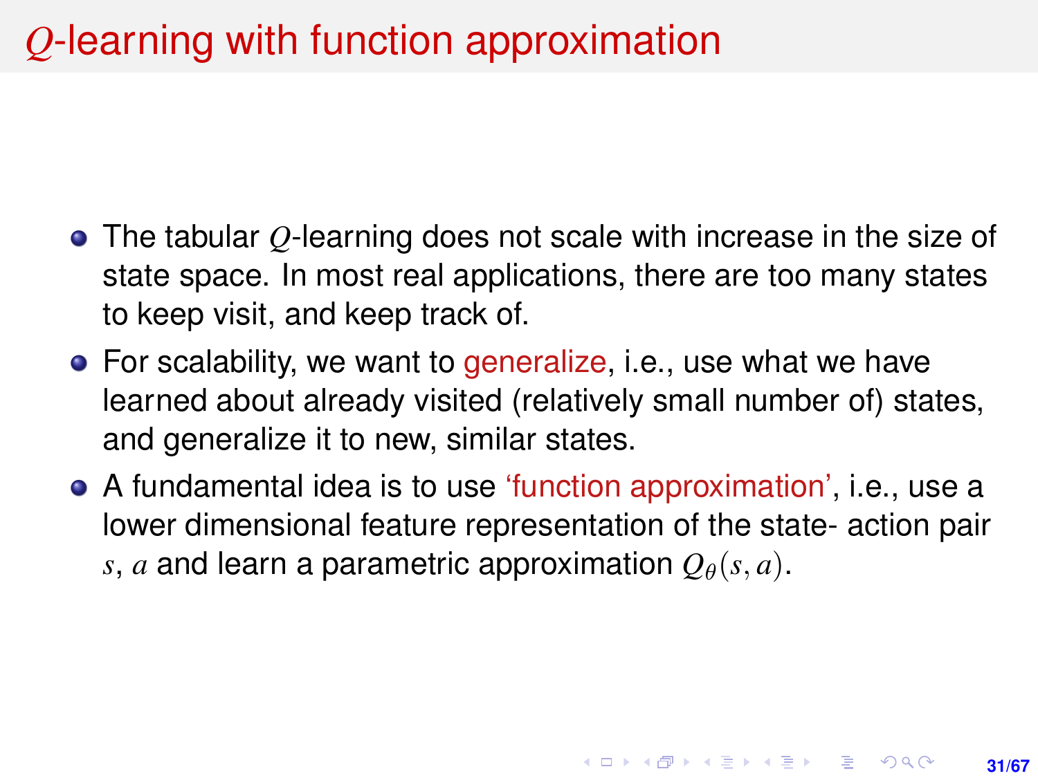# $Q$-learning with function approximation

- The tabular $Q$-learning does not scale with increase in the size of state space. In most real applications, there are too many states to keep visit, and keep track of.
- For scalability, we want to generalize, i.e., use what we have learned about already visited (relatively small number of) states, and generalize it to new, similar states.
- A fundamental idea is to use 'function approximation', i.e., use a lower dimensional feature representation of the state- action pair $s$, $a$ and learn a parametric approximation $Q_\theta(s, a)$.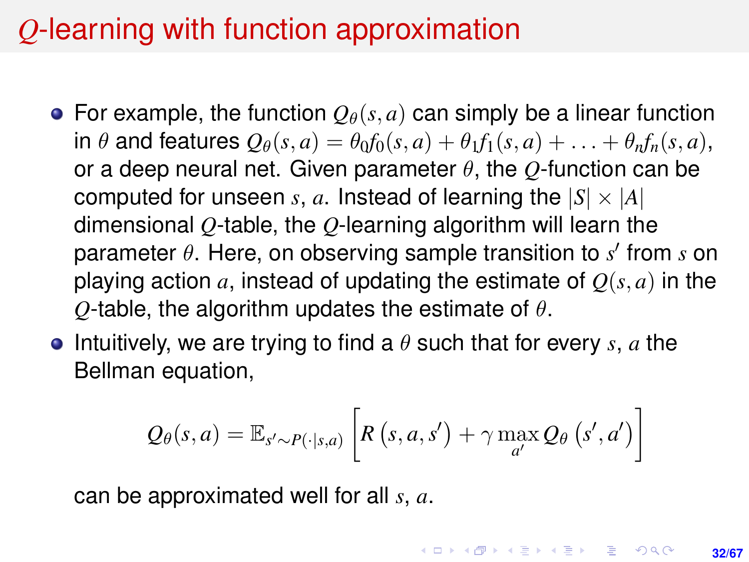# $Q$-learning with function approximation

- For example, the function $Q_\theta(s,a)$ can simply be a linear function in $\theta$ and features $Q_\theta(s,a) = \theta_0 f_0(s,a) + \theta_1 f_1(s,a) + \ldots + \theta_n f_n(s,a)$, or a deep neural net. Given parameter $\theta$, the $Q$-function can be computed for unseen $s$, $a$. Instead of learning the $|S| \times |A|$ dimensional $Q$-table, the $Q$-learning algorithm will learn the parameter $\theta$. Here, on observing sample transition to $s'$ from $s$ on playing action $a$, instead of updating the estimate of $Q(s,a)$ in the $Q$-table, the algorithm updates the estimate of $\theta$.
- Intuitively, we are trying to find a $\theta$ such that for every $s$, $a$ the Bellman equation,

$$Q_\theta(s,a) = \mathbb{E}_{s' \sim P(\cdot|s,a)} \left[ R\left(s,a,s'\right) + \gamma \max_{a'} Q_\theta\left(s',a'\right) \right]$$

  can be approximated well for all $s$, $a$.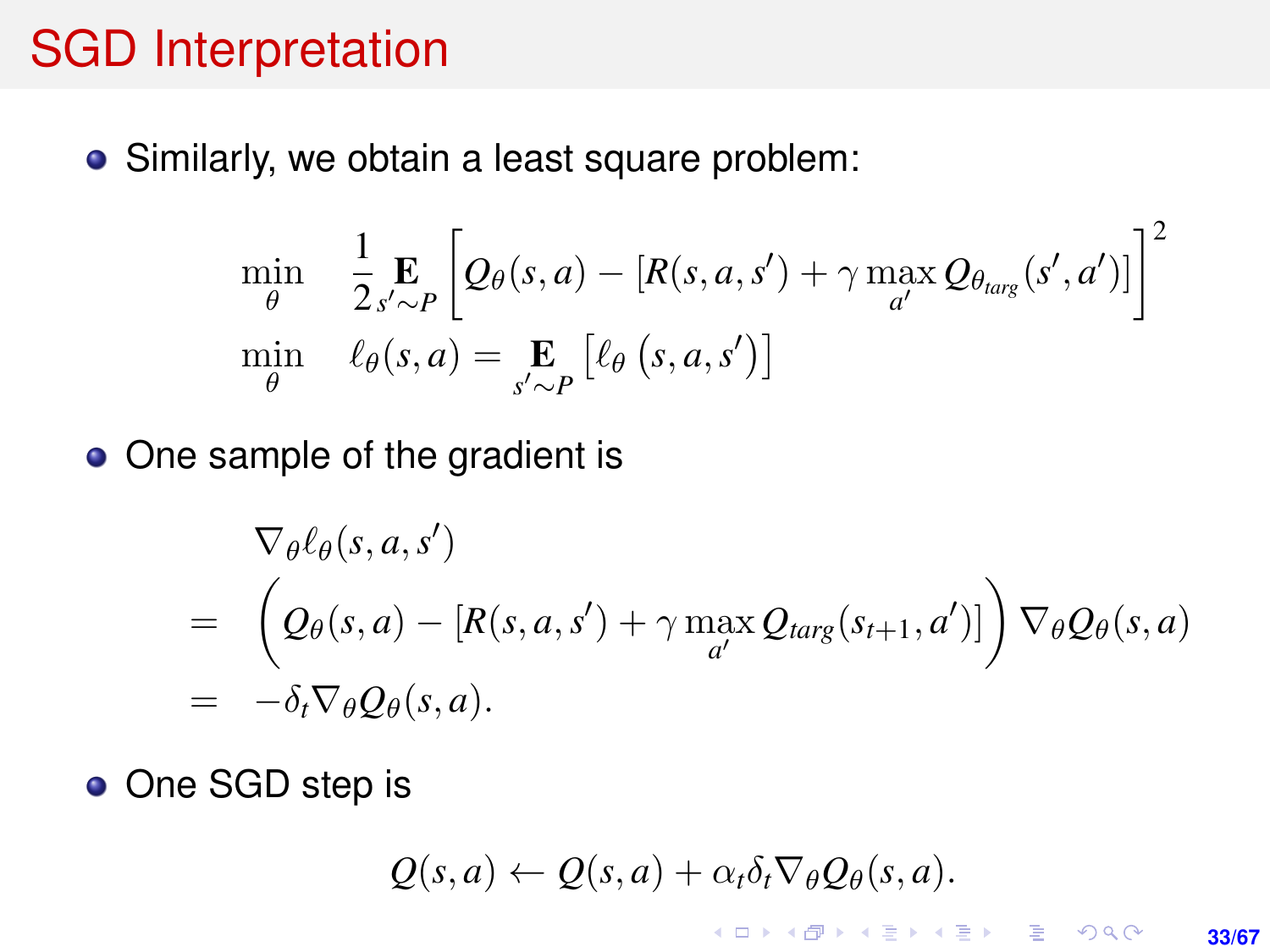# SGD Interpretation

- Similarly, we obtain a least square problem:

$$
\begin{aligned}
&\min_{\theta} \quad \frac{1}{2} \mathop{\mathbf{E}}_{s' \sim P} \left[ Q_\theta(s,a) - [R(s,a,s') + \gamma \max_{a'} Q_{\theta_{targ}}(s',a')] \right]^2 \\
&\min_{\theta} \quad \ell_\theta(s,a) = \mathop{\mathbf{E}}_{s' \sim P} \left[ \ell_\theta \left( s,a,s' \right) \right]
\end{aligned}
$$

- One sample of the gradient is

$$
\begin{aligned}
& \nabla_\theta \ell_\theta(s,a,s') \\
= \quad & \left( Q_\theta(s,a) - [R(s,a,s') + \gamma \max_{a'} Q_{targ}(s_{t+1},a')] \right) \nabla_\theta Q_\theta(s,a) \\
= \quad & -\delta_t \nabla_\theta Q_\theta(s,a).
\end{aligned}
$$

- One SGD step is

$$
Q(s,a) \leftarrow Q(s,a) + \alpha_t \delta_t \nabla_\theta Q_\theta(s,a).
$$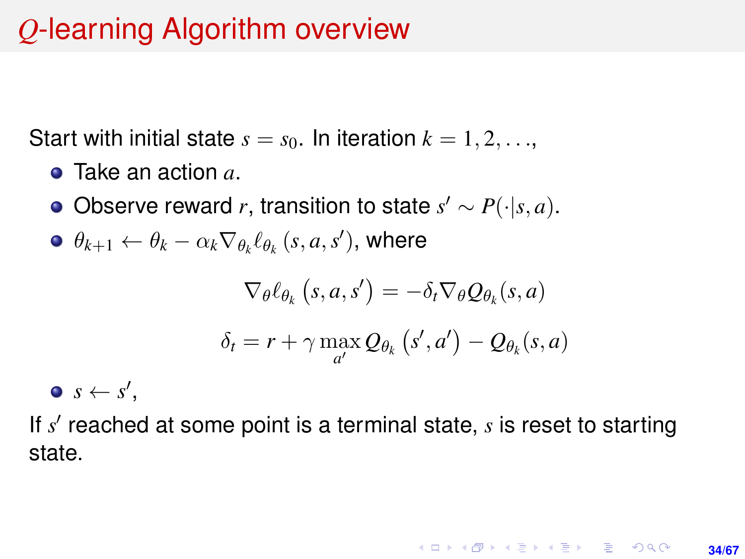# $Q$-learning Algorithm overview

Start with initial state $s = s_0$. In iteration $k = 1, 2, \ldots$,

- Take an action $a$.
- Observe reward $r$, transition to state $s' \sim P(\cdot|s, a)$.
- $\theta_{k+1} \leftarrow \theta_k - \alpha_k \nabla_{\theta_k} \ell_{\theta_k}(s, a, s')$, where

$$\nabla_\theta \ell_{\theta_k}(s, a, s') = -\delta_t \nabla_\theta Q_{\theta_k}(s, a)$$

$$\delta_t = r + \gamma \max_{a'} Q_{\theta_k}(s', a') - Q_{\theta_k}(s, a)$$

- $s \leftarrow s'$,

If $s'$ reached at some point is a terminal state, $s$ is reset to starting state.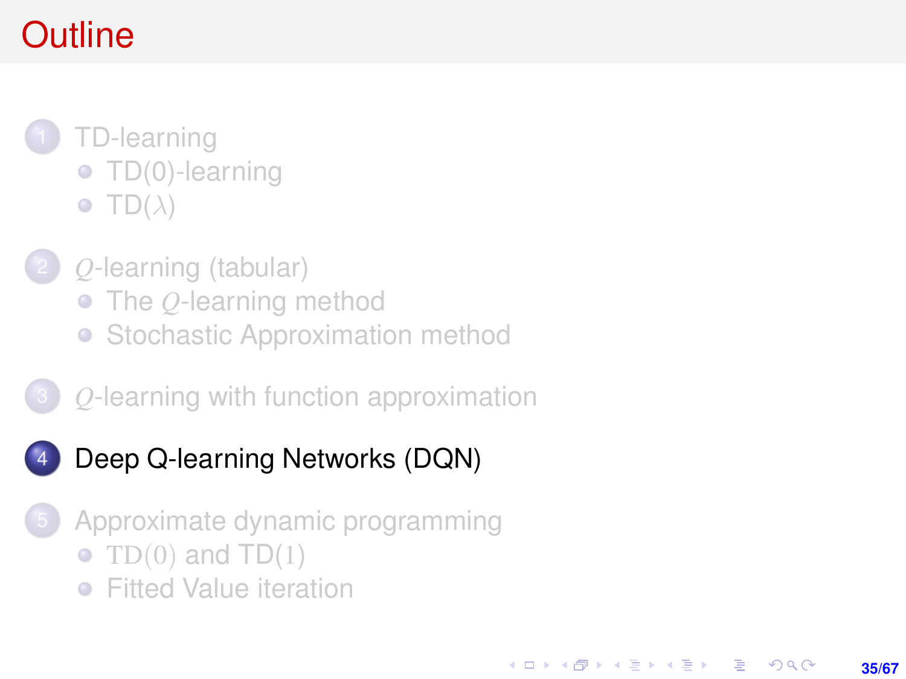# Outline

1. TD-learning
   - TD(0)-learning
   - TD($\lambda$)
2. $Q$-learning (tabular)
   - The $Q$-learning method
   - Stochastic Approximation method
3. $Q$-learning with function approximation
4. **Deep Q-learning Networks (DQN)**
5. Approximate dynamic programming
   - $\mathrm{TD}(0)$ and $\mathrm{TD}(1)$
   - Fitted Value iteration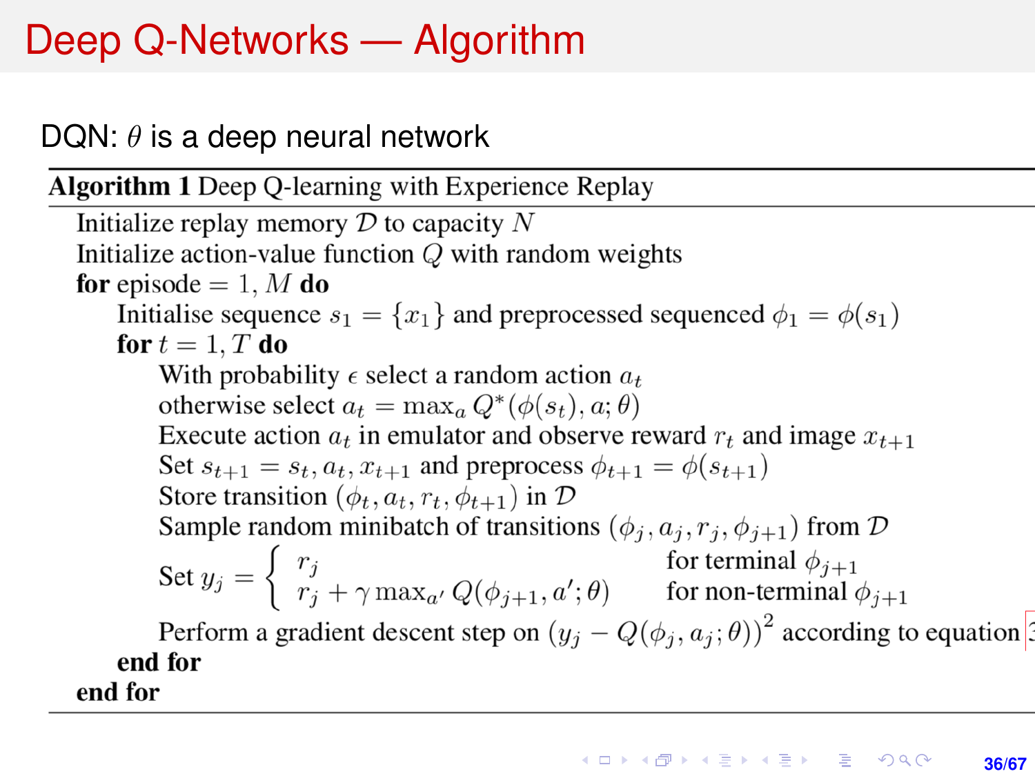# Deep Q-Networks — Algorithm

DQN: $\theta$ is a deep neural network

**Algorithm 1** Deep Q-learning with Experience Replay

Initialize replay memory $\mathcal{D}$ to capacity $N$
Initialize action-value function $Q$ with random weights
**for** episode $= 1, M$ **do**
  Initialise sequence $s_1 = \{x_1\}$ and preprocessed sequenced $\phi_1 = \phi(s_1)$
  **for** $t = 1, T$ **do**
    With probability $\epsilon$ select a random action $a_t$
    otherwise select $a_t = \max_a Q^*(\phi(s_t), a; \theta)$
    Execute action $a_t$ in emulator and observe reward $r_t$ and image $x_{t+1}$
    Set $s_{t+1} = s_t, a_t, x_{t+1}$ and preprocess $\phi_{t+1} = \phi(s_{t+1})$
    Store transition $(\phi_t, a_t, r_t, \phi_{t+1})$ in $\mathcal{D}$
    Sample random minibatch of transitions $(\phi_j, a_j, r_j, \phi_{j+1})$ from $\mathcal{D}$
    Set $y_j = \begin{cases} r_j & \text{for terminal } \phi_{j+1} \\ r_j + \gamma \max_{a'} Q(\phi_{j+1}, a'; \theta) & \text{for non-terminal } \phi_{j+1} \end{cases}$
    Perform a gradient descent step on $(y_j - Q(\phi_j, a_j; \theta))^2$ according to equation 3
  **end for**
**end for**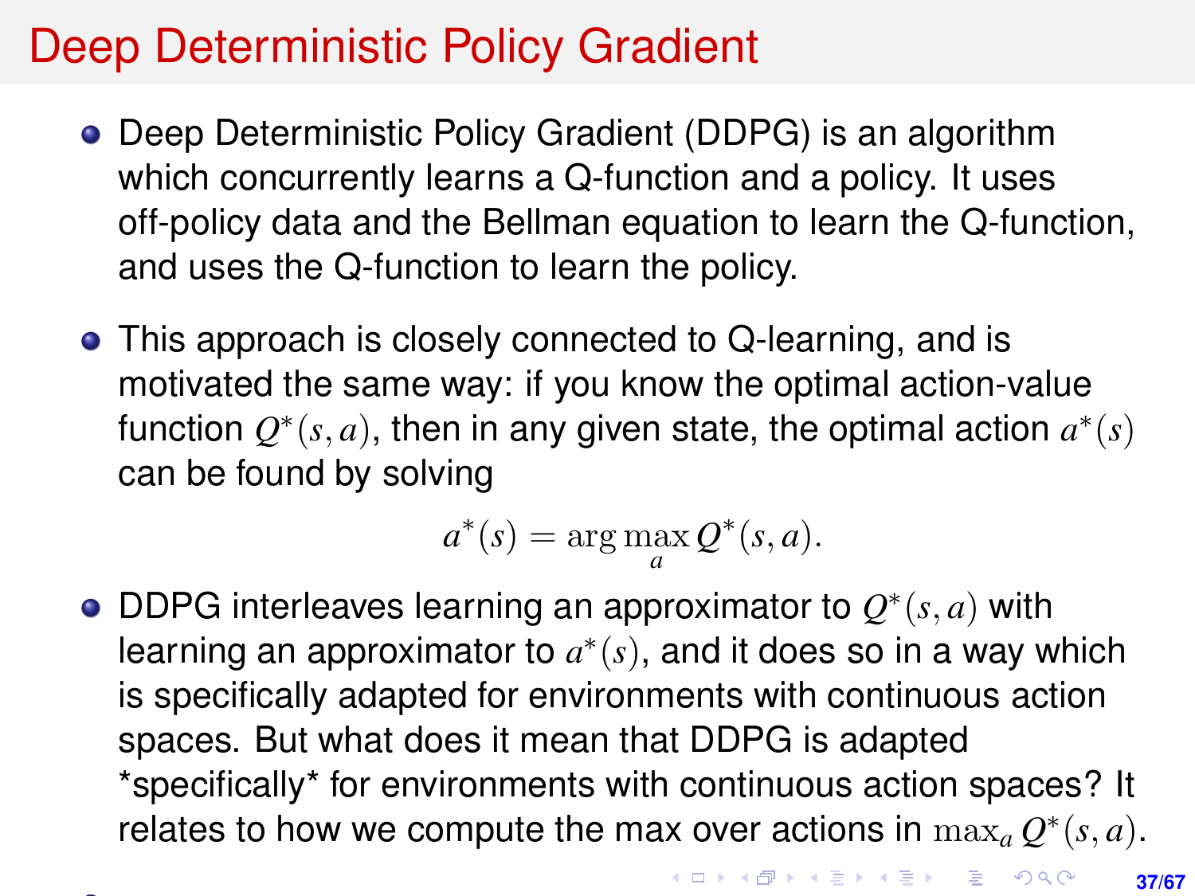# Deep Deterministic Policy Gradient

- Deep Deterministic Policy Gradient (DDPG) is an algorithm which concurrently learns a Q-function and a policy. It uses off-policy data and the Bellman equation to learn the Q-function, and uses the Q-function to learn the policy.

- This approach is closely connected to Q-learning, and is motivated the same way: if you know the optimal action-value function $Q^*(s, a)$, then in any given state, the optimal action $a^*(s)$ can be found by solving

$$a^*(s) = \arg\max_a Q^*(s, a).$$

- DDPG interleaves learning an approximator to $Q^*(s, a)$ with learning an approximator to $a^*(s)$, and it does so in a way which is specifically adapted for environments with continuous action spaces. But what does it mean that DDPG is adapted *specifically* for environments with continuous action spaces? It relates to how we compute the max over actions in $\max_a Q^*(s, a)$.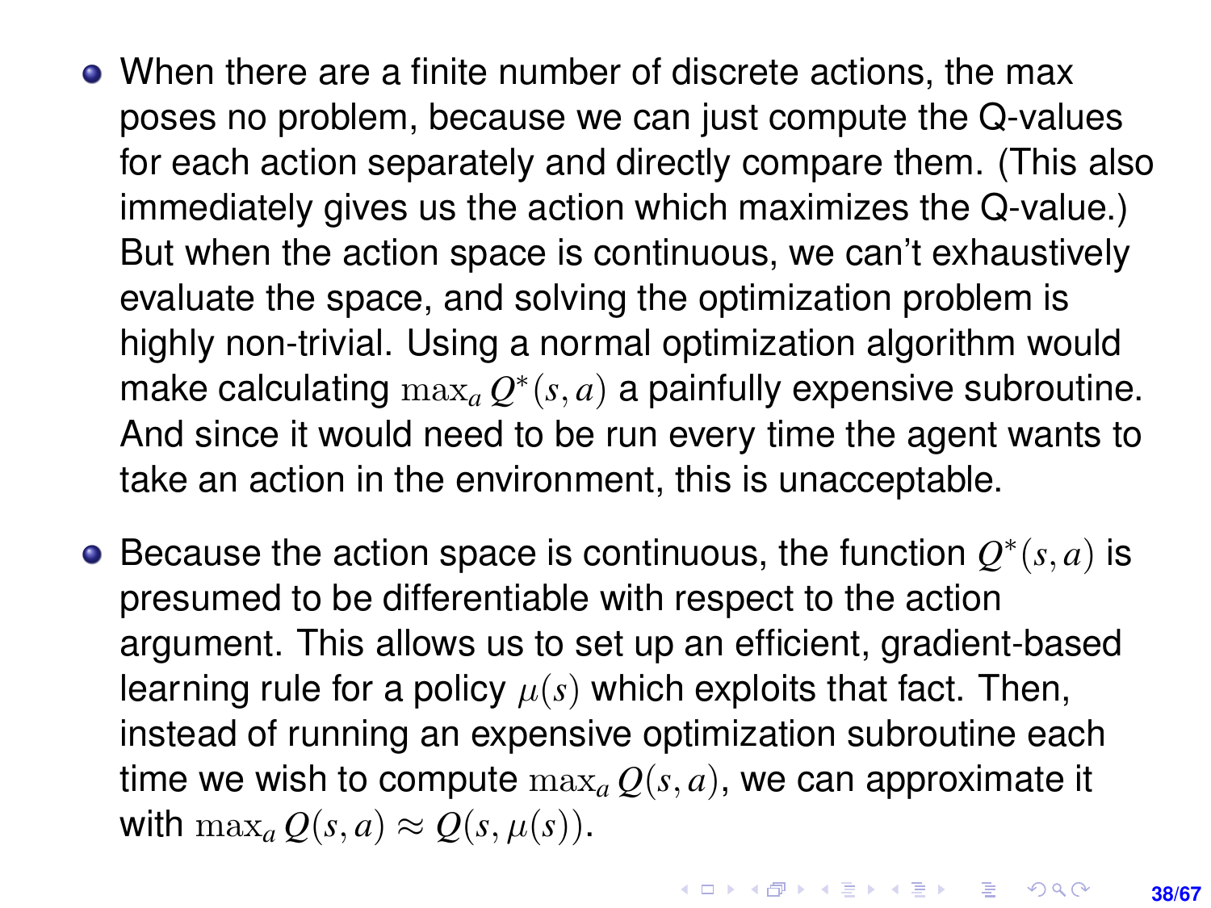- When there are a finite number of discrete actions, the max poses no problem, because we can just compute the Q-values for each action separately and directly compare them. (This also immediately gives us the action which maximizes the Q-value.) But when the action space is continuous, we can't exhaustively evaluate the space, and solving the optimization problem is highly non-trivial. Using a normal optimization algorithm would make calculating $\max_a Q^*(s, a)$ a painfully expensive subroutine. And since it would need to be run every time the agent wants to take an action in the environment, this is unacceptable.
- Because the action space is continuous, the function $Q^*(s, a)$ is presumed to be differentiable with respect to the action argument. This allows us to set up an efficient, gradient-based learning rule for a policy $\mu(s)$ which exploits that fact. Then, instead of running an expensive optimization subroutine each time we wish to compute $\max_a Q(s, a)$, we can approximate it with $\max_a Q(s, a) \approx Q(s, \mu(s))$.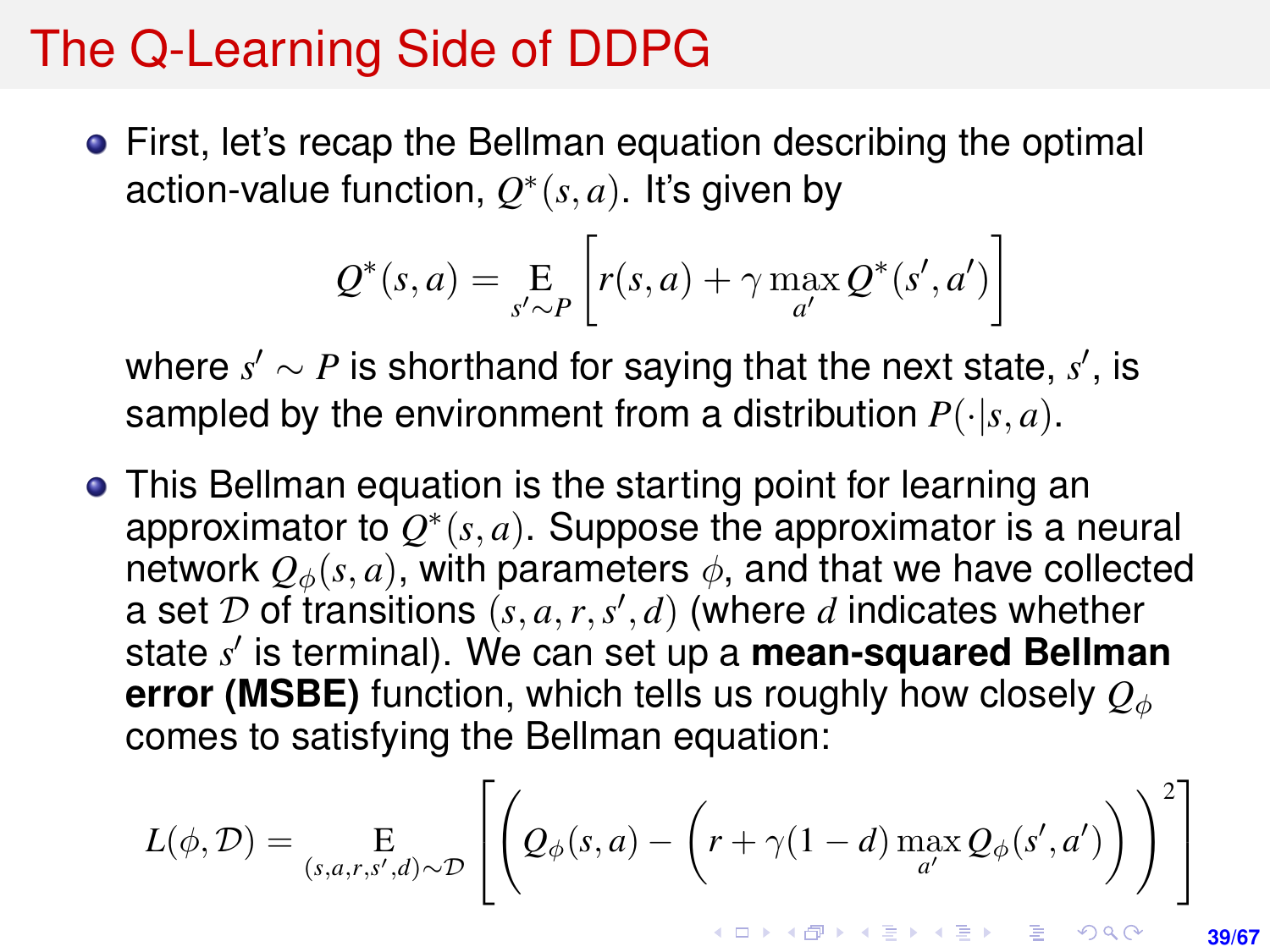# The Q-Learning Side of DDPG

- First, let's recap the Bellman equation describing the optimal action-value function, $Q^*(s,a)$. It's given by

$$Q^*(s,a) = \mathop{\mathrm{E}}_{s' \sim P}\left[ r(s,a) + \gamma \max_{a'} Q^*(s',a') \right]$$

  where $s' \sim P$ is shorthand for saying that the next state, $s'$, is sampled by the environment from a distribution $P(\cdot|s,a)$.

- This Bellman equation is the starting point for learning an approximator to $Q^*(s,a)$. Suppose the approximator is a neural network $Q_\phi(s,a)$, with parameters $\phi$, and that we have collected a set $\mathcal{D}$ of transitions $(s,a,r,s',d)$ (where $d$ indicates whether state $s'$ is terminal). We can set up a **mean-squared Bellman error (MSBE)** function, which tells us roughly how closely $Q_\phi$ comes to satisfying the Bellman equation:

$$L(\phi, \mathcal{D}) = \mathop{\mathrm{E}}_{(s,a,r,s',d) \sim \mathcal{D}}\left[ \left( Q_\phi(s,a) - \left( r + \gamma (1-d) \max_{a'} Q_\phi(s',a') \right) \right)^2 \right]$$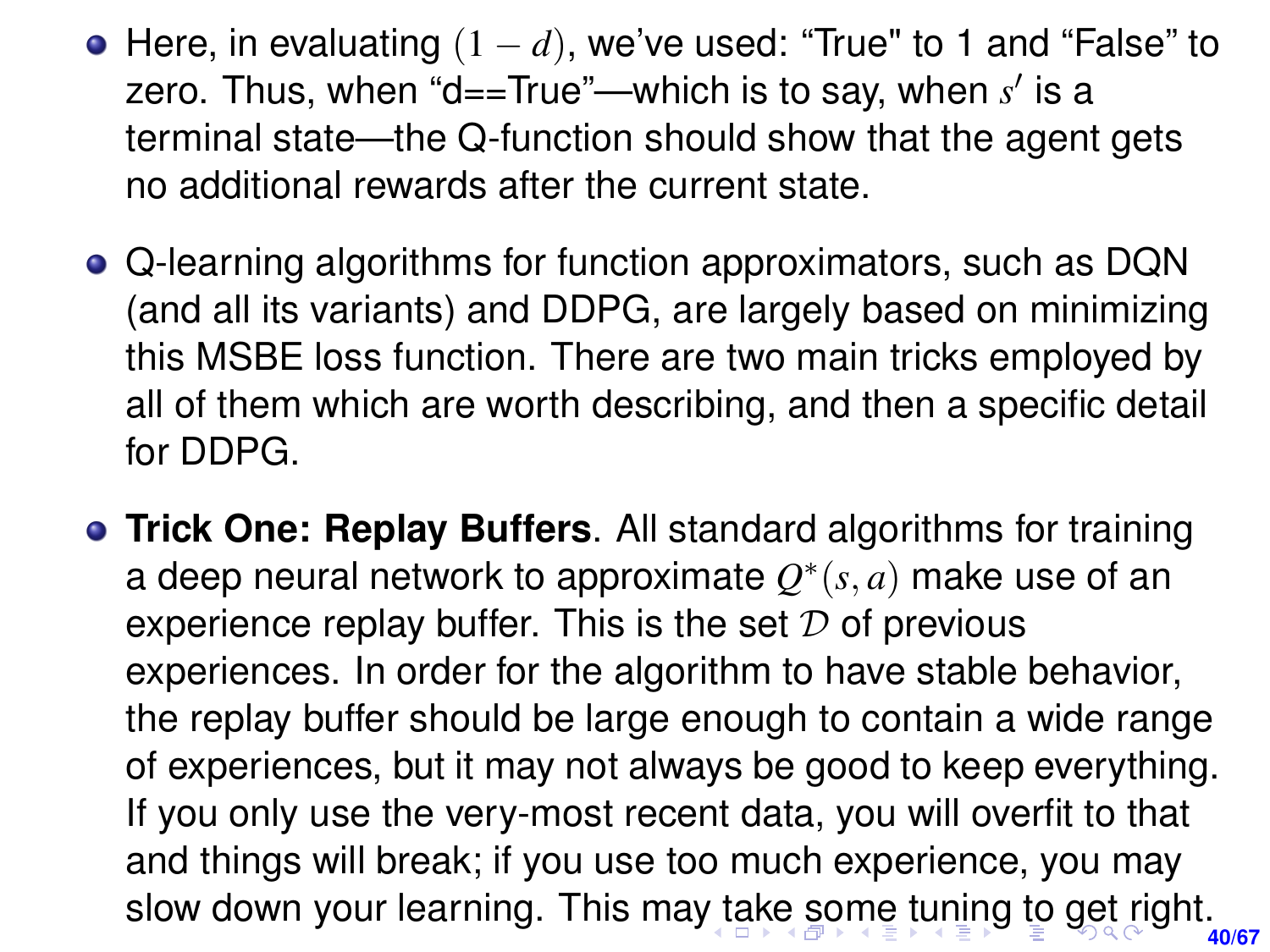- Here, in evaluating $(1-d)$, we've used: "True" to 1 and "False" to zero. Thus, when "d==True"—which is to say, when $s'$ is a terminal state—the Q-function should show that the agent gets no additional rewards after the current state.

- Q-learning algorithms for function approximators, such as DQN (and all its variants) and DDPG, are largely based on minimizing this MSBE loss function. There are two main tricks employed by all of them which are worth describing, and then a specific detail for DDPG.

- **Trick One: Replay Buffers**. All standard algorithms for training a deep neural network to approximate $Q^*(s,a)$ make use of an experience replay buffer. This is the set $\mathcal{D}$ of previous experiences. In order for the algorithm to have stable behavior, the replay buffer should be large enough to contain a wide range of experiences, but it may not always be good to keep everything. If you only use the very-most recent data, you will overfit to that and things will break; if you use too much experience, you may slow down your learning. This may take some tuning to get right.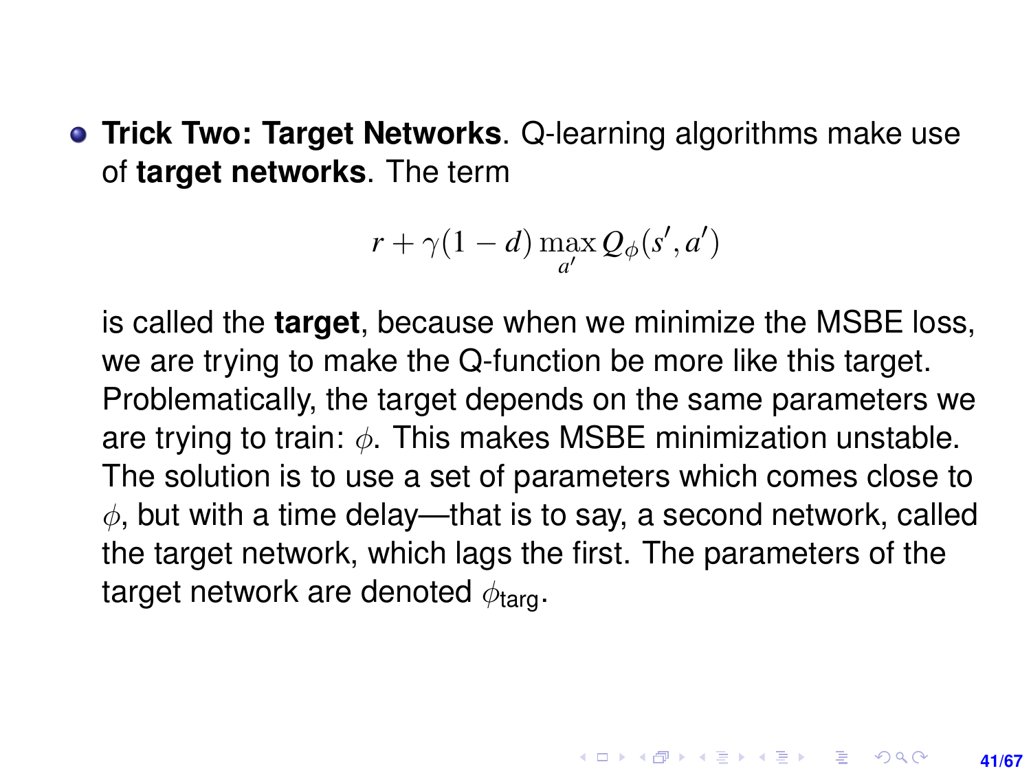- **Trick Two: Target Networks**. Q-learning algorithms make use of **target networks**. The term

$$r + \gamma(1 - d) \max_{a'} Q_{\phi}(s', a')$$

is called the **target**, because when we minimize the MSBE loss, we are trying to make the Q-function be more like this target. Problematically, the target depends on the same parameters we are trying to train: $\phi$. This makes MSBE minimization unstable. The solution is to use a set of parameters which comes close to $\phi$, but with a time delay—that is to say, a second network, called the target network, which lags the first. The parameters of the target network are denoted $\phi_{\text{targ}}$.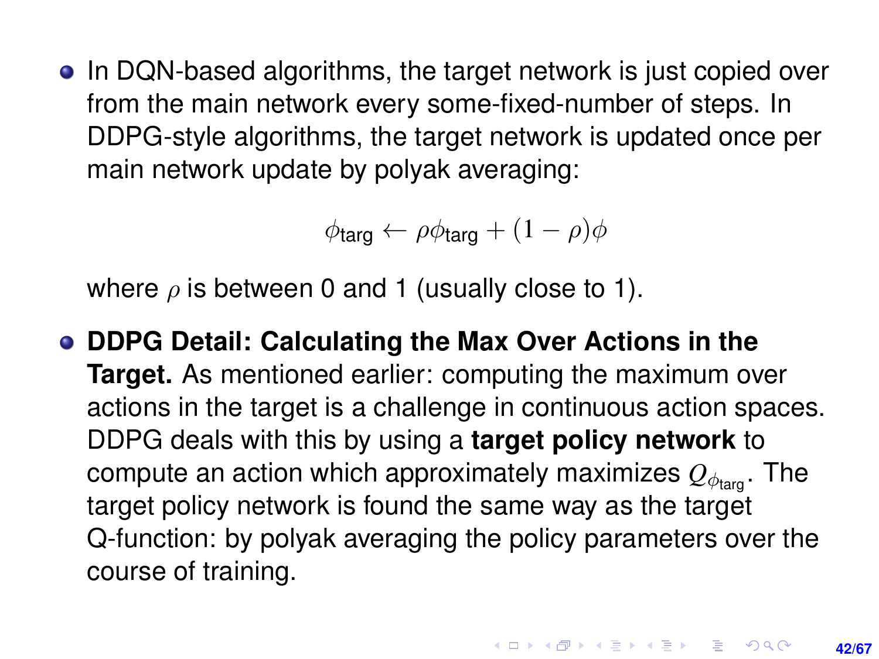- In DQN-based algorithms, the target network is just copied over from the main network every some-fixed-number of steps. In DDPG-style algorithms, the target network is updated once per main network update by polyak averaging:

$$\phi_{\text{targ}} \leftarrow \rho \phi_{\text{targ}} + (1 - \rho)\phi$$

  where $\rho$ is between 0 and 1 (usually close to 1).

- **DDPG Detail: Calculating the Max Over Actions in the Target.** As mentioned earlier: computing the maximum over actions in the target is a challenge in continuous action spaces. DDPG deals with this by using a **target policy network** to compute an action which approximately maximizes $Q_{\phi_{\text{targ}}}$. The target policy network is found the same way as the target Q-function: by polyak averaging the policy parameters over the course of training.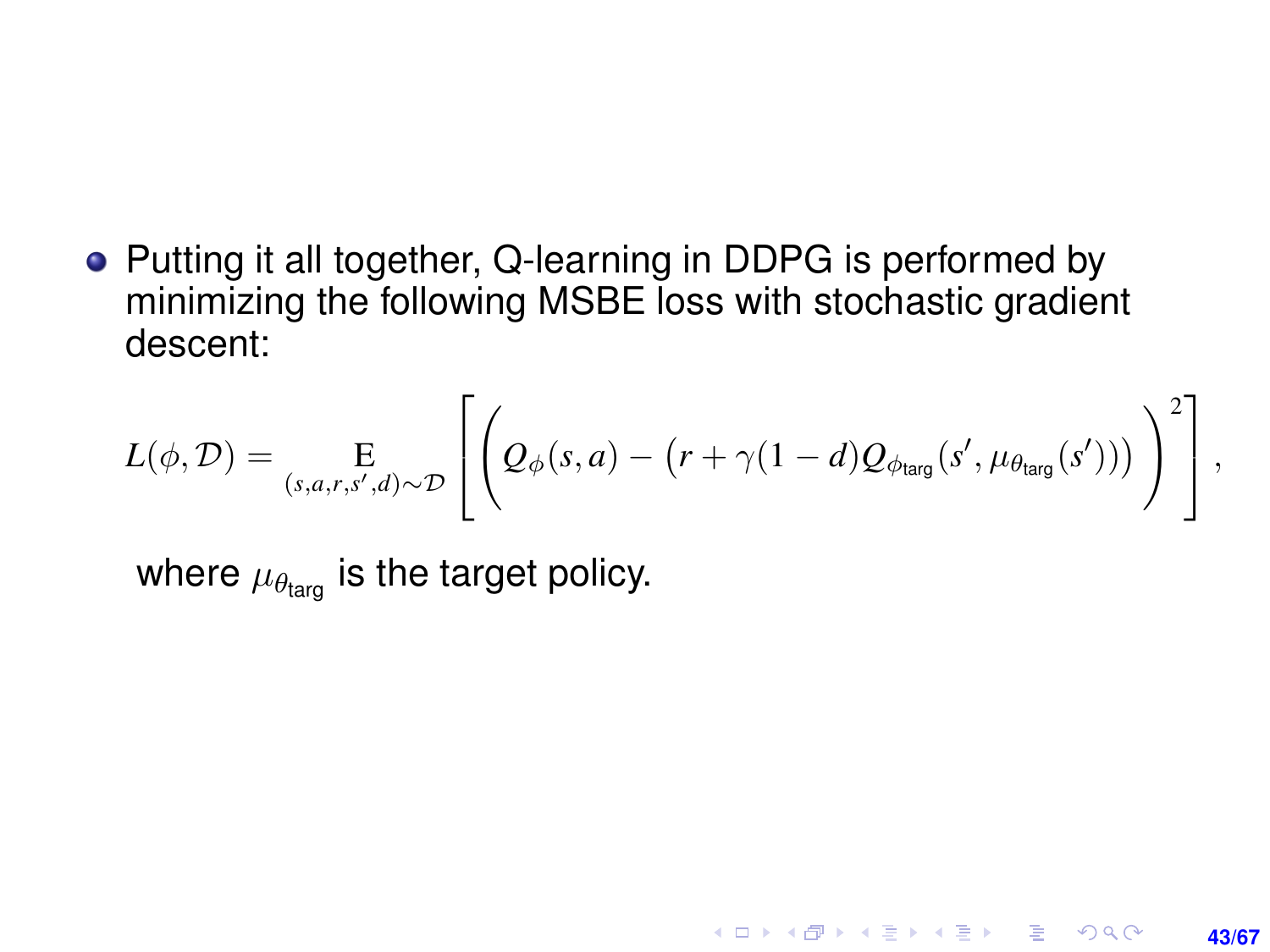- Putting it all together, Q-learning in DDPG is performed by minimizing the following MSBE loss with stochastic gradient descent:

$$L(\phi, \mathcal{D}) = \underset{(s,a,r,s',d) \sim \mathcal{D}}{\mathrm{E}} \left[ \left( Q_\phi(s,a) - \big(r + \gamma(1-d) Q_{\phi_{\text{targ}}}(s', \mu_{\theta_{\text{targ}}}(s'))\big) \right)^2 \right],$$

where $\mu_{\theta_{\text{targ}}}$ is the target policy.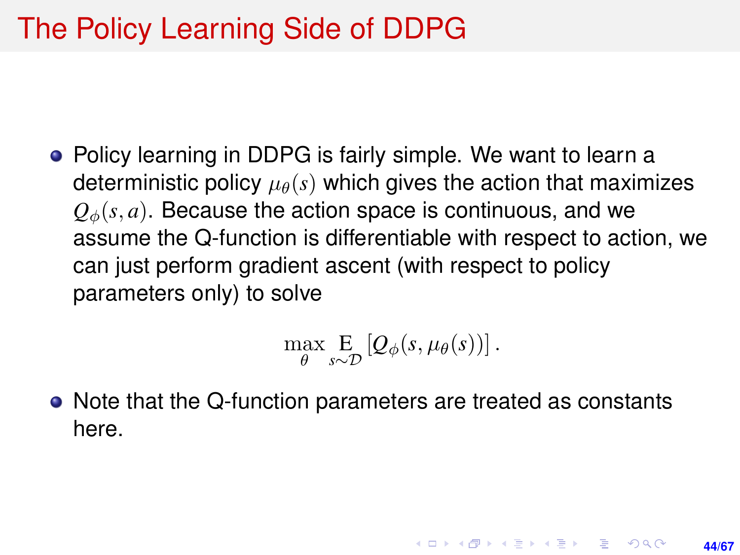# The Policy Learning Side of DDPG

- Policy learning in DDPG is fairly simple. We want to learn a deterministic policy $\mu_\theta(s)$ which gives the action that maximizes $Q_\phi(s, a)$. Because the action space is continuous, and we assume the Q-function is differentiable with respect to action, we can just perform gradient ascent (with respect to policy parameters only) to solve

$$\max_\theta \underset{s \sim \mathcal{D}}{\mathrm{E}} \left[ Q_\phi(s, \mu_\theta(s)) \right].$$

- Note that the Q-function parameters are treated as constants here.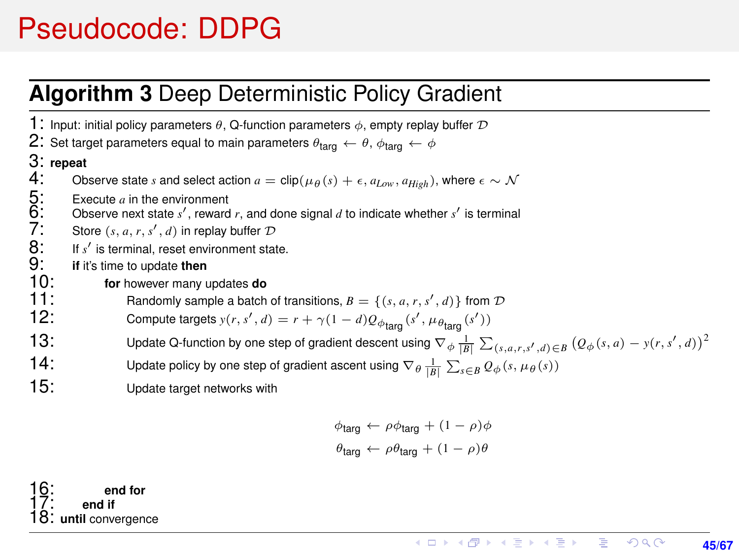# Pseudocode: DDPG

## **Algorithm 3** Deep Deterministic Policy Gradient

```
1: Input: initial policy parameters θ, Q-function parameters φ, empty replay buffer D
2: Set target parameters equal to main parameters θ_targ ← θ, φ_targ ← φ
3: repeat
4:     Observe state s and select action a = clip(μ_θ(s) + ε, a_Low, a_High), where ε ~ N
5:     Execute a in the environment
6:     Observe next state s', reward r, and done signal d to indicate whether s' is terminal
7:     Store (s, a, r, s', d) in replay buffer D
8:     If s' is terminal, reset environment state.
9:     if it's time to update then
10:        for however many updates do
11:            Randomly sample a batch of transitions, B = {(s, a, r, s', d)} from D
12:            Compute targets y(r, s', d) = r + γ(1 − d)Q_φtarg(s', μ_θtarg(s'))
13:            Update Q-function by one step of gradient descent using
                   ∇_φ (1/|B|) Σ_{(s,a,r,s',d)∈B} (Q_φ(s, a) − y(r, s', d))^2
14:            Update policy by one step of gradient ascent using
                   ∇_θ (1/|B|) Σ_{s∈B} Q_φ(s, μ_θ(s))
15:            Update target networks with
                   φ_targ ← ρ φ_targ + (1 − ρ) φ
                   θ_targ ← ρ θ_targ + (1 − ρ) θ
16:        end for
17:    end if
18: until convergence
```

Where:

- Line 4: $a = \text{clip}(\mu_\theta(s) + \epsilon, a_{Low}, a_{High})$, where $\epsilon \sim \mathcal{N}$
- Line 12: $y(r, s', d) = r + \gamma(1-d) Q_{\phi_{\text{targ}}}(s', \mu_{\theta_{\text{targ}}}(s'))$
- Line 13: $\nabla_\phi \frac{1}{|B|} \sum_{(s,a,r,s',d)\in B} \left(Q_\phi(s,a) - y(r,s',d)\right)^2$
- Line 14: $\nabla_\theta \frac{1}{|B|} \sum_{s \in B} Q_\phi(s, \mu_\theta(s))$
- Line 15:

$$\phi_{\text{targ}} \leftarrow \rho \phi_{\text{targ}} + (1-\rho)\phi$$
$$\theta_{\text{targ}} \leftarrow \rho \theta_{\text{targ}} + (1-\rho)\theta$$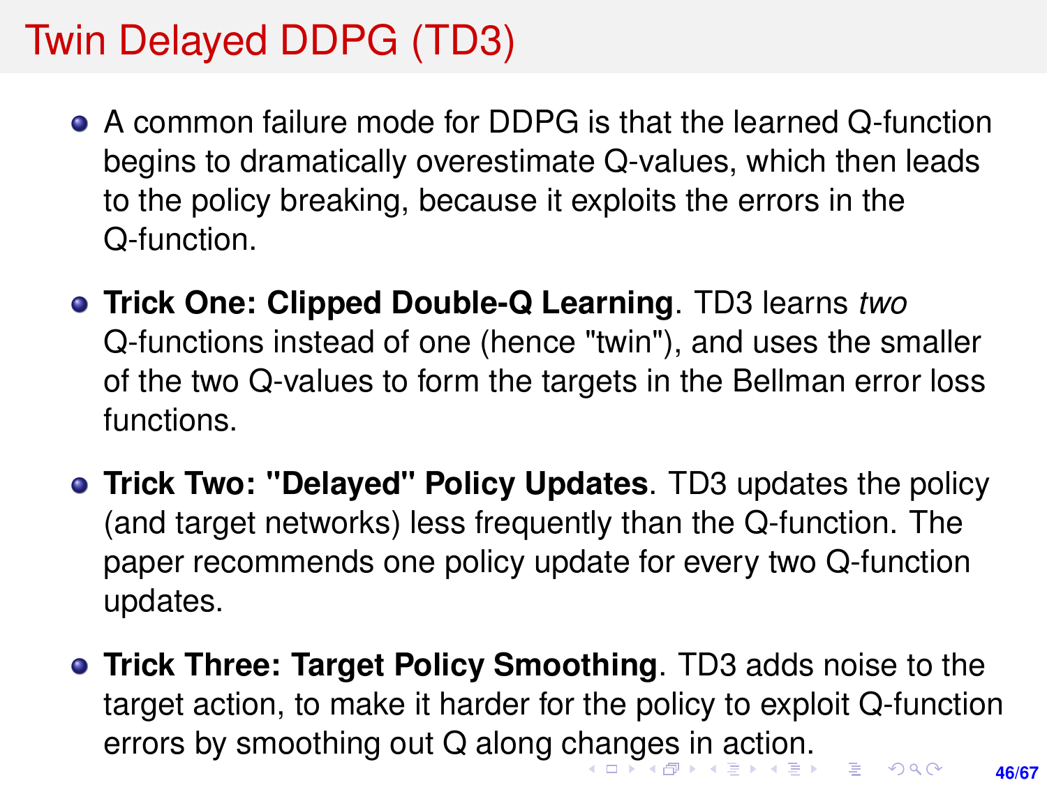# Twin Delayed DDPG (TD3)

- A common failure mode for DDPG is that the learned Q-function begins to dramatically overestimate Q-values, which then leads to the policy breaking, because it exploits the errors in the Q-function.
- **Trick One: Clipped Double-Q Learning**. TD3 learns *two* Q-functions instead of one (hence "twin"), and uses the smaller of the two Q-values to form the targets in the Bellman error loss functions.
- **Trick Two: "Delayed" Policy Updates**. TD3 updates the policy (and target networks) less frequently than the Q-function. The paper recommends one policy update for every two Q-function updates.
- **Trick Three: Target Policy Smoothing**. TD3 adds noise to the target action, to make it harder for the policy to exploit Q-function errors by smoothing out Q along changes in action.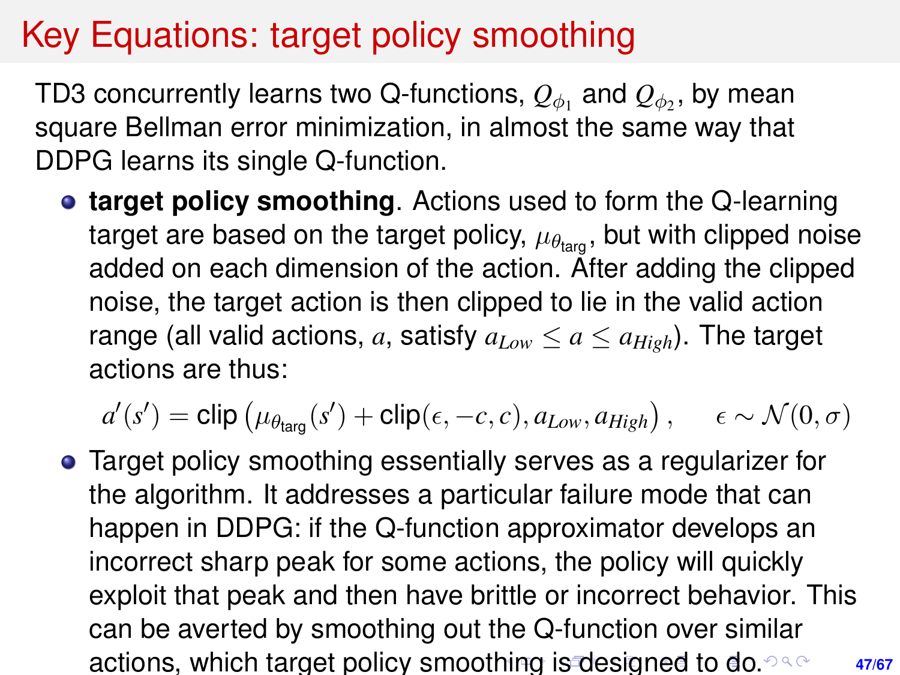# Key Equations: target policy smoothing

TD3 concurrently learns two Q-functions, $Q_{\phi_1}$ and $Q_{\phi_2}$, by mean square Bellman error minimization, in almost the same way that DDPG learns its single Q-function.

- **target policy smoothing**. Actions used to form the Q-learning target are based on the target policy, $\mu_{\theta_{\text{targ}}}$, but with clipped noise added on each dimension of the action. After adding the clipped noise, the target action is then clipped to lie in the valid action range (all valid actions, $a$, satisfy $a_{Low} \leq a \leq a_{High}$). The target actions are thus:

$$a'(s') = \text{clip}\left(\mu_{\theta_{\text{targ}}}(s') + \text{clip}(\epsilon, -c, c), a_{Low}, a_{High}\right), \qquad \epsilon \sim \mathcal{N}(0, \sigma)$$

- Target policy smoothing essentially serves as a regularizer for the algorithm. It addresses a particular failure mode that can happen in DDPG: if the Q-function approximator develops an incorrect sharp peak for some actions, the policy will quickly exploit that peak and then have brittle or incorrect behavior. This can be averted by smoothing out the Q-function over similar actions, which target policy smoothing is designed to do.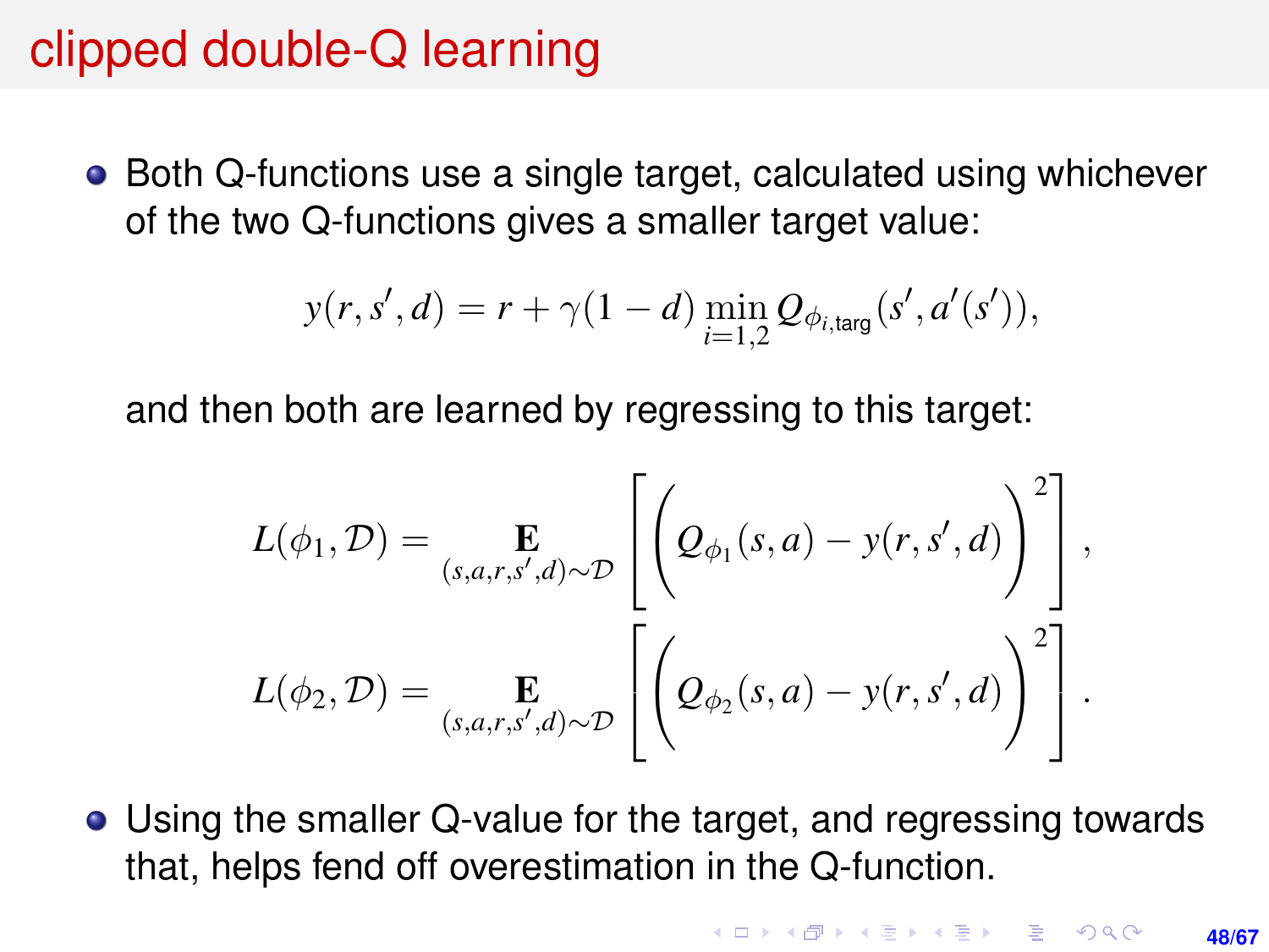# clipped double-Q learning

- Both Q-functions use a single target, calculated using whichever of the two Q-functions gives a smaller target value:

$$y(r, s', d) = r + \gamma(1 - d) \min_{i=1,2} Q_{\phi_{i,\text{targ}}}(s', a'(s')),$$

  and then both are learned by regressing to this target:

$$L(\phi_1, \mathcal{D}) = \mathop{\mathbf{E}}_{(s,a,r,s',d) \sim \mathcal{D}} \left[ \Bigg( Q_{\phi_1}(s, a) - y(r, s', d) \Bigg)^2 \right],$$

$$L(\phi_2, \mathcal{D}) = \mathop{\mathbf{E}}_{(s,a,r,s',d) \sim \mathcal{D}} \left[ \Bigg( Q_{\phi_2}(s, a) - y(r, s', d) \Bigg)^2 \right].$$

- Using the smaller Q-value for the target, and regressing towards that, helps fend off overestimation in the Q-function.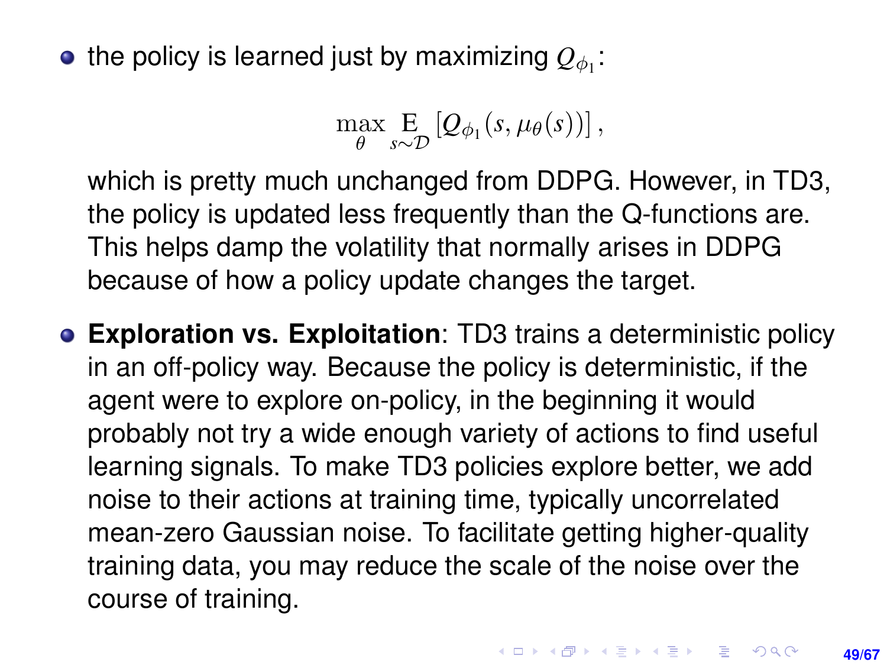- the policy is learned just by maximizing $Q_{\phi_1}$:

$$\max_{\theta} \mathop{\mathrm{E}}_{s \sim \mathcal{D}} \left[ Q_{\phi_1}(s, \mu_\theta(s)) \right],$$

  which is pretty much unchanged from DDPG. However, in TD3, the policy is updated less frequently than the Q-functions are. This helps damp the volatility that normally arises in DDPG because of how a policy update changes the target.

- **Exploration vs. Exploitation**: TD3 trains a deterministic policy in an off-policy way. Because the policy is deterministic, if the agent were to explore on-policy, in the beginning it would probably not try a wide enough variety of actions to find useful learning signals. To make TD3 policies explore better, we add noise to their actions at training time, typically uncorrelated mean-zero Gaussian noise. To facilitate getting higher-quality training data, you may reduce the scale of the noise over the course of training.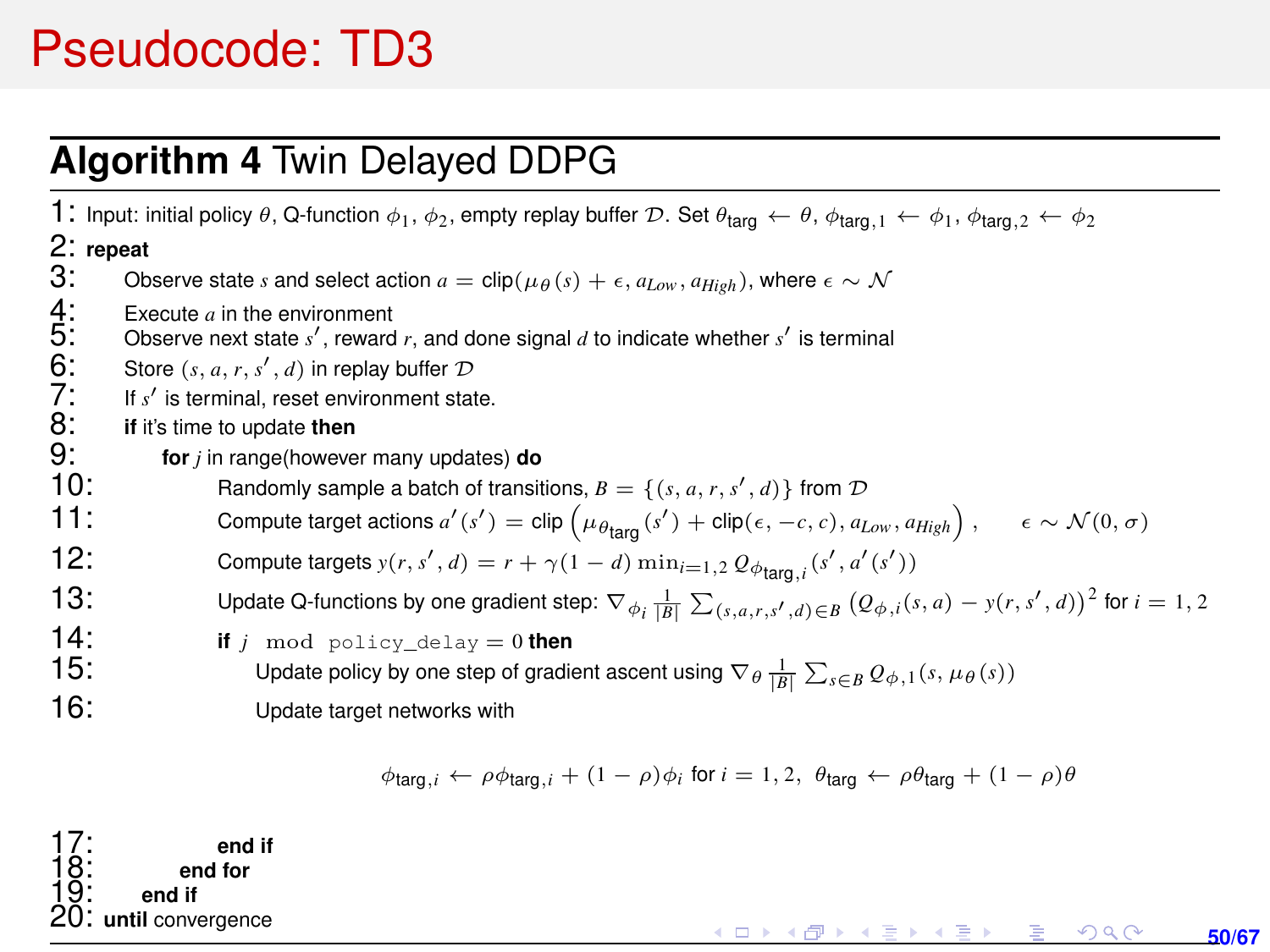# Pseudocode: TD3

**Algorithm 4** Twin Delayed DDPG

```
1:  Input: initial policy θ, Q-function φ_1, φ_2, empty replay buffer D. Set θ_targ ← θ, φ_targ,1 ← φ_1, φ_targ,2 ← φ_2
2:  repeat
3:      Observe state s and select action a = clip(μ_θ(s) + ε, a_Low, a_High), where ε ~ N
4:      Execute a in the environment
5:      Observe next state s', reward r, and done signal d to indicate whether s' is terminal
6:      Store (s, a, r, s', d) in replay buffer D
7:      If s' is terminal, reset environment state.
8:      if it's time to update then
9:          for j in range(however many updates) do
10:             Randomly sample a batch of transitions, B = {(s, a, r, s', d)} from D
11:             Compute target actions a'(s') = clip(μ_θtarg(s') + clip(ε, −c, c), a_Low, a_High),   ε ~ N(0, σ)
12:             Compute targets y(r, s', d) = r + γ(1 − d) min_{i=1,2} Q_φtarg,i(s', a'(s'))
13:             Update Q-functions by one gradient step: ∇_φi (1/|B|) Σ_{(s,a,r,s',d)∈B} (Q_φ,i(s, a) − y(r, s', d))^2 for i = 1, 2
14:             if j mod policy_delay = 0 then
15:                 Update policy by one step of gradient ascent using ∇_θ (1/|B|) Σ_{s∈B} Q_φ,1(s, μ_θ(s))
16:                 Update target networks with
                        φ_targ,i ← ρ φ_targ,i + (1 − ρ) φ_i for i = 1, 2,  θ_targ ← ρ θ_targ + (1 − ρ) θ
17:             end if
18:         end for
19:     end if
20: until convergence
```

Line 3: $a = \text{clip}(\mu_\theta(s) + \epsilon, a_{Low}, a_{High})$, where $\epsilon \sim \mathcal{N}$

Line 11: $a'(s') = \text{clip}\left(\mu_{\theta_{\text{targ}}}(s') + \text{clip}(\epsilon, -c, c), a_{Low}, a_{High}\right), \quad \epsilon \sim \mathcal{N}(0, \sigma)$

Line 12: $y(r, s', d) = r + \gamma(1 - d) \min_{i=1,2} Q_{\phi_{\text{targ},i}}(s', a'(s'))$

Line 13: $\nabla_{\phi_i} \frac{1}{|B|} \sum_{(s,a,r,s',d)\in B} \left(Q_{\phi,i}(s, a) - y(r, s', d)\right)^2$ for $i = 1, 2$

Line 14: if $j \mod \texttt{policy\_delay} = 0$ then

Line 15: $\nabla_\theta \frac{1}{|B|} \sum_{s\in B} Q_{\phi,1}(s, \mu_\theta(s))$

Line 16:

$$\phi_{\text{targ},i} \leftarrow \rho\phi_{\text{targ},i} + (1 - \rho)\phi_i \text{ for } i = 1, 2, \;\; \theta_{\text{targ}} \leftarrow \rho\theta_{\text{targ}} + (1 - \rho)\theta$$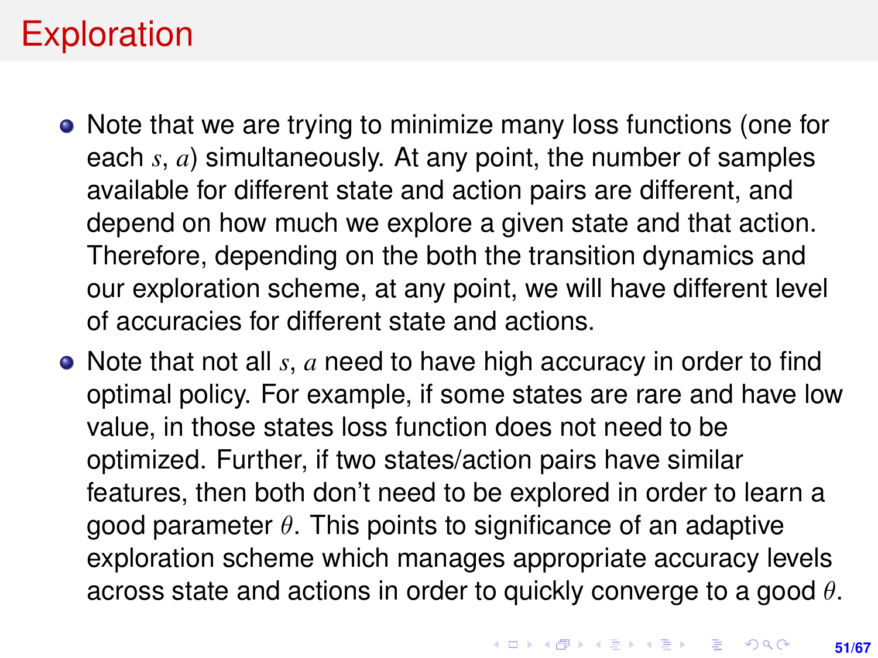# Exploration

- Note that we are trying to minimize many loss functions (one for each $s, a$) simultaneously. At any point, the number of samples available for different state and action pairs are different, and depend on how much we explore a given state and that action. Therefore, depending on the both the transition dynamics and our exploration scheme, at any point, we will have different level of accuracies for different state and actions.
- Note that not all $s, a$ need to have high accuracy in order to find optimal policy. For example, if some states are rare and have low value, in those states loss function does not need to be optimized. Further, if two states/action pairs have similar features, then both don't need to be explored in order to learn a good parameter $\theta$. This points to significance of an adaptive exploration scheme which manages appropriate accuracy levels across state and actions in order to quickly converge to a good $\theta$.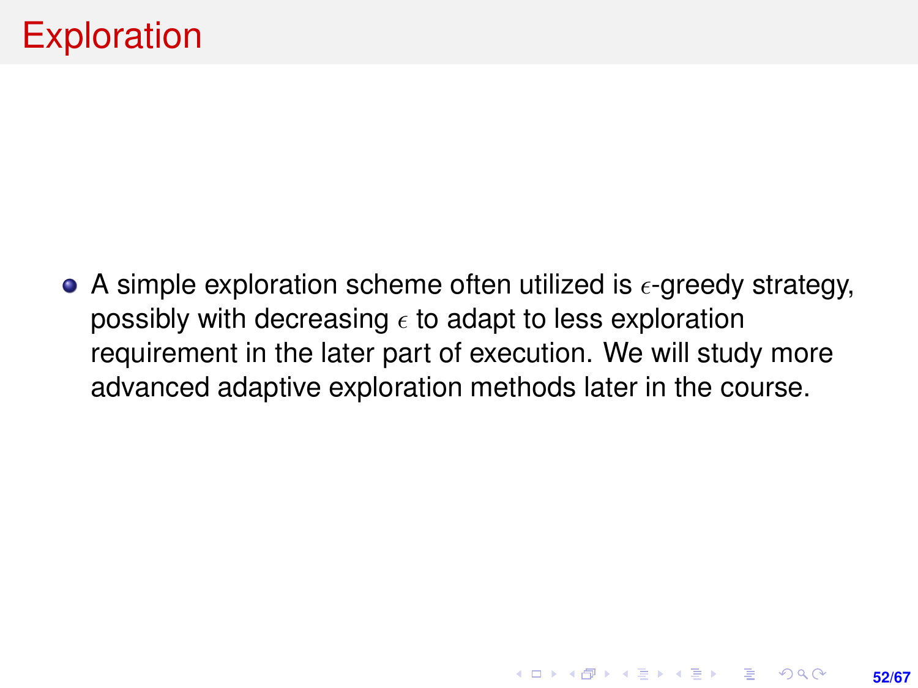# Exploration

- A simple exploration scheme often utilized is $\epsilon$-greedy strategy, possibly with decreasing $\epsilon$ to adapt to less exploration requirement in the later part of execution. We will study more advanced adaptive exploration methods later in the course.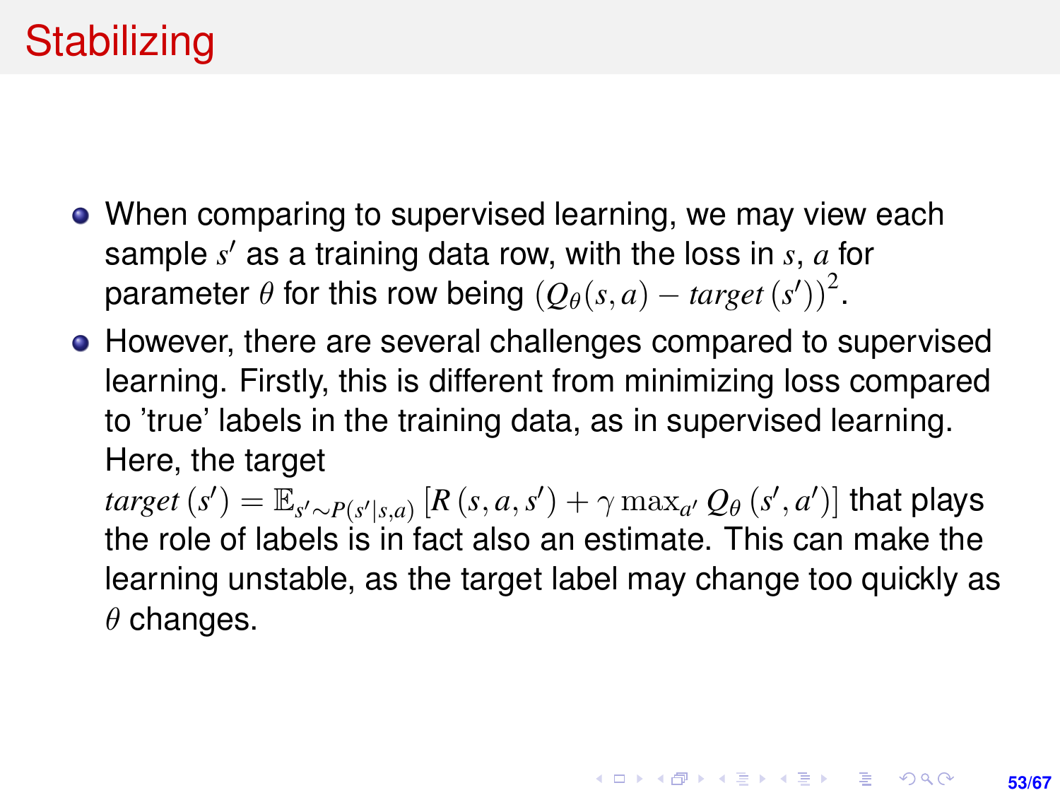# Stabilizing

- When comparing to supervised learning, we may view each sample $s'$ as a training data row, with the loss in $s$, $a$ for parameter $\theta$ for this row being $(Q_\theta(s,a) - \mathit{target}\,(s'))^2$.
- However, there are several challenges compared to supervised learning. Firstly, this is different from minimizing loss compared to 'true' labels in the training data, as in supervised learning. Here, the target $\mathit{target}\,(s') = \mathbb{E}_{s' \sim P(s'|s,a)} \left[ R\,(s,a,s') + \gamma \max_{a'} Q_\theta\,(s', a') \right]$ that plays the role of labels is in fact also an estimate. This can make the learning unstable, as the target label may change too quickly as $\theta$ changes.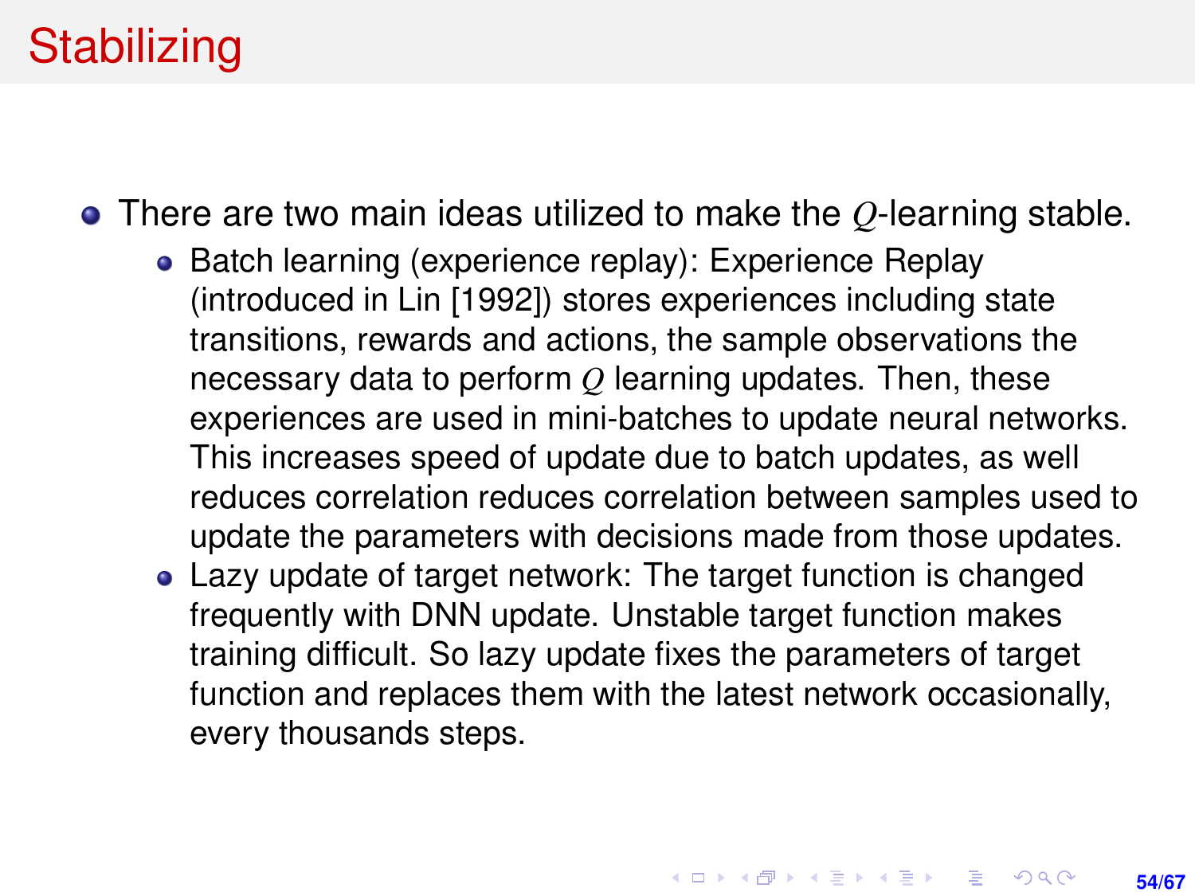# Stabilizing

- There are two main ideas utilized to make the $Q$-learning stable.
  - Batch learning (experience replay): Experience Replay (introduced in Lin [1992]) stores experiences including state transitions, rewards and actions, the sample observations the necessary data to perform $Q$ learning updates. Then, these experiences are used in mini-batches to update neural networks. This increases speed of update due to batch updates, as well reduces correlation reduces correlation between samples used to update the parameters with decisions made from those updates.
  - Lazy update of target network: The target function is changed frequently with DNN update. Unstable target function makes training difficult. So lazy update fixes the parameters of target function and replaces them with the latest network occasionally, every thousands steps.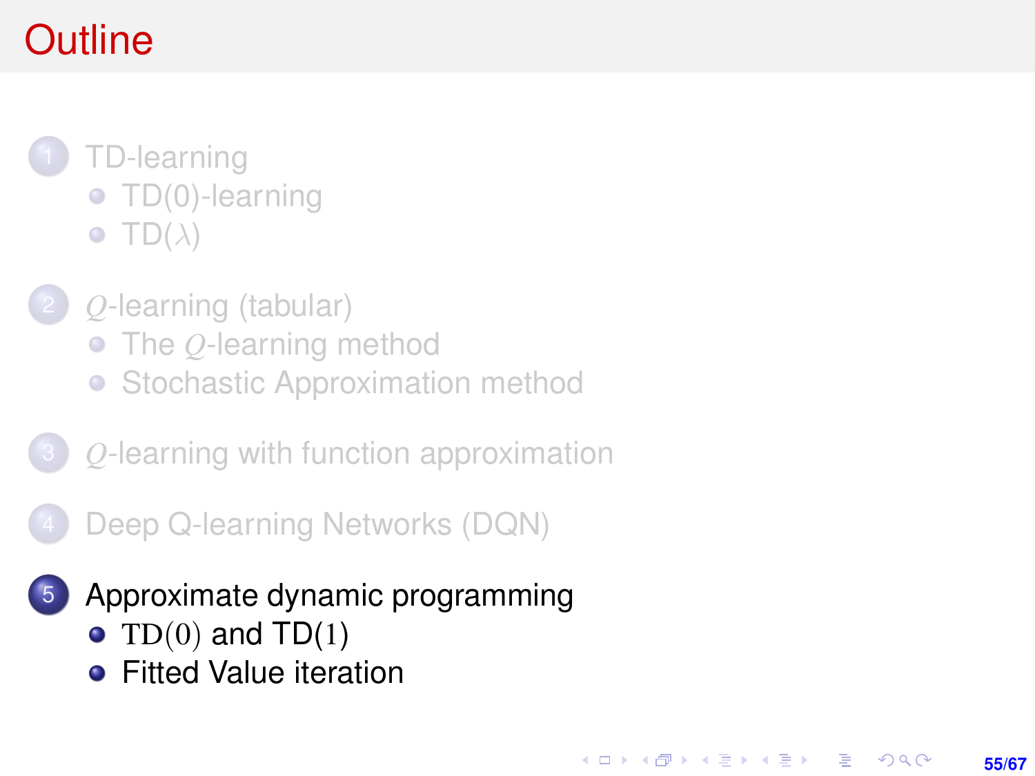# Outline

1. TD-learning
   - TD(0)-learning
   - TD($\lambda$)
2. $Q$-learning (tabular)
   - The $Q$-learning method
   - Stochastic Approximation method
3. $Q$-learning with function approximation
4. Deep Q-learning Networks (DQN)
5. Approximate dynamic programming
   - $\text{TD}(0)$ and TD$(1)$
   - Fitted Value iteration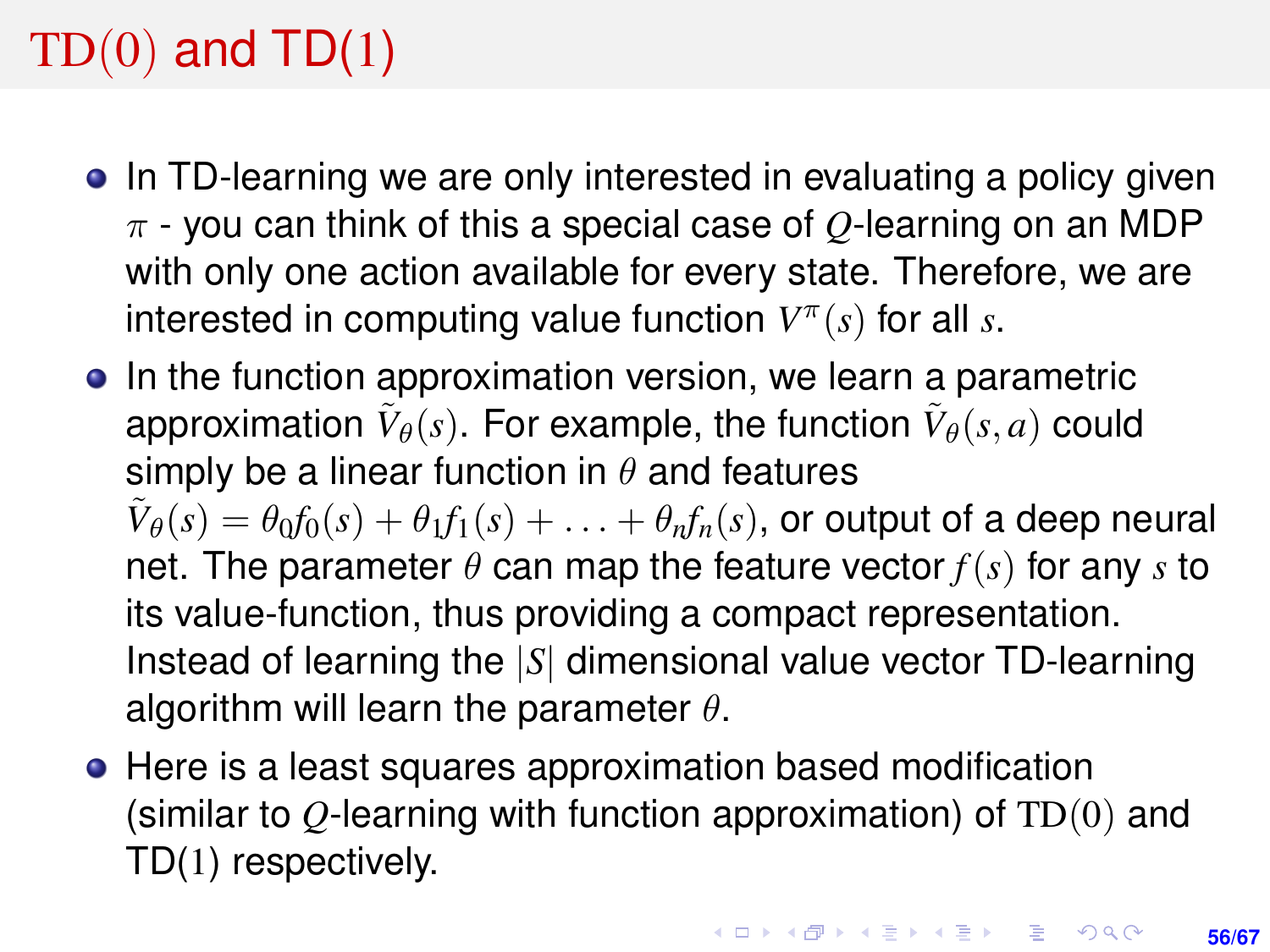# TD(0) and TD(1)

- In TD-learning we are only interested in evaluating a policy given $\pi$ - you can think of this a special case of $Q$-learning on an MDP with only one action available for every state. Therefore, we are interested in computing value function $V^{\pi}(s)$ for all $s$.
- In the function approximation version, we learn a parametric approximation $\tilde{V}_{\theta}(s)$. For example, the function $\tilde{V}_{\theta}(s, a)$ could simply be a linear function in $\theta$ and features $\tilde{V}_{\theta}(s) = \theta_0 f_0(s) + \theta_1 f_1(s) + \ldots + \theta_n f_n(s)$, or output of a deep neural net. The parameter $\theta$ can map the feature vector $f(s)$ for any $s$ to its value-function, thus providing a compact representation. Instead of learning the $|S|$ dimensional value vector TD-learning algorithm will learn the parameter $\theta$.
- Here is a least squares approximation based modification (similar to $Q$-learning with function approximation) of TD(0) and TD(1) respectively.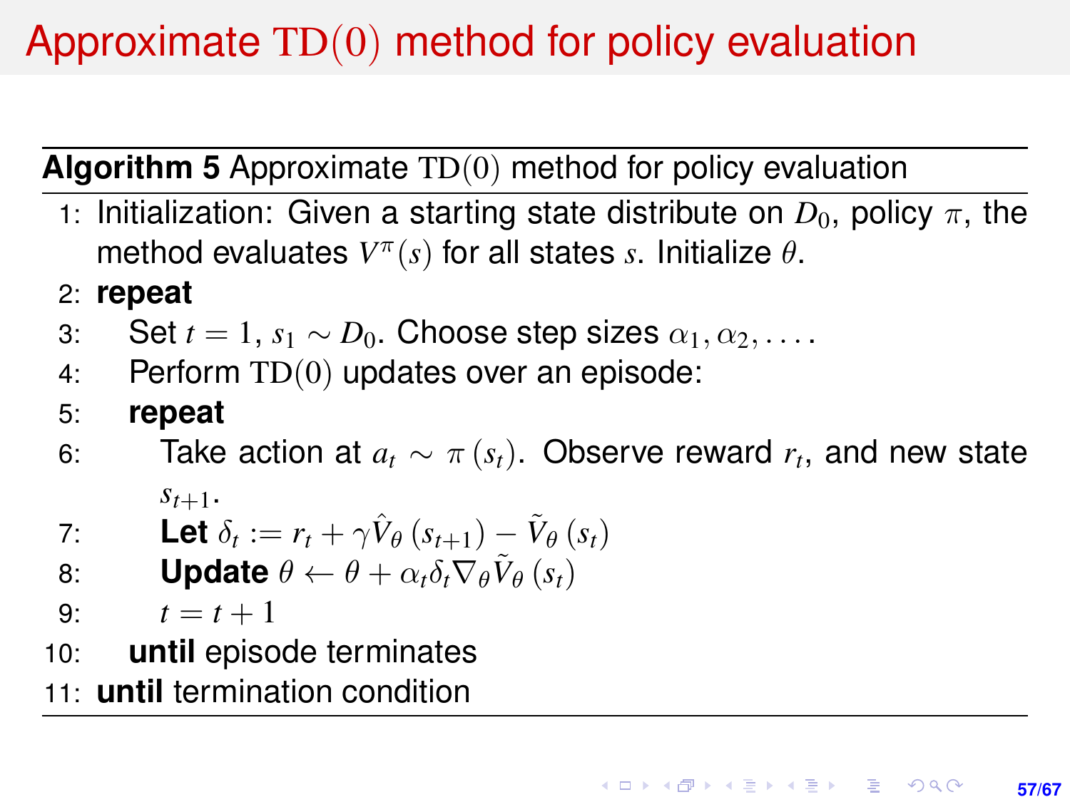# Approximate $\mathrm{TD}(0)$ method for policy evaluation

**Algorithm 5** Approximate $\mathrm{TD}(0)$ method for policy evaluation

1: Initialization: Given a starting state distribute on $D_0$, policy $\pi$, the method evaluates $V^\pi(s)$ for all states $s$. Initialize $\theta$.
2: **repeat**
3: Set $t = 1$, $s_1 \sim D_0$. Choose step sizes $\alpha_1, \alpha_2, \ldots$.
4: Perform $\mathrm{TD}(0)$ updates over an episode:
5: **repeat**
6: Take action at $a_t \sim \pi(s_t)$. Observe reward $r_t$, and new state $s_{t+1}$.
7: **Let** $\delta_t := r_t + \gamma \hat{V}_\theta(s_{t+1}) - \tilde{V}_\theta(s_t)$
8: **Update** $\theta \leftarrow \theta + \alpha_t \delta_t \nabla_\theta \tilde{V}_\theta(s_t)$
9: $t = t + 1$
10: **until** episode terminates
11: **until** termination condition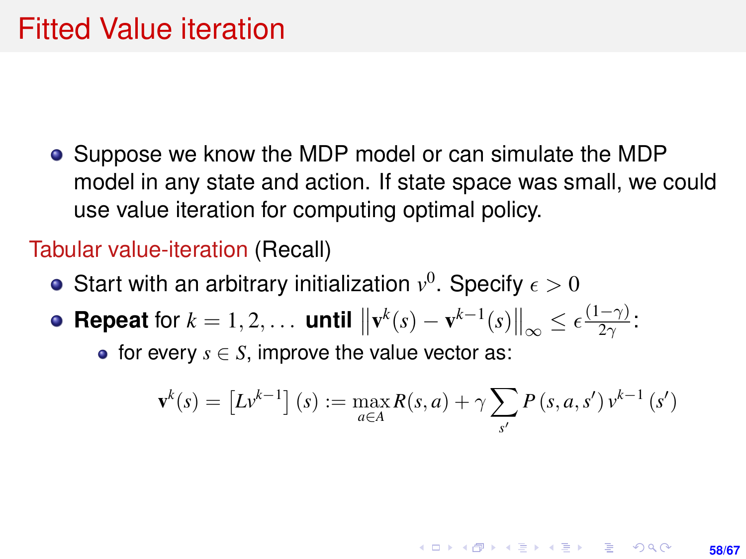# Fitted Value iteration

- Suppose we know the MDP model or can simulate the MDP model in any state and action. If state space was small, we could use value iteration for computing optimal policy.

Tabular value-iteration (Recall)

- Start with an arbitrary initialization $v^0$. Specify $\epsilon > 0$
- **Repeat** for $k = 1, 2, \ldots$ **until** $\left\| \mathbf{v}^k(s) - \mathbf{v}^{k-1}(s) \right\|_\infty \leq \epsilon \frac{(1-\gamma)}{2\gamma}$:
  - for every $s \in S$, improve the value vector as:

$$\mathbf{v}^k(s) = \left[ L v^{k-1} \right](s) := \max_{a \in A} R(s,a) + \gamma \sum_{s'} P(s,a,s') \, v^{k-1}(s')$$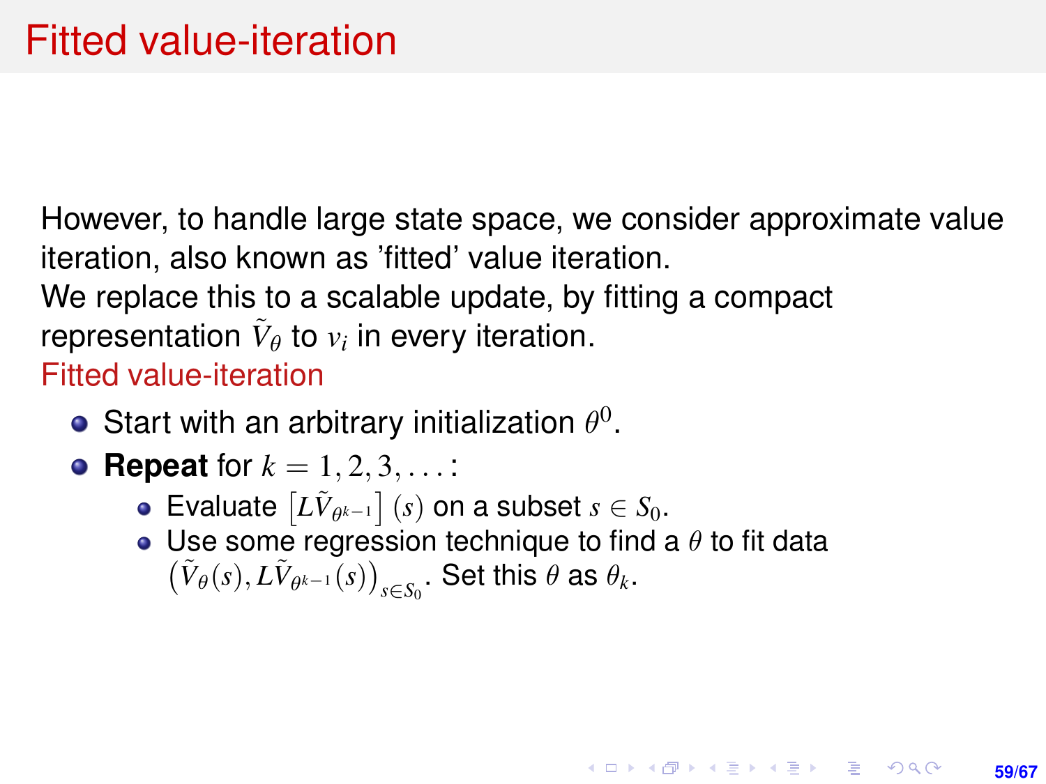# Fitted value-iteration

However, to handle large state space, we consider approximate value iteration, also known as 'fitted' value iteration.
We replace this to a scalable update, by fitting a compact representation $\tilde{V}_\theta$ to $v_i$ in every iteration.

Fitted value-iteration

- Start with an arbitrary initialization $\theta^0$.
- **Repeat** for $k = 1, 2, 3, \ldots$:
  - Evaluate $\left[L\tilde{V}_{\theta^{k-1}}\right](s)$ on a subset $s \in S_0$.
  - Use some regression technique to find a $\theta$ to fit data $\left(\tilde{V}_\theta(s), L\tilde{V}_{\theta^{k-1}}(s)\right)_{s \in S_0}$. Set this $\theta$ as $\theta_k$.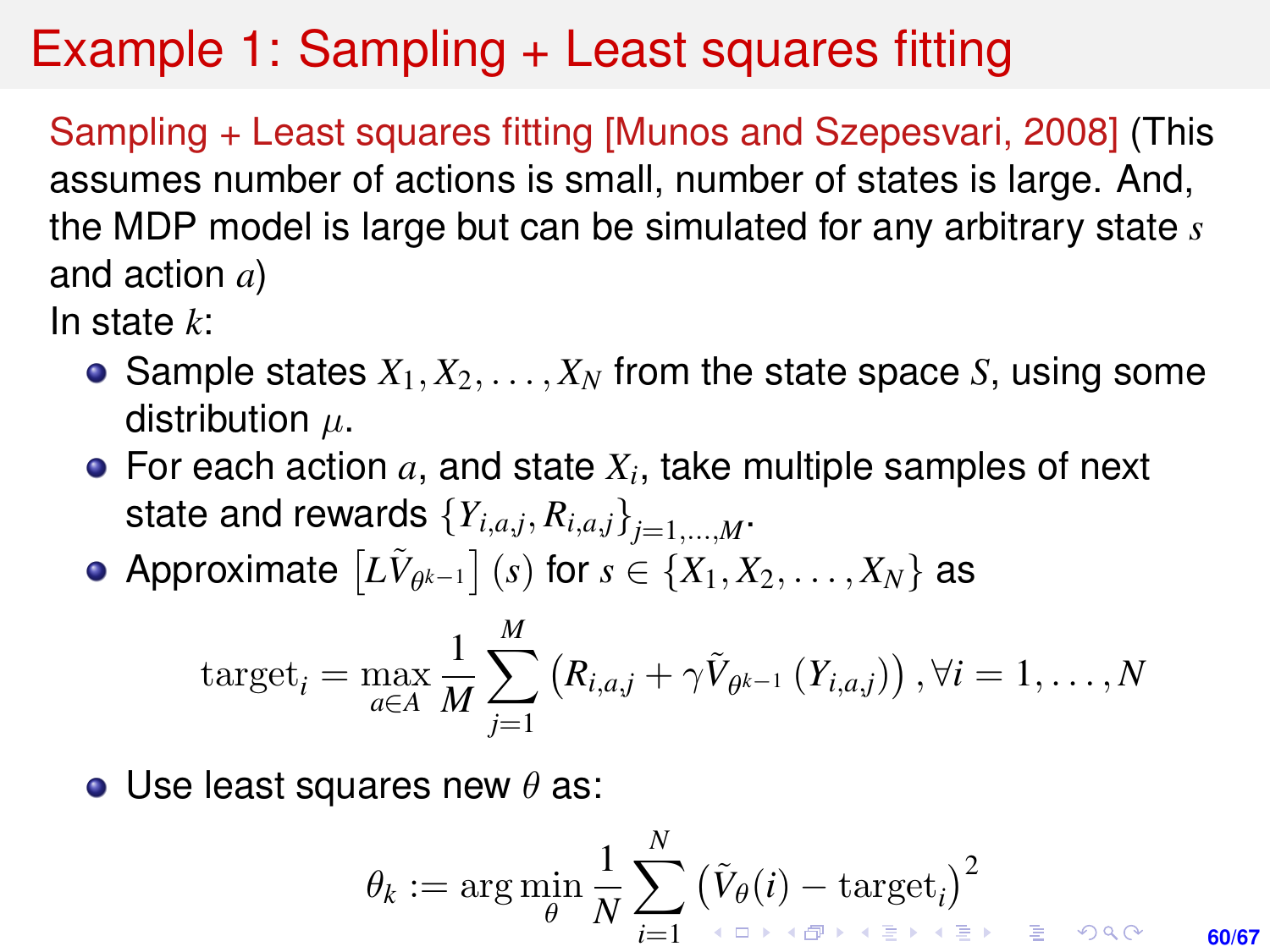# Example 1: Sampling + Least squares fitting

Sampling + Least squares fitting [Munos and Szepesvari, 2008] (This assumes number of actions is small, number of states is large. And, the MDP model is large but can be simulated for any arbitrary state $s$ and action $a$)

In state $k$:

- Sample states $X_1, X_2, \ldots, X_N$ from the state space $S$, using some distribution $\mu$.
- For each action $a$, and state $X_i$, take multiple samples of next state and rewards $\{Y_{i,a,j}, R_{i,a,j}\}_{j=1,\ldots,M}$.
- Approximate $\left[L\tilde{V}_{\theta^{k-1}}\right](s)$ for $s \in \{X_1, X_2, \ldots, X_N\}$ as

$$\text{target}_i = \max_{a \in A} \frac{1}{M} \sum_{j=1}^{M} \left(R_{i,a,j} + \gamma \tilde{V}_{\theta^{k-1}}(Y_{i,a,j})\right), \forall i = 1, \ldots, N$$

- Use least squares new $\theta$ as:

$$\theta_k := \arg\min_{\theta} \frac{1}{N} \sum_{i=1}^{N} \left(\tilde{V}_{\theta}(i) - \text{target}_i\right)^2$$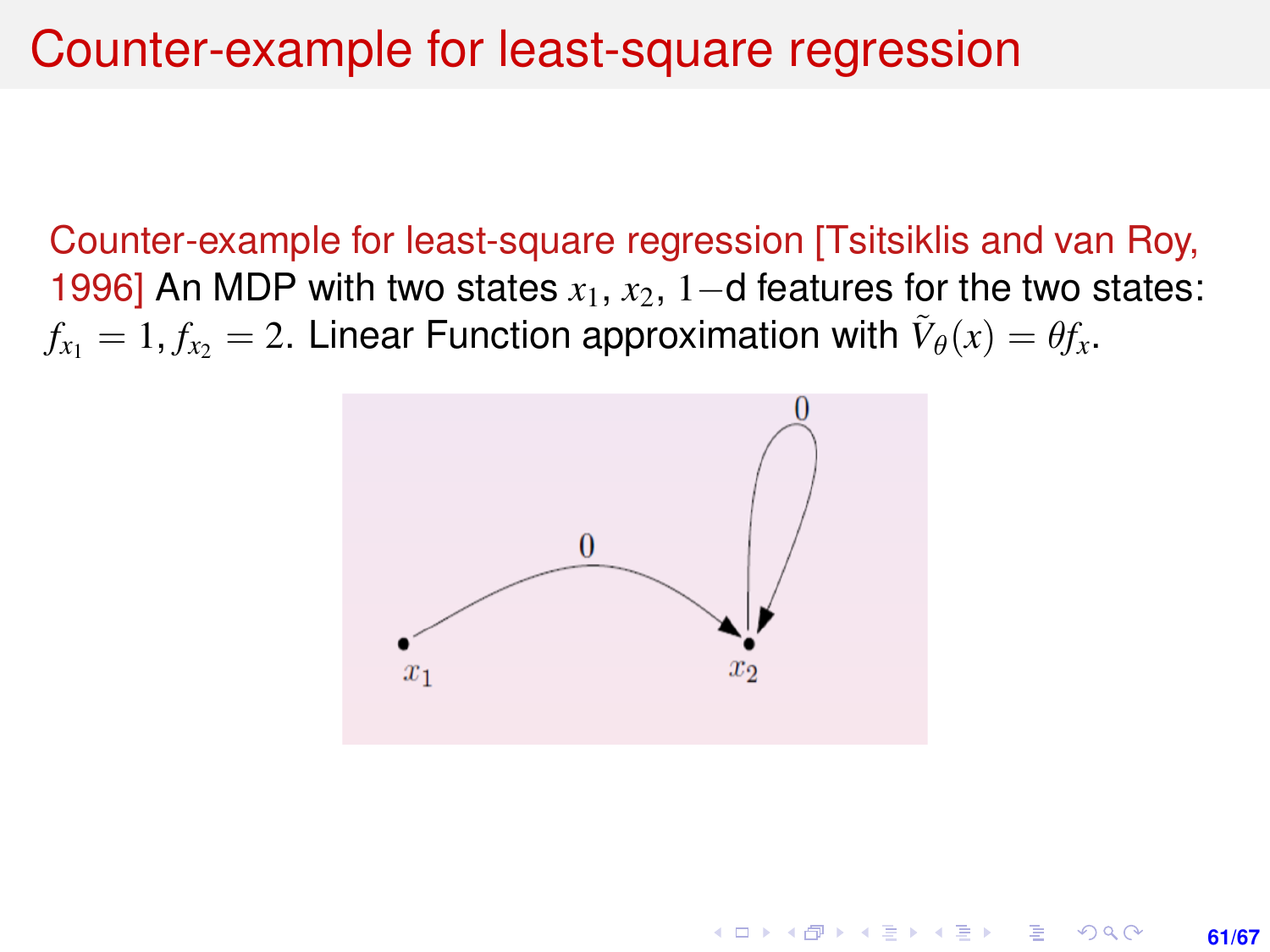# Counter-example for least-square regression

Counter-example for least-square regression [Tsitsiklis and van Roy, 1996] An MDP with two states $x_1$, $x_2$, $1-$d features for the two states: $f_{x_1} = 1, f_{x_2} = 2$. Linear Function approximation with $\tilde{V}_\theta(x) = \theta f_x$.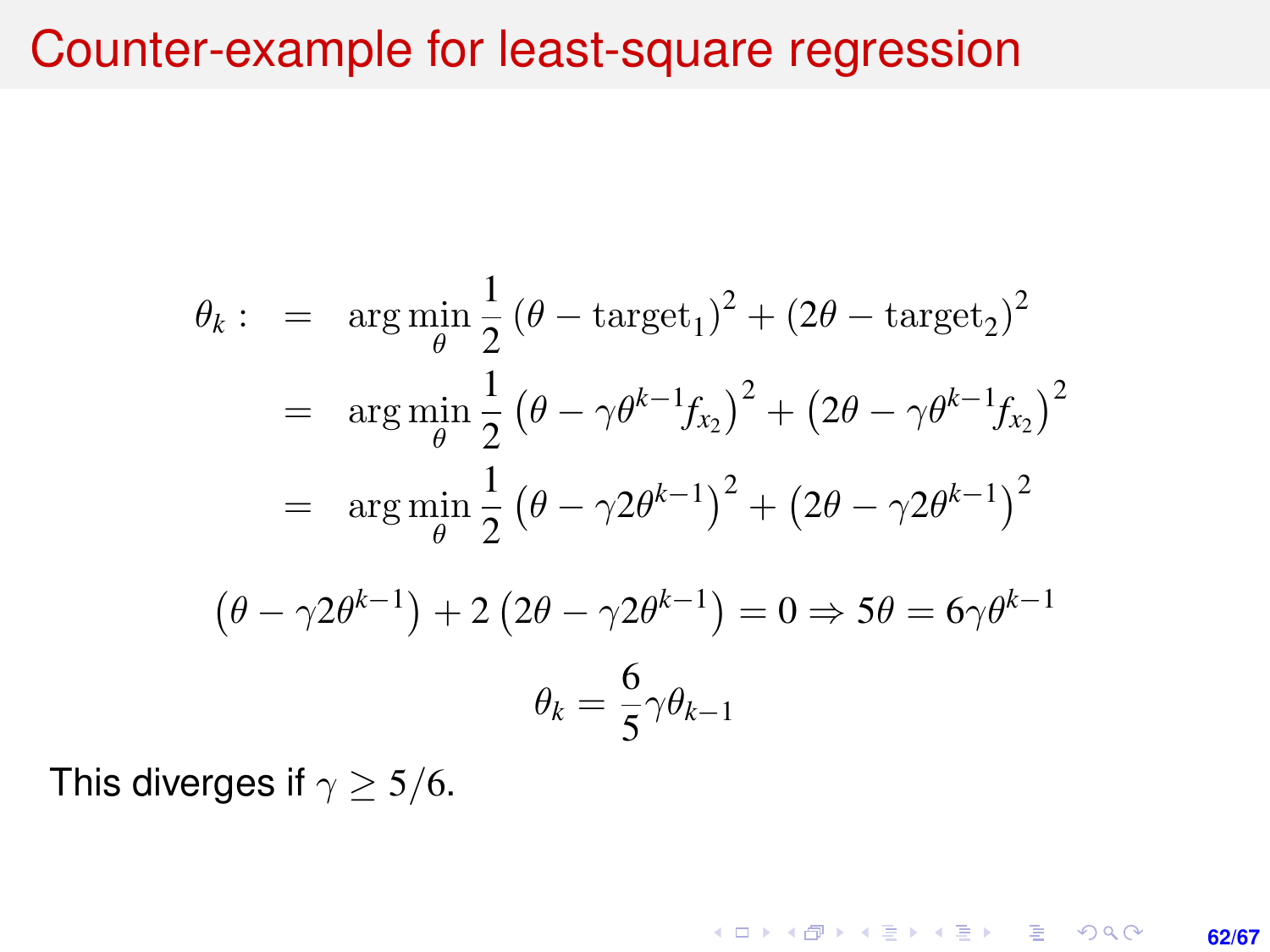# Counter-example for least-square regression

$$
\begin{aligned}
\theta_k : \quad &= \quad \arg\min_{\theta} \frac{1}{2}\left(\theta - \text{target}_1\right)^2 + \left(2\theta - \text{target}_2\right)^2 \\
&= \quad \arg\min_{\theta} \frac{1}{2}\left(\theta - \gamma\theta^{k-1} f_{x_2}\right)^2 + \left(2\theta - \gamma\theta^{k-1} f_{x_2}\right)^2 \\
&= \quad \arg\min_{\theta} \frac{1}{2}\left(\theta - \gamma 2\theta^{k-1}\right)^2 + \left(2\theta - \gamma 2\theta^{k-1}\right)^2
\end{aligned}
$$

$$
\left(\theta - \gamma 2\theta^{k-1}\right) + 2\left(2\theta - \gamma 2\theta^{k-1}\right) = 0 \Rightarrow 5\theta = 6\gamma\theta^{k-1}
$$

$$
\theta_k = \frac{6}{5}\gamma\theta_{k-1}
$$

This diverges if $\gamma \geq 5/6$.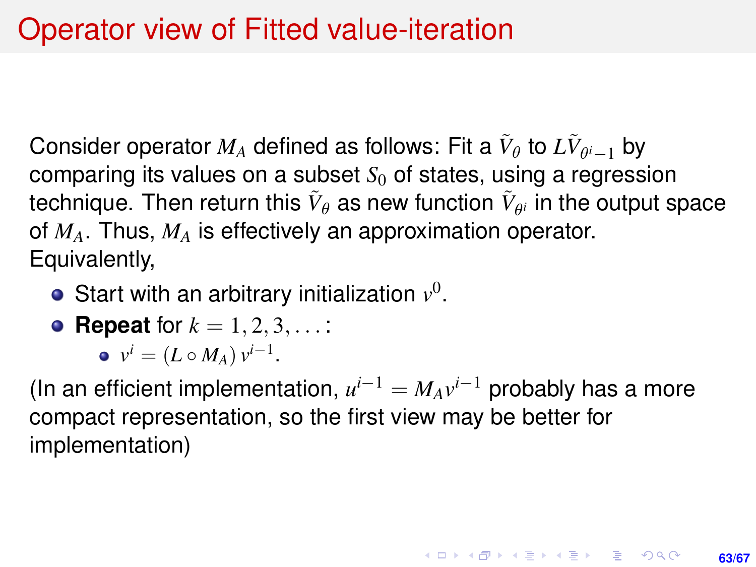# Operator view of Fitted value-iteration

Consider operator $M_A$ defined as follows: Fit a $\tilde{V}_\theta$ to $L\tilde{V}_{\theta^i-1}$ by comparing its values on a subset $S_0$ of states, using a regression technique. Then return this $\tilde{V}_\theta$ as new function $\tilde{V}_{\theta^i}$ in the output space of $M_A$. Thus, $M_A$ is effectively an approximation operator. Equivalently,

- Start with an arbitrary initialization $v^0$.
- **Repeat** for $k = 1, 2, 3, \ldots$:
  - $v^i = (L \circ M_A)\, v^{i-1}$.

(In an efficient implementation, $u^{i-1} = M_A v^{i-1}$ probably has a more compact representation, so the first view may be better for implementation)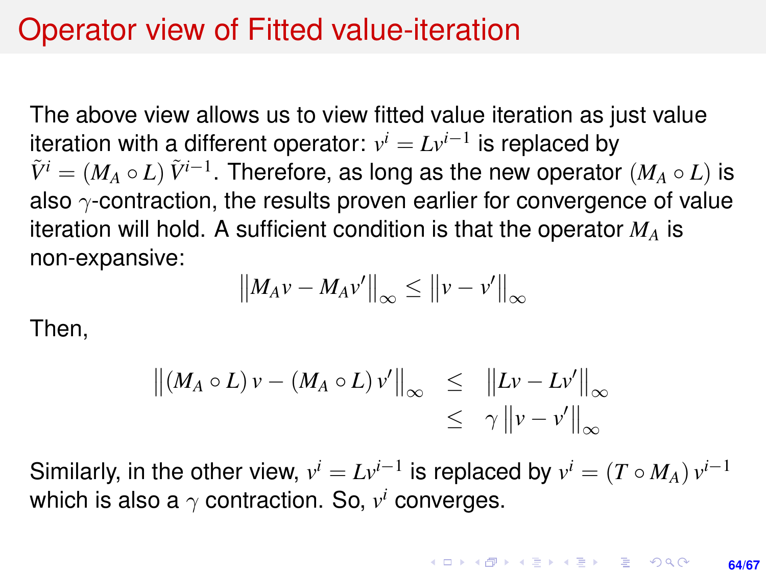# Operator view of Fitted value-iteration

The above view allows us to view fitted value iteration as just value iteration with a different operator: $v^i = Lv^{i-1}$ is replaced by $\tilde{V}^i = (M_A \circ L)\,\tilde{V}^{i-1}$. Therefore, as long as the new operator $(M_A \circ L)$ is also $\gamma$-contraction, the results proven earlier for convergence of value iteration will hold. A sufficient condition is that the operator $M_A$ is non-expansive:

$$\left\|M_A v - M_A v'\right\|_\infty \leq \left\|v - v'\right\|_\infty$$

Then,

$$\begin{aligned}
\left\|(M_A \circ L)\,v - (M_A \circ L)\,v'\right\|_\infty &\leq \left\|Lv - Lv'\right\|_\infty \\
&\leq \gamma \left\|v - v'\right\|_\infty
\end{aligned}$$

Similarly, in the other view, $v^i = Lv^{i-1}$ is replaced by $v^i = (T \circ M_A)\,v^{i-1}$ which is also a $\gamma$ contraction. So, $v^i$ converges.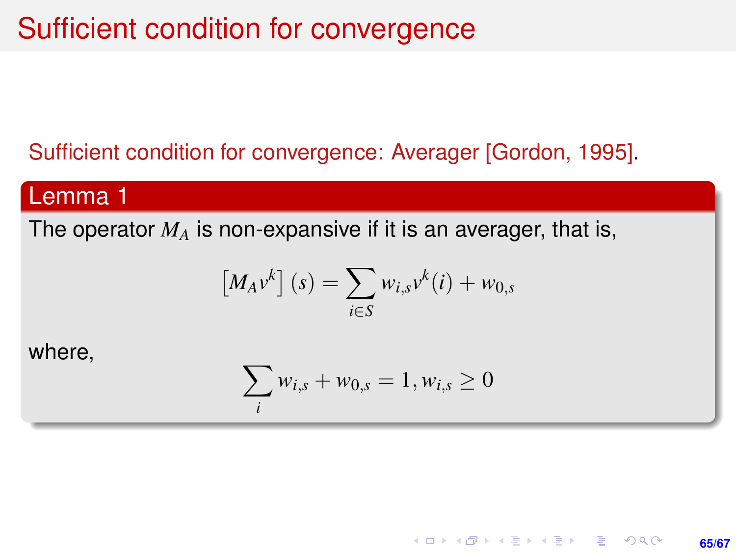# Sufficient condition for convergence

Sufficient condition for convergence: Averager [Gordon, 1995].

**Lemma 1**

The operator $M_A$ is non-expansive if it is an averager, that is,

$$\left[M_A v^k\right](s) = \sum_{i \in S} w_{i,s} v^k(i) + w_{0,s}$$

where,

$$\sum_i w_{i,s} + w_{0,s} = 1, w_{i,s} \geq 0$$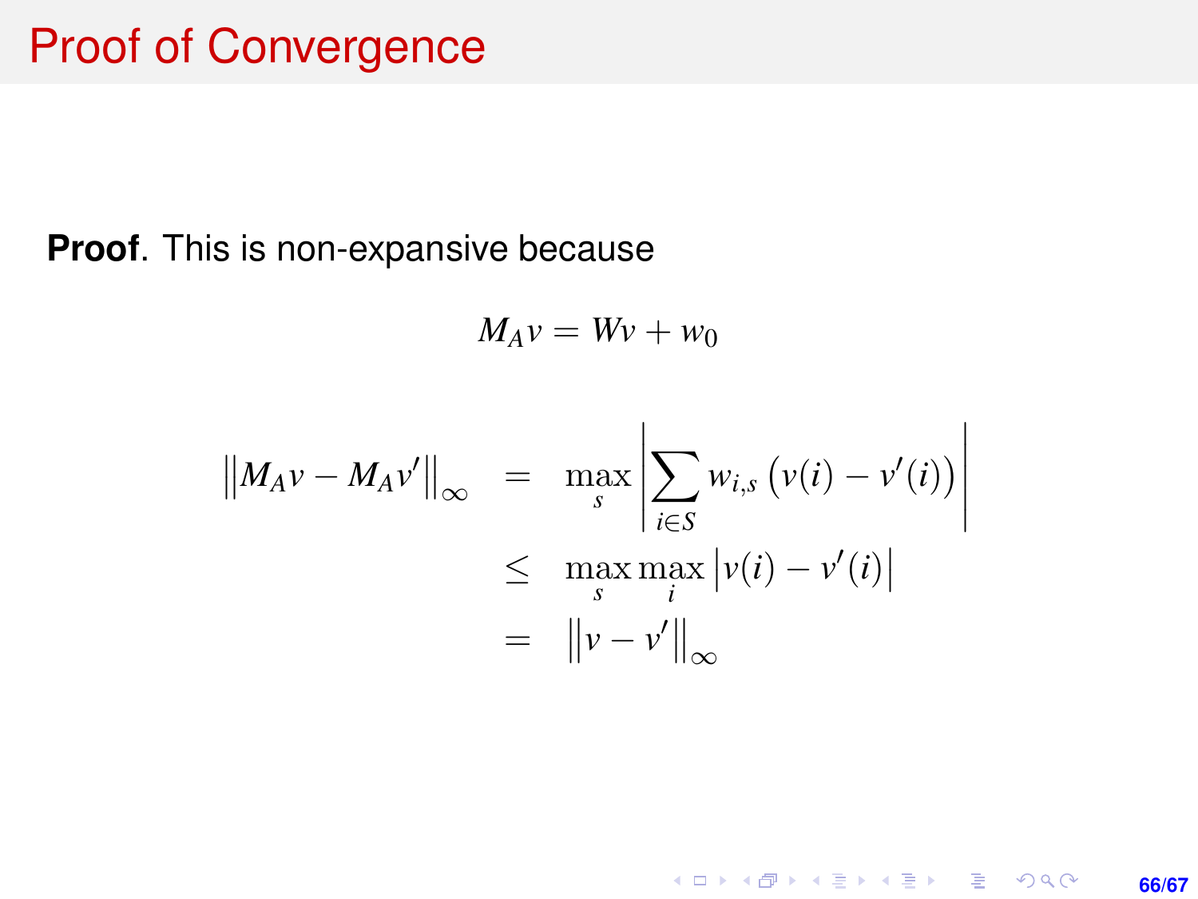# Proof of Convergence

**Proof**. This is non-expansive because

$$M_A v = Wv + w_0$$

$$\begin{aligned}
\left\|M_A v - M_A v'\right\|_\infty &= \max_s \left| \sum_{i \in S} w_{i,s} \left(v(i) - v'(i)\right) \right| \\
&\leq \max_s \max_i \left|v(i) - v'(i)\right| \\
&= \left\|v - v'\right\|_\infty
\end{aligned}$$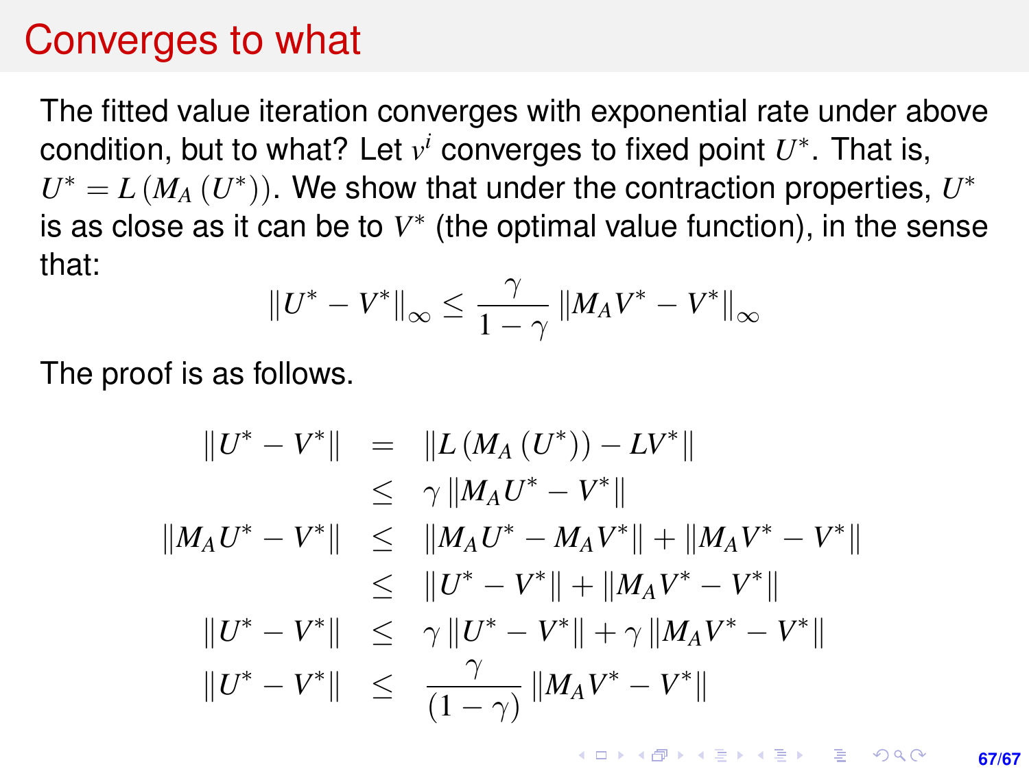# Converges to what

The fitted value iteration converges with exponential rate under above condition, but to what? Let $v^i$ converges to fixed point $U^*$. That is, $U^* = L\left(M_A\left(U^*\right)\right)$. We show that under the contraction properties, $U^*$ is as close as it can be to $V^*$ (the optimal value function), in the sense that:

$$\|U^* - V^*\|_\infty \leq \frac{\gamma}{1-\gamma}\|M_A V^* - V^*\|_\infty$$

The proof is as follows.

$$\begin{aligned}
\|U^* - V^*\| &= \|L\left(M_A\left(U^*\right)\right) - LV^*\| \\
&\leq \gamma\|M_A U^* - V^*\| \\
\|M_A U^* - V^*\| &\leq \|M_A U^* - M_A V^*\| + \|M_A V^* - V^*\| \\
&\leq \|U^* - V^*\| + \|M_A V^* - V^*\| \\
\|U^* - V^*\| &\leq \gamma\|U^* - V^*\| + \gamma\|M_A V^* - V^*\| \\
\|U^* - V^*\| &\leq \frac{\gamma}{(1-\gamma)}\|M_A V^* - V^*\|
\end{aligned}$$